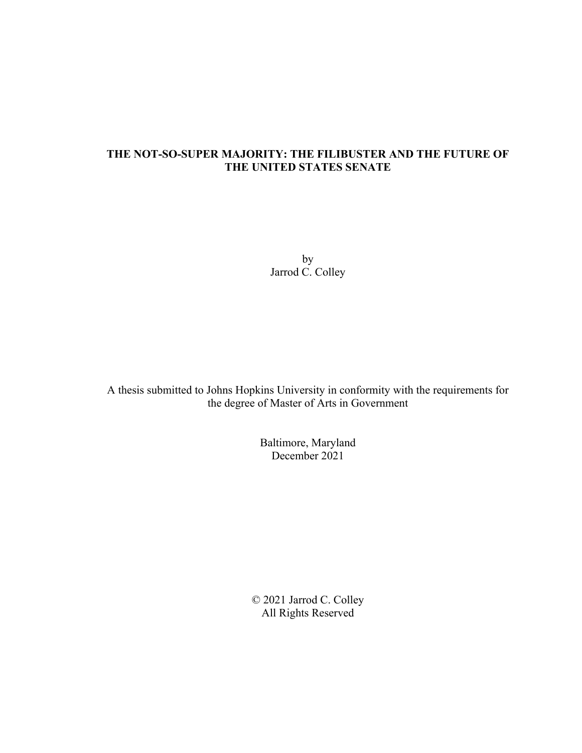# THE NOT-SO-SUPER MAJORITY: THE FILIBUSTER AND THE FUTURE OF THE UNITED STATES SENATE

by
Jarrod C. Colley

A thesis submitted to Johns Hopkins University in conformity with the requirements for the degree of Master of Arts in Government

Baltimore, Maryland
December 2021

© 2021 Jarrod C. Colley
All Rights Reserved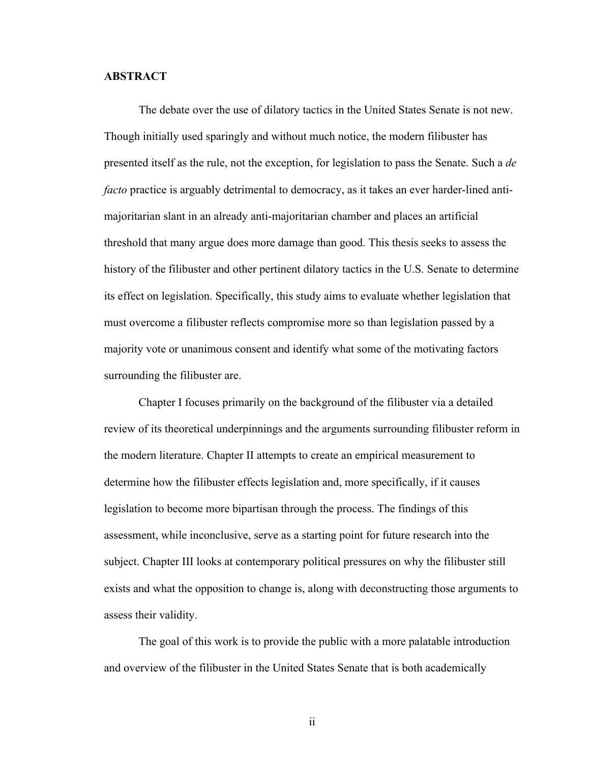**ABSTRACT**

The debate over the use of dilatory tactics in the United States Senate is not new. Though initially used sparingly and without much notice, the modern filibuster has presented itself as the rule, not the exception, for legislation to pass the Senate. Such a *de facto* practice is arguably detrimental to democracy, as it takes an ever harder-lined anti-majoritarian slant in an already anti-majoritarian chamber and places an artificial threshold that many argue does more damage than good. This thesis seeks to assess the history of the filibuster and other pertinent dilatory tactics in the U.S. Senate to determine its effect on legislation. Specifically, this study aims to evaluate whether legislation that must overcome a filibuster reflects compromise more so than legislation passed by a majority vote or unanimous consent and identify what some of the motivating factors surrounding the filibuster are.

Chapter I focuses primarily on the background of the filibuster via a detailed review of its theoretical underpinnings and the arguments surrounding filibuster reform in the modern literature. Chapter II attempts to create an empirical measurement to determine how the filibuster effects legislation and, more specifically, if it causes legislation to become more bipartisan through the process. The findings of this assessment, while inconclusive, serve as a starting point for future research into the subject. Chapter III looks at contemporary political pressures on why the filibuster still exists and what the opposition to change is, along with deconstructing those arguments to assess their validity.

The goal of this work is to provide the public with a more palatable introduction and overview of the filibuster in the United States Senate that is both academically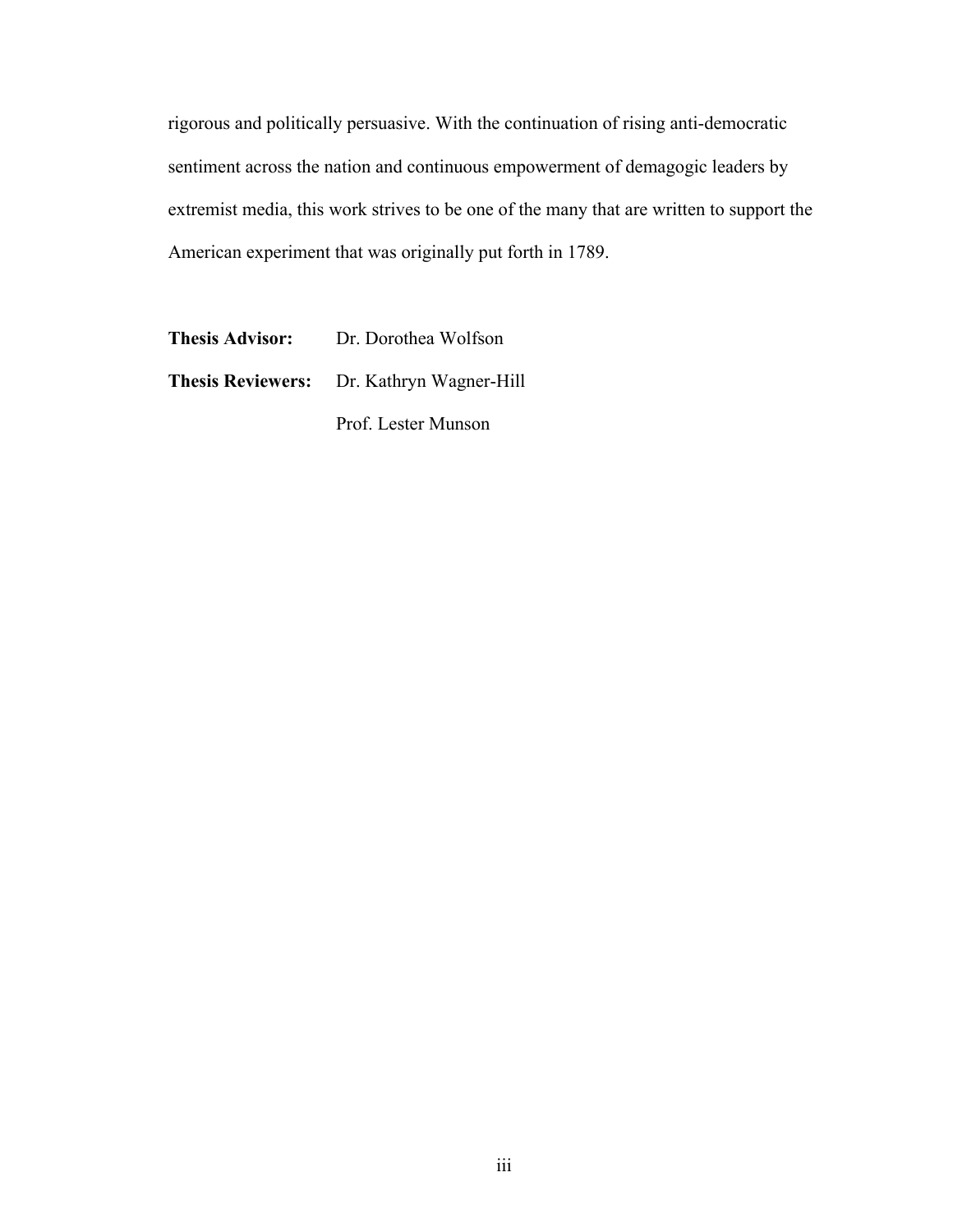rigorous and politically persuasive. With the continuation of rising anti-democratic sentiment across the nation and continuous empowerment of demagogic leaders by extremist media, this work strives to be one of the many that are written to support the American experiment that was originally put forth in 1789.

**Thesis Advisor:** Dr. Dorothea Wolfson

**Thesis Reviewers:** Dr. Kathryn Wagner-Hill

Prof. Lester Munson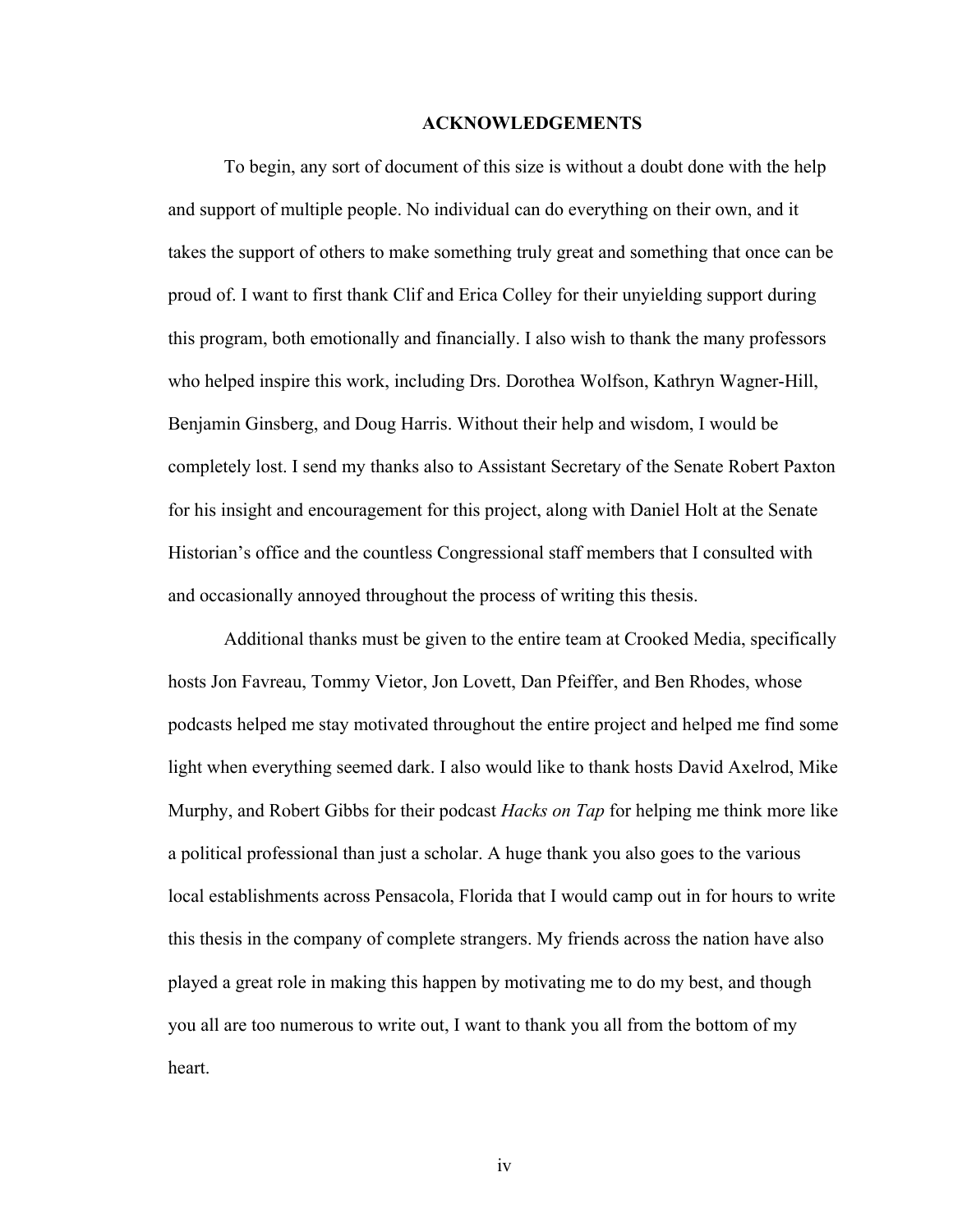# ACKNOWLEDGEMENTS

To begin, any sort of document of this size is without a doubt done with the help and support of multiple people. No individual can do everything on their own, and it takes the support of others to make something truly great and something that once can be proud of. I want to first thank Clif and Erica Colley for their unyielding support during this program, both emotionally and financially. I also wish to thank the many professors who helped inspire this work, including Drs. Dorothea Wolfson, Kathryn Wagner-Hill, Benjamin Ginsberg, and Doug Harris. Without their help and wisdom, I would be completely lost. I send my thanks also to Assistant Secretary of the Senate Robert Paxton for his insight and encouragement for this project, along with Daniel Holt at the Senate Historian's office and the countless Congressional staff members that I consulted with and occasionally annoyed throughout the process of writing this thesis.

Additional thanks must be given to the entire team at Crooked Media, specifically hosts Jon Favreau, Tommy Vietor, Jon Lovett, Dan Pfeiffer, and Ben Rhodes, whose podcasts helped me stay motivated throughout the entire project and helped me find some light when everything seemed dark. I also would like to thank hosts David Axelrod, Mike Murphy, and Robert Gibbs for their podcast *Hacks on Tap* for helping me think more like a political professional than just a scholar. A huge thank you also goes to the various local establishments across Pensacola, Florida that I would camp out in for hours to write this thesis in the company of complete strangers. My friends across the nation have also played a great role in making this happen by motivating me to do my best, and though you all are too numerous to write out, I want to thank you all from the bottom of my heart.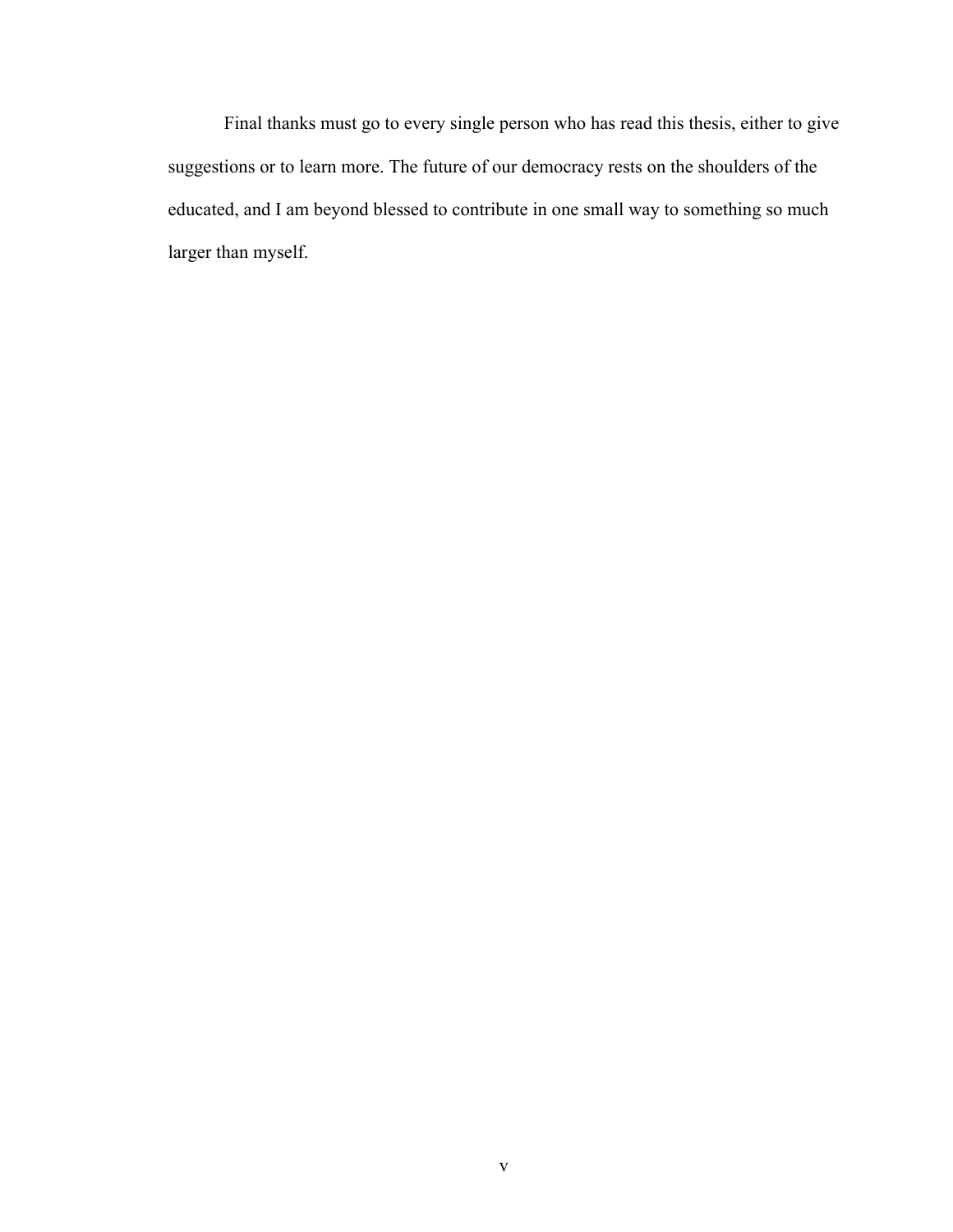Final thanks must go to every single person who has read this thesis, either to give suggestions or to learn more. The future of our democracy rests on the shoulders of the educated, and I am beyond blessed to contribute in one small way to something so much larger than myself.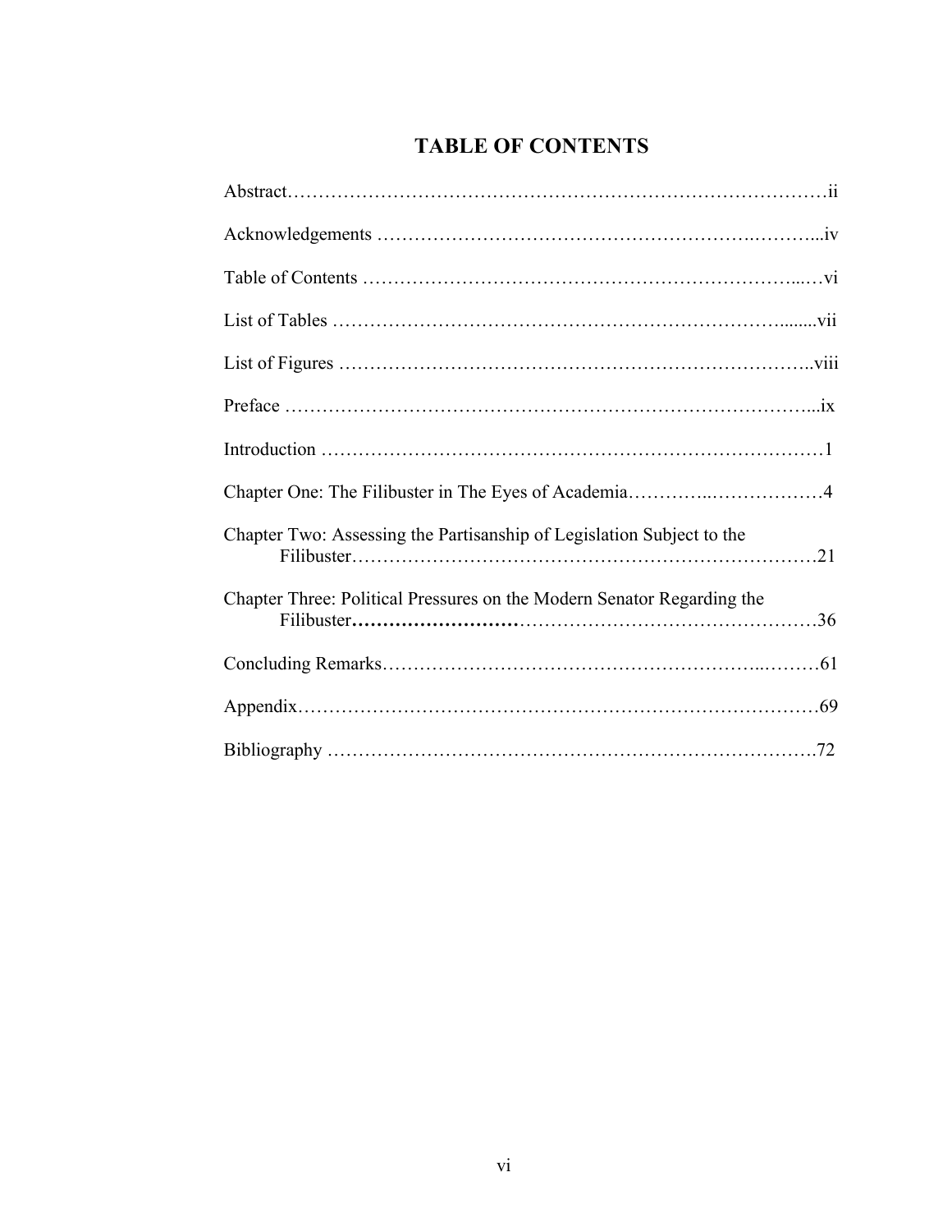# TABLE OF CONTENTS

Abstract…………………………………………………………………………………ii

Acknowledgements ……………………………………………………………………iv

Table of Contents ………………………………………………………………………vi

List of Tables ……………………………………………………………………………vii

List of Figures …………………………………………………………………………viii

Preface ……………………………………………………………………………………ix

Introduction ………………………………………………………………………………1

Chapter One: The Filibuster in The Eyes of Academia………………………………4

Chapter Two: Assessing the Partisanship of Legislation Subject to the Filibuster…………………………………………………………………………21

Chapter Three: Political Pressures on the Modern Senator Regarding the Filibuster……………………………………………………………………………36

Concluding Remarks……………………………………………………………………61

Appendix…………………………………………………………………………………69

Bibliography ……………………………………………………………………………72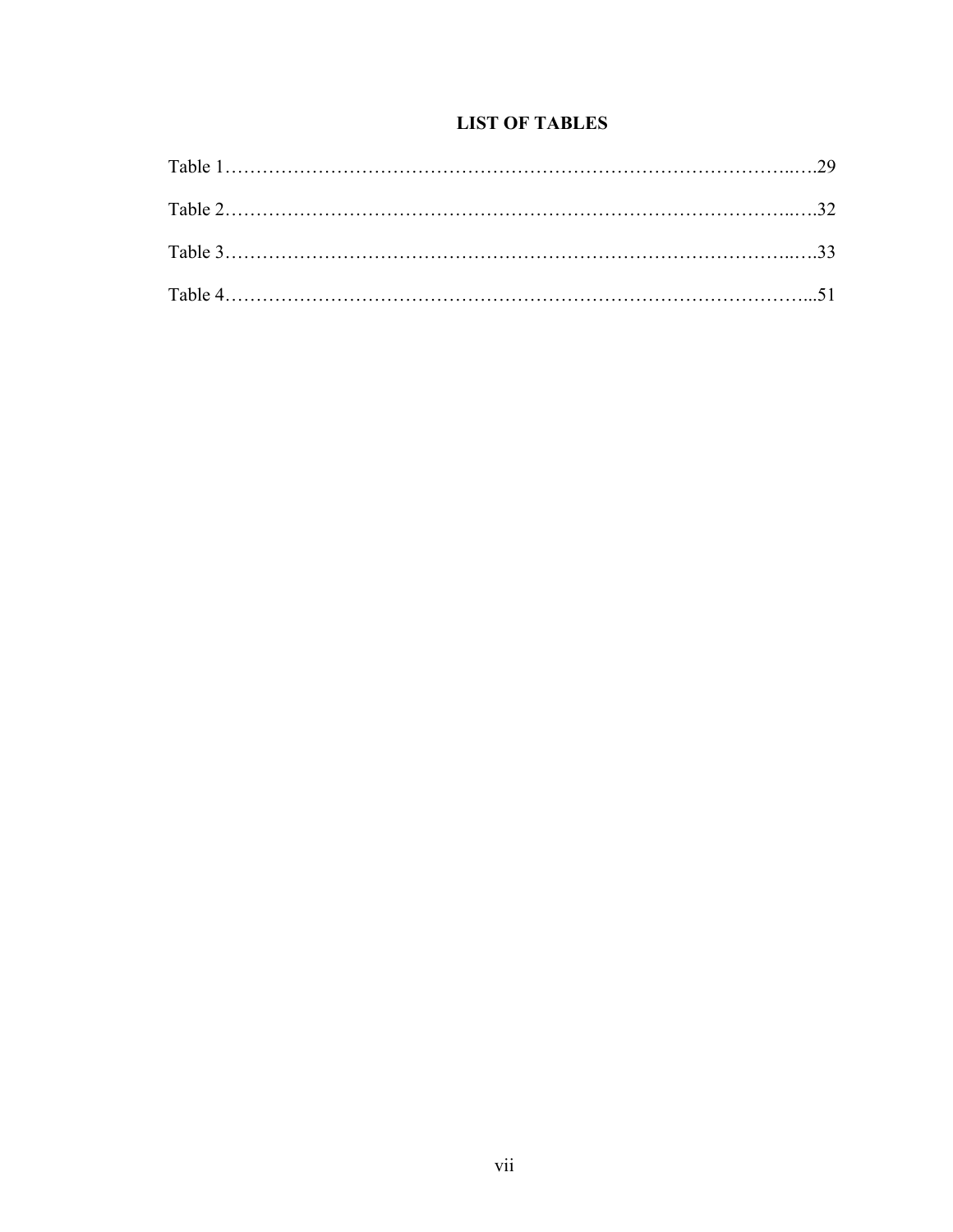## LIST OF TABLES

Table 1……………………………………………………………………………………..….29

Table 2……………………………………………………………………….…………..….32

Table 3……………………………………………………………………………………..….33

Table 4……………………………………………………………………….……………...51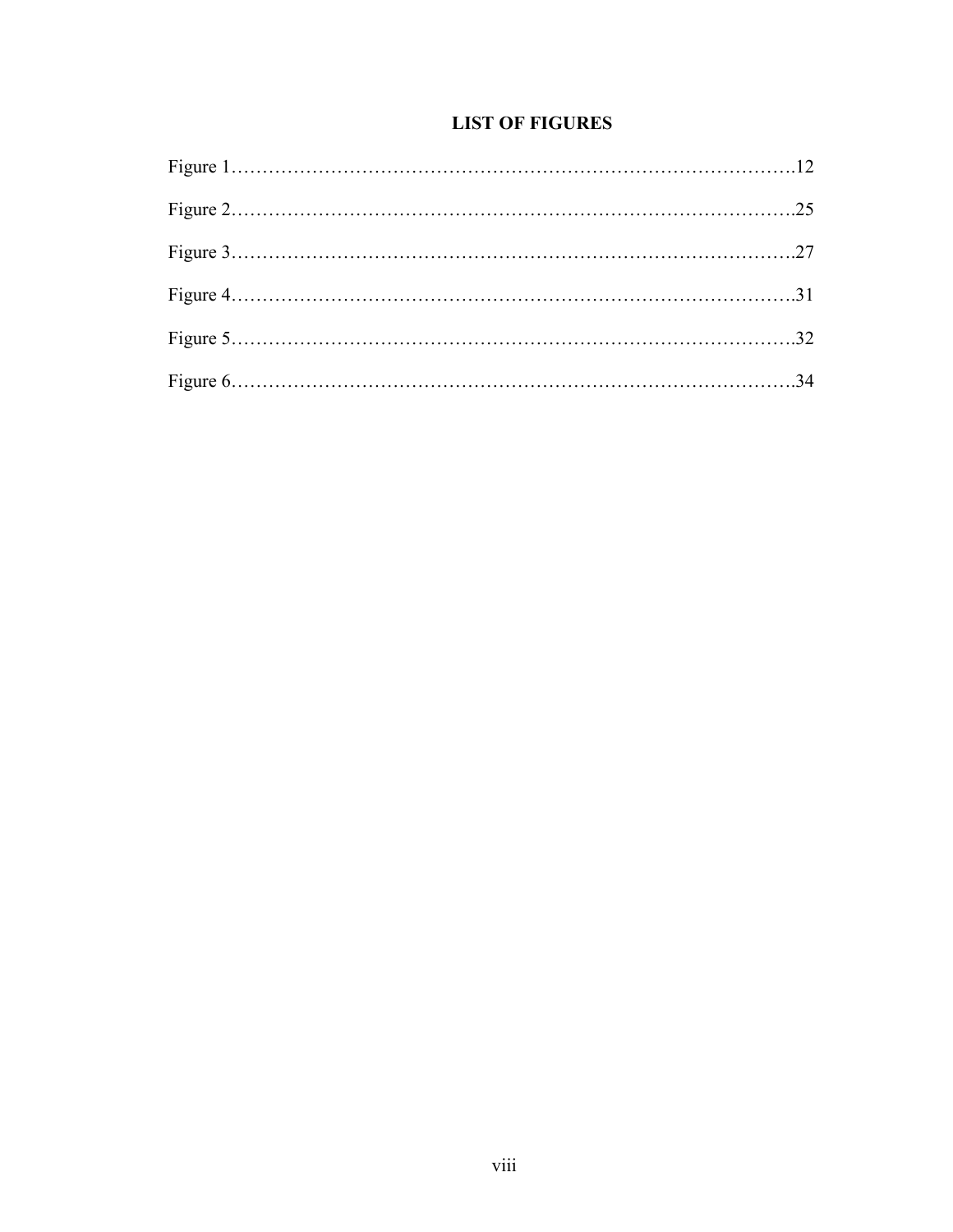## LIST OF FIGURES

Figure 1……………………………………………………………………………….12

Figure 2……………………………………………………………………………..25

Figure 3……………………………………………………………………………..27

Figure 4……………………………………………………………………………..31

Figure 5……………………………………………………………………………….32

Figure 6……………………………………………………………………………….34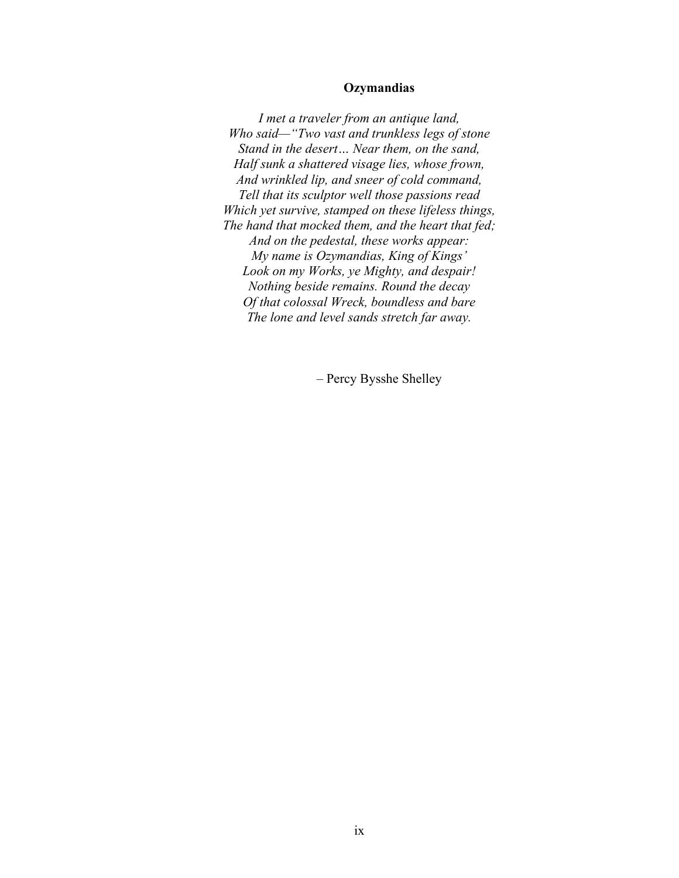**Ozymandias**

*I met a traveler from an antique land,*
*Who said—"Two vast and trunkless legs of stone*
*Stand in the desert… Near them, on the sand,*
*Half sunk a shattered visage lies, whose frown,*
*And wrinkled lip, and sneer of cold command,*
*Tell that its sculptor well those passions read*
*Which yet survive, stamped on these lifeless things,*
*The hand that mocked them, and the heart that fed;*
*And on the pedestal, these works appear:*
*My name is Ozymandias, King of Kings'*
*Look on my Works, ye Mighty, and despair!*
*Nothing beside remains. Round the decay*
*Of that colossal Wreck, boundless and bare*
*The lone and level sands stretch far away.*

– Percy Bysshe Shelley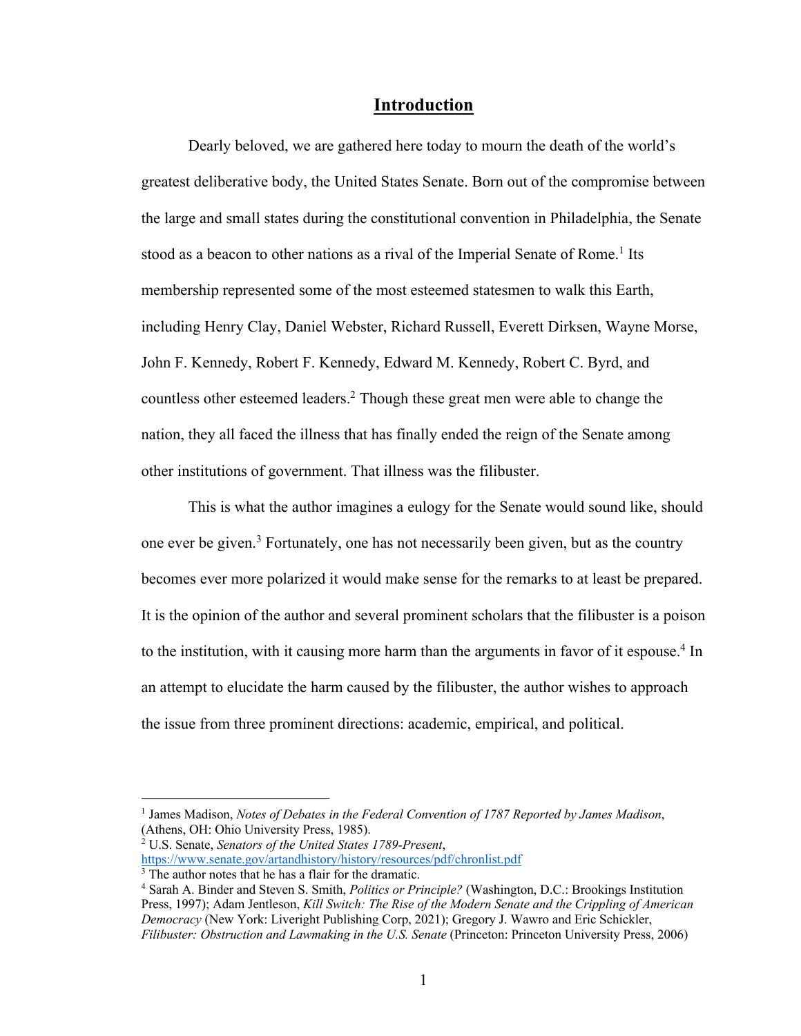# Introduction

Dearly beloved, we are gathered here today to mourn the death of the world's greatest deliberative body, the United States Senate. Born out of the compromise between the large and small states during the constitutional convention in Philadelphia, the Senate stood as a beacon to other nations as a rival of the Imperial Senate of Rome.[1] Its membership represented some of the most esteemed statesmen to walk this Earth, including Henry Clay, Daniel Webster, Richard Russell, Everett Dirksen, Wayne Morse, John F. Kennedy, Robert F. Kennedy, Edward M. Kennedy, Robert C. Byrd, and countless other esteemed leaders.[2] Though these great men were able to change the nation, they all faced the illness that has finally ended the reign of the Senate among other institutions of government. That illness was the filibuster.

This is what the author imagines a eulogy for the Senate would sound like, should one ever be given.[3] Fortunately, one has not necessarily been given, but as the country becomes ever more polarized it would make sense for the remarks to at least be prepared. It is the opinion of the author and several prominent scholars that the filibuster is a poison to the institution, with it causing more harm than the arguments in favor of it espouse.[4] In an attempt to elucidate the harm caused by the filibuster, the author wishes to approach the issue from three prominent directions: academic, empirical, and political.

---

[1] James Madison, *Notes of Debates in the Federal Convention of 1787 Reported by James Madison*, (Athens, OH: Ohio University Press, 1985).

[2] U.S. Senate, *Senators of the United States 1789-Present*, https://www.senate.gov/artandhistory/history/resources/pdf/chronlist.pdf

[3] The author notes that he has a flair for the dramatic.

[4] Sarah A. Binder and Steven S. Smith, *Politics or Principle?* (Washington, D.C.: Brookings Institution Press, 1997); Adam Jentleson, *Kill Switch: The Rise of the Modern Senate and the Crippling of American Democracy* (New York: Liveright Publishing Corp, 2021); Gregory J. Wawro and Eric Schickler, *Filibuster: Obstruction and Lawmaking in the U.S. Senate* (Princeton: Princeton University Press, 2006)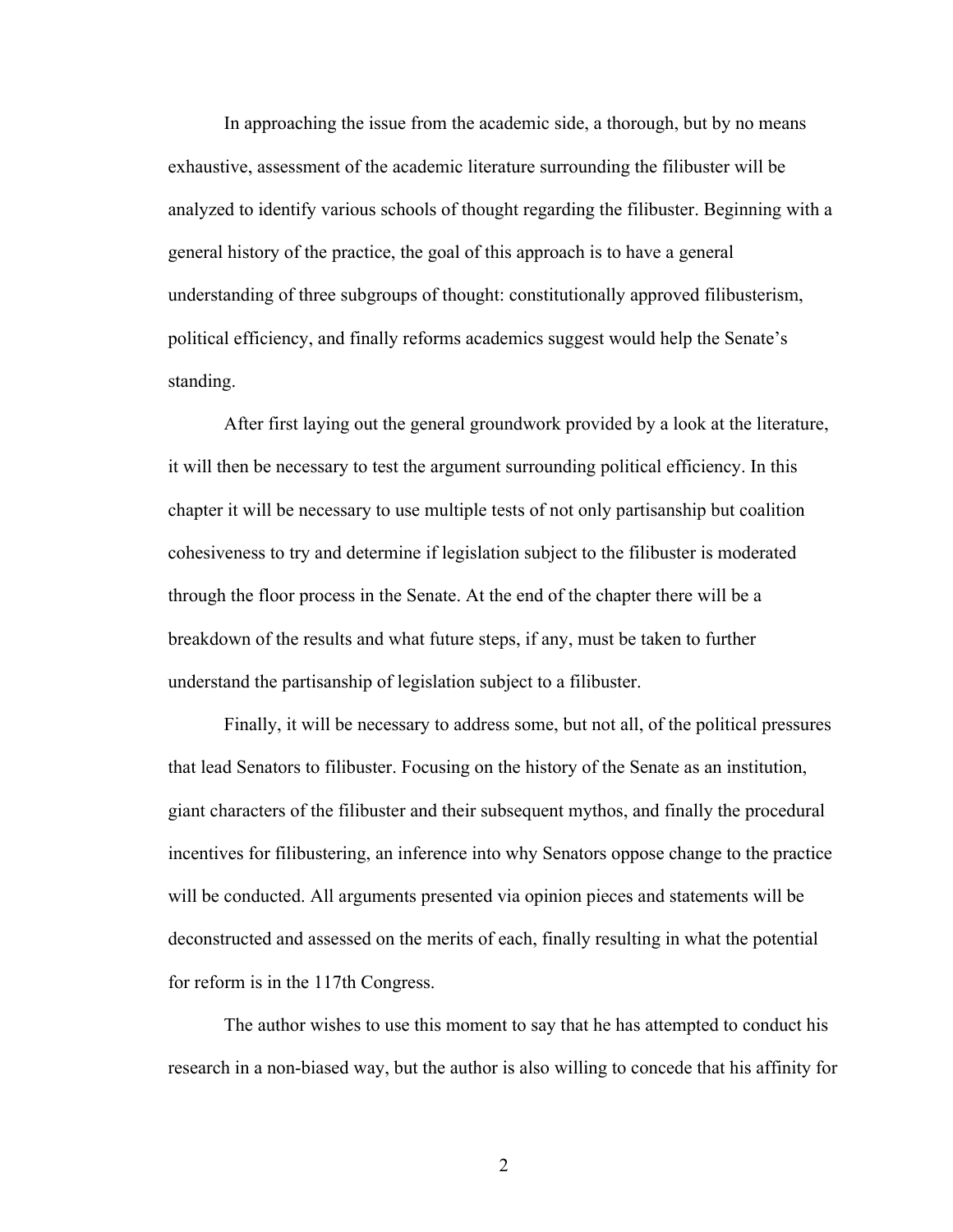In approaching the issue from the academic side, a thorough, but by no means exhaustive, assessment of the academic literature surrounding the filibuster will be analyzed to identify various schools of thought regarding the filibuster. Beginning with a general history of the practice, the goal of this approach is to have a general understanding of three subgroups of thought: constitutionally approved filibusterism, political efficiency, and finally reforms academics suggest would help the Senate's standing.

After first laying out the general groundwork provided by a look at the literature, it will then be necessary to test the argument surrounding political efficiency. In this chapter it will be necessary to use multiple tests of not only partisanship but coalition cohesiveness to try and determine if legislation subject to the filibuster is moderated through the floor process in the Senate. At the end of the chapter there will be a breakdown of the results and what future steps, if any, must be taken to further understand the partisanship of legislation subject to a filibuster.

Finally, it will be necessary to address some, but not all, of the political pressures that lead Senators to filibuster. Focusing on the history of the Senate as an institution, giant characters of the filibuster and their subsequent mythos, and finally the procedural incentives for filibustering, an inference into why Senators oppose change to the practice will be conducted. All arguments presented via opinion pieces and statements will be deconstructed and assessed on the merits of each, finally resulting in what the potential for reform is in the 117th Congress.

The author wishes to use this moment to say that he has attempted to conduct his research in a non-biased way, but the author is also willing to concede that his affinity for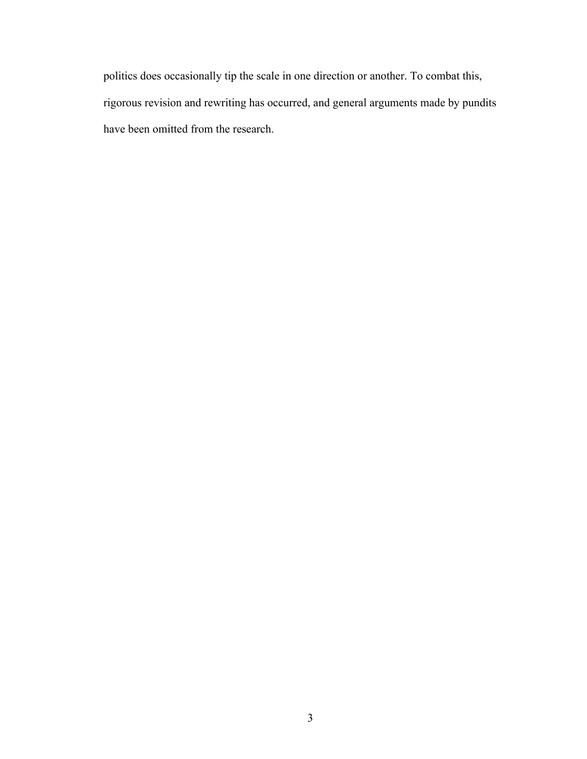politics does occasionally tip the scale in one direction or another. To combat this, rigorous revision and rewriting has occurred, and general arguments made by pundits have been omitted from the research.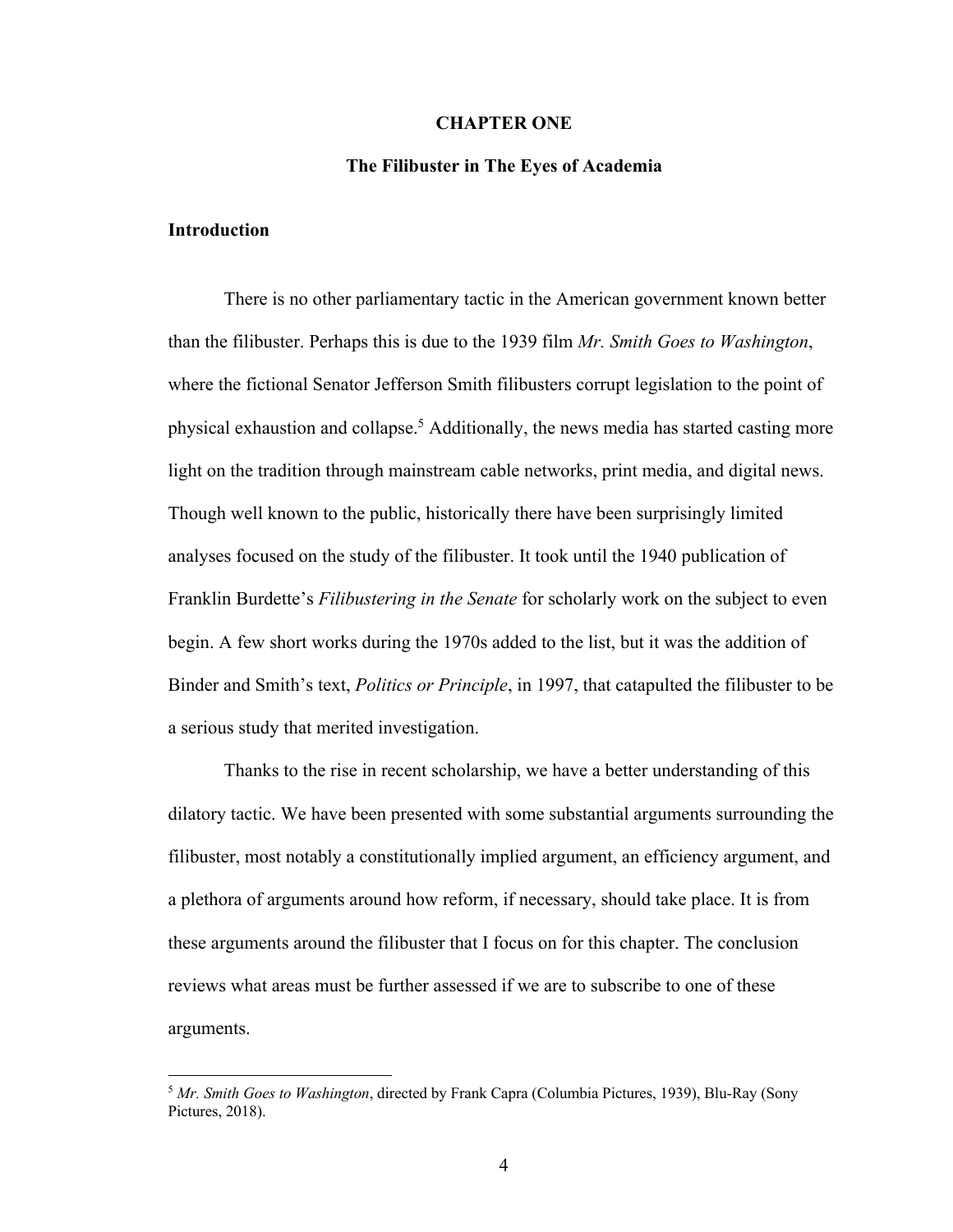# CHAPTER ONE

## The Filibuster in The Eyes of Academia

### Introduction

There is no other parliamentary tactic in the American government known better than the filibuster. Perhaps this is due to the 1939 film *Mr. Smith Goes to Washington*, where the fictional Senator Jefferson Smith filibusters corrupt legislation to the point of physical exhaustion and collapse.[5] Additionally, the news media has started casting more light on the tradition through mainstream cable networks, print media, and digital news. Though well known to the public, historically there have been surprisingly limited analyses focused on the study of the filibuster. It took until the 1940 publication of Franklin Burdette's *Filibustering in the Senate* for scholarly work on the subject to even begin. A few short works during the 1970s added to the list, but it was the addition of Binder and Smith's text, *Politics or Principle*, in 1997, that catapulted the filibuster to be a serious study that merited investigation.

Thanks to the rise in recent scholarship, we have a better understanding of this dilatory tactic. We have been presented with some substantial arguments surrounding the filibuster, most notably a constitutionally implied argument, an efficiency argument, and a plethora of arguments around how reform, if necessary, should take place. It is from these arguments around the filibuster that I focus on for this chapter. The conclusion reviews what areas must be further assessed if we are to subscribe to one of these arguments.

---

[5] *Mr. Smith Goes to Washington*, directed by Frank Capra (Columbia Pictures, 1939), Blu-Ray (Sony Pictures, 2018).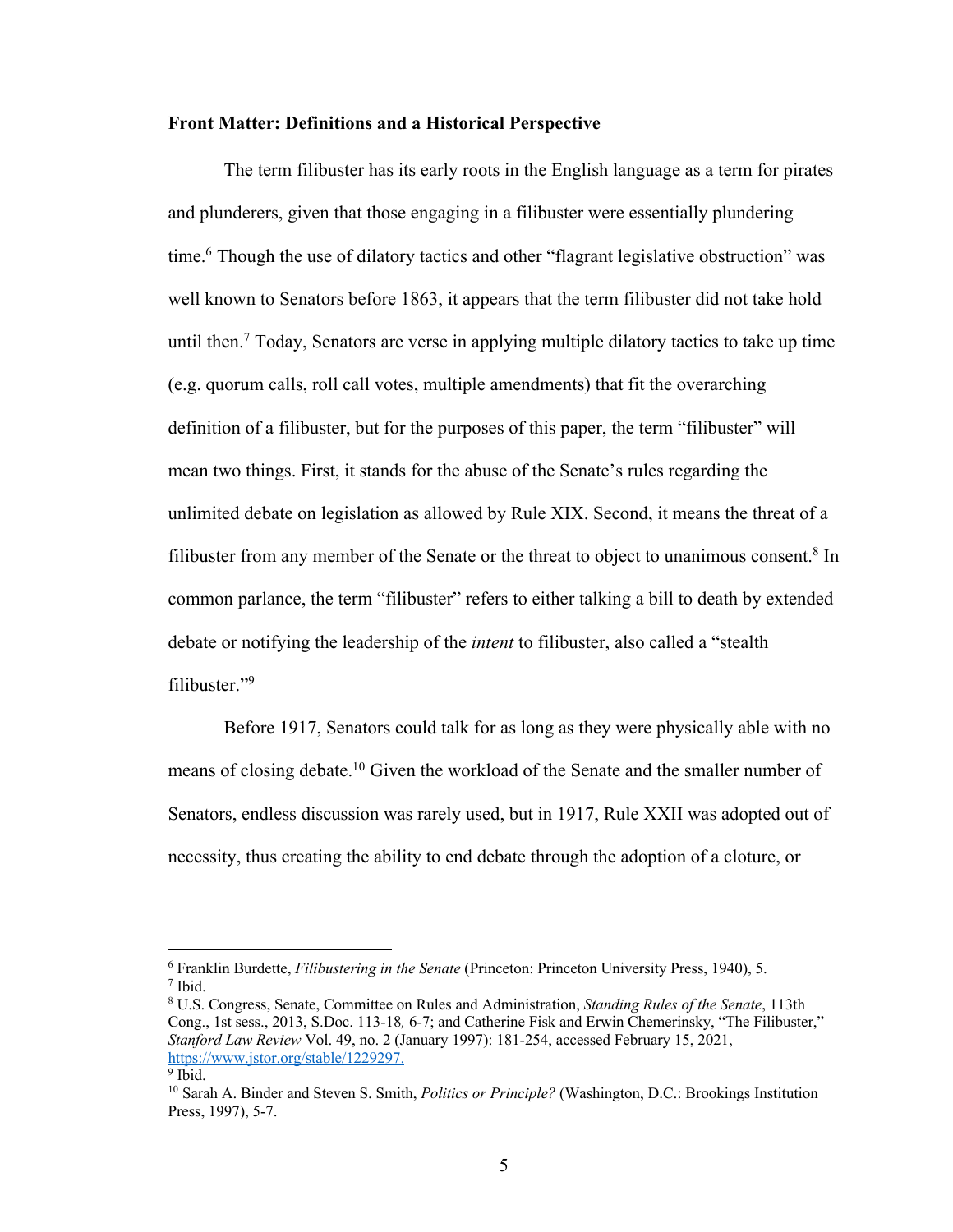**Front Matter: Definitions and a Historical Perspective**

The term filibuster has its early roots in the English language as a term for pirates and plunderers, given that those engaging in a filibuster were essentially plundering time.[6] Though the use of dilatory tactics and other "flagrant legislative obstruction" was well known to Senators before 1863, it appears that the term filibuster did not take hold until then.[7] Today, Senators are verse in applying multiple dilatory tactics to take up time (e.g. quorum calls, roll call votes, multiple amendments) that fit the overarching definition of a filibuster, but for the purposes of this paper, the term "filibuster" will mean two things. First, it stands for the abuse of the Senate's rules regarding the unlimited debate on legislation as allowed by Rule XIX. Second, it means the threat of a filibuster from any member of the Senate or the threat to object to unanimous consent.[8] In common parlance, the term "filibuster" refers to either talking a bill to death by extended debate or notifying the leadership of the *intent* to filibuster, also called a "stealth filibuster."[9]

Before 1917, Senators could talk for as long as they were physically able with no means of closing debate.[10] Given the workload of the Senate and the smaller number of Senators, endless discussion was rarely used, but in 1917, Rule XXII was adopted out of necessity, thus creating the ability to end debate through the adoption of a cloture, or

---

[6] Franklin Burdette, *Filibustering in the Senate* (Princeton: Princeton University Press, 1940), 5.

[7] Ibid.

[8] U.S. Congress, Senate, Committee on Rules and Administration, *Standing Rules of the Senate*, 113th Cong., 1st sess., 2013, S.Doc. 113-18*,* 6-7; and Catherine Fisk and Erwin Chemerinsky, "The Filibuster," *Stanford Law Review* Vol. 49, no. 2 (January 1997): 181-254, accessed February 15, 2021, https://www.jstor.org/stable/1229297.

[9] Ibid.

[10] Sarah A. Binder and Steven S. Smith, *Politics or Principle?* (Washington, D.C.: Brookings Institution Press, 1997), 5-7.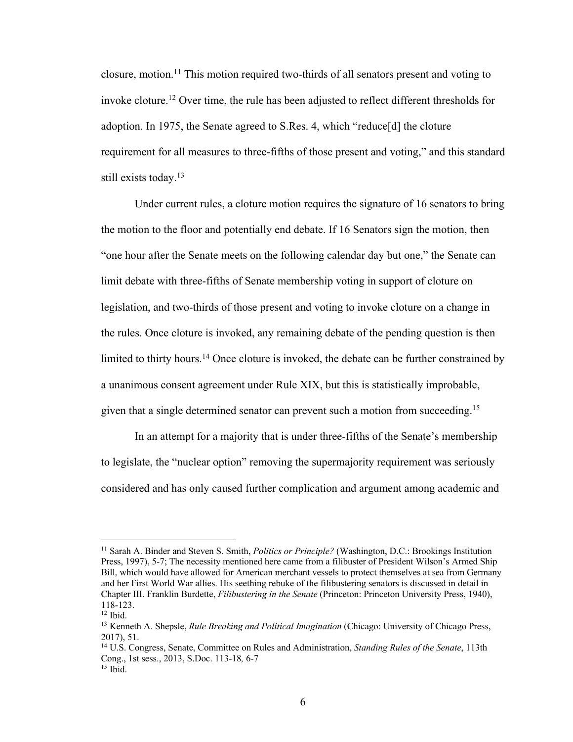closure, motion.[11] This motion required two-thirds of all senators present and voting to invoke cloture.[12] Over time, the rule has been adjusted to reflect different thresholds for adoption. In 1975, the Senate agreed to S.Res. 4, which "reduce[d] the cloture requirement for all measures to three-fifths of those present and voting," and this standard still exists today.[13]

Under current rules, a cloture motion requires the signature of 16 senators to bring the motion to the floor and potentially end debate. If 16 Senators sign the motion, then "one hour after the Senate meets on the following calendar day but one," the Senate can limit debate with three-fifths of Senate membership voting in support of cloture on legislation, and two-thirds of those present and voting to invoke cloture on a change in the rules. Once cloture is invoked, any remaining debate of the pending question is then limited to thirty hours.[14] Once cloture is invoked, the debate can be further constrained by a unanimous consent agreement under Rule XIX, but this is statistically improbable, given that a single determined senator can prevent such a motion from succeeding.[15]

In an attempt for a majority that is under three-fifths of the Senate's membership to legislate, the "nuclear option" removing the supermajority requirement was seriously considered and has only caused further complication and argument among academic and

---

[11] Sarah A. Binder and Steven S. Smith, *Politics or Principle?* (Washington, D.C.: Brookings Institution Press, 1997), 5-7; The necessity mentioned here came from a filibuster of President Wilson's Armed Ship Bill, which would have allowed for American merchant vessels to protect themselves at sea from Germany and her First World War allies. His seething rebuke of the filibustering senators is discussed in detail in Chapter III. Franklin Burdette, *Filibustering in the Senate* (Princeton: Princeton University Press, 1940), 118-123.

[12] Ibid.

[13] Kenneth A. Shepsle, *Rule Breaking and Political Imagination* (Chicago: University of Chicago Press, 2017), 51.

[14] U.S. Congress, Senate, Committee on Rules and Administration, *Standing Rules of the Senate*, 113th Cong., 1st sess., 2013, S.Doc. 113-18*,* 6-7

[15] Ibid.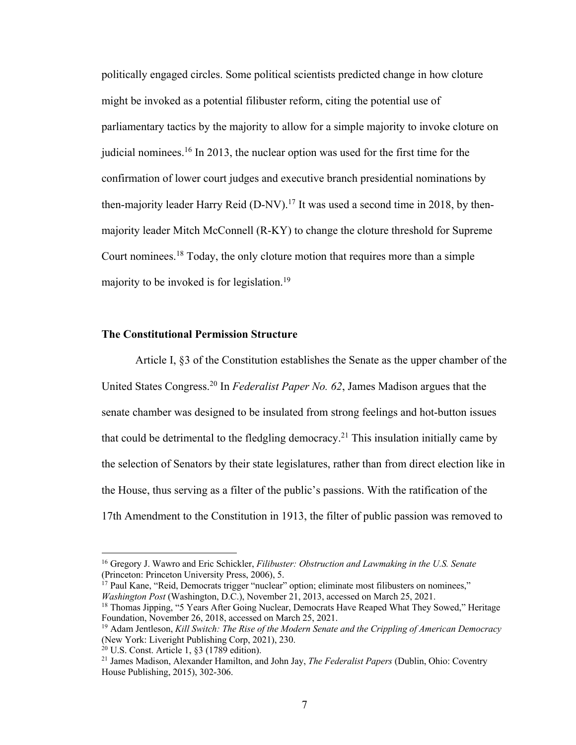politically engaged circles. Some political scientists predicted change in how cloture might be invoked as a potential filibuster reform, citing the potential use of parliamentary tactics by the majority to allow for a simple majority to invoke cloture on judicial nominees.[16] In 2013, the nuclear option was used for the first time for the confirmation of lower court judges and executive branch presidential nominations by then-majority leader Harry Reid (D-NV).[17] It was used a second time in 2018, by then-majority leader Mitch McConnell (R-KY) to change the cloture threshold for Supreme Court nominees.[18] Today, the only cloture motion that requires more than a simple majority to be invoked is for legislation.[19]

**The Constitutional Permission Structure**

Article I, §3 of the Constitution establishes the Senate as the upper chamber of the United States Congress.[20] In *Federalist Paper No. 62*, James Madison argues that the senate chamber was designed to be insulated from strong feelings and hot-button issues that could be detrimental to the fledgling democracy.[21] This insulation initially came by the selection of Senators by their state legislatures, rather than from direct election like in the House, thus serving as a filter of the public's passions. With the ratification of the 17th Amendment to the Constitution in 1913, the filter of public passion was removed to

---

[16] Gregory J. Wawro and Eric Schickler, *Filibuster: Obstruction and Lawmaking in the U.S. Senate* (Princeton: Princeton University Press, 2006), 5.

[17] Paul Kane, "Reid, Democrats trigger "nuclear" option; eliminate most filibusters on nominees," *Washington Post* (Washington, D.C.), November 21, 2013, accessed on March 25, 2021.

[18] Thomas Jipping, "5 Years After Going Nuclear, Democrats Have Reaped What They Sowed," Heritage Foundation, November 26, 2018, accessed on March 25, 2021.

[19] Adam Jentleson, *Kill Switch: The Rise of the Modern Senate and the Crippling of American Democracy* (New York: Liveright Publishing Corp, 2021), 230.

[20] U.S. Const. Article 1, §3 (1789 edition).

[21] James Madison, Alexander Hamilton, and John Jay, *The Federalist Papers* (Dublin, Ohio: Coventry House Publishing, 2015), 302-306.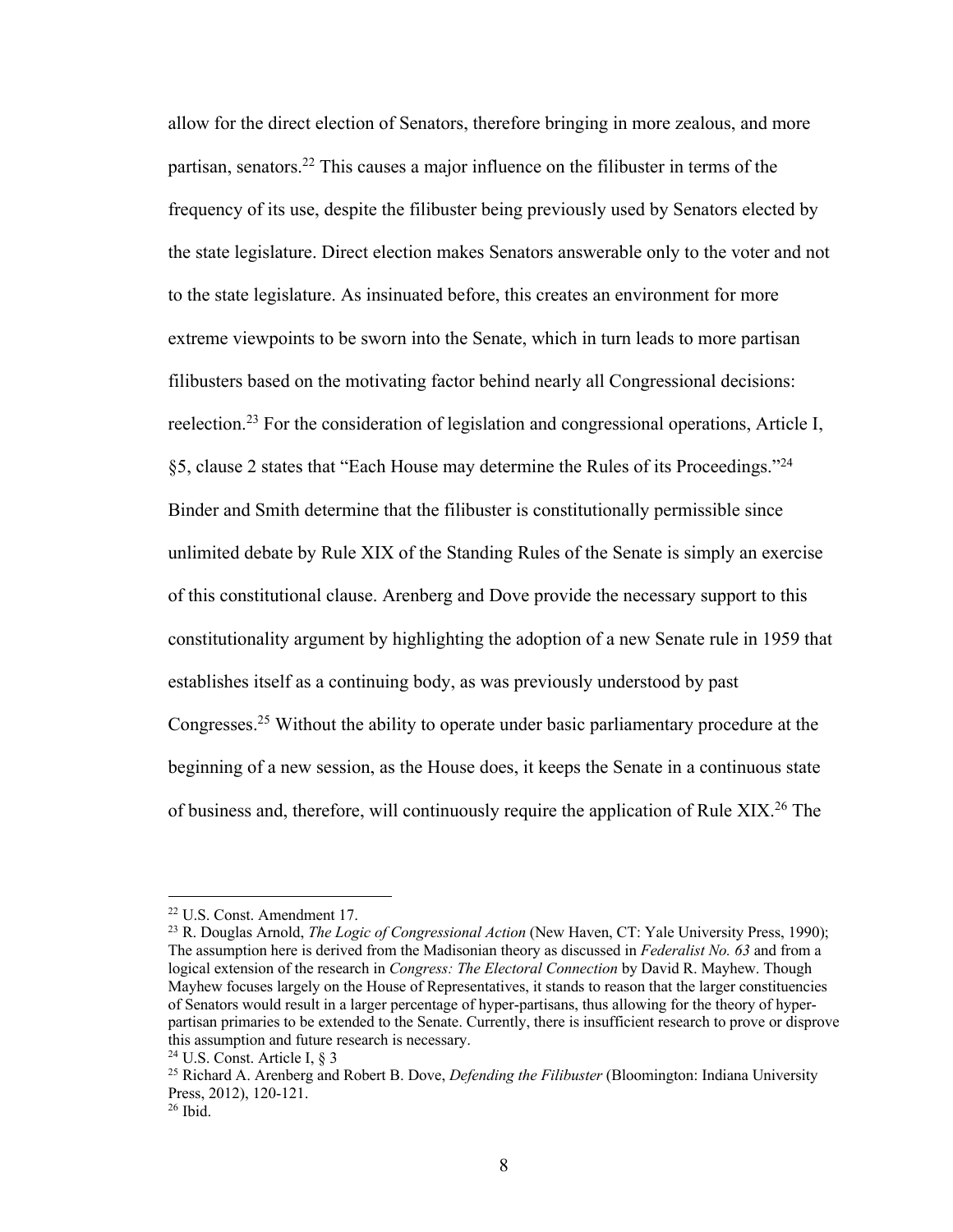allow for the direct election of Senators, therefore bringing in more zealous, and more partisan, senators.[22] This causes a major influence on the filibuster in terms of the frequency of its use, despite the filibuster being previously used by Senators elected by the state legislature. Direct election makes Senators answerable only to the voter and not to the state legislature. As insinuated before, this creates an environment for more extreme viewpoints to be sworn into the Senate, which in turn leads to more partisan filibusters based on the motivating factor behind nearly all Congressional decisions: reelection.[23] For the consideration of legislation and congressional operations, Article I, §5, clause 2 states that "Each House may determine the Rules of its Proceedings."[24] Binder and Smith determine that the filibuster is constitutionally permissible since unlimited debate by Rule XIX of the Standing Rules of the Senate is simply an exercise of this constitutional clause. Arenberg and Dove provide the necessary support to this constitutionality argument by highlighting the adoption of a new Senate rule in 1959 that establishes itself as a continuing body, as was previously understood by past Congresses.[25] Without the ability to operate under basic parliamentary procedure at the beginning of a new session, as the House does, it keeps the Senate in a continuous state of business and, therefore, will continuously require the application of Rule XIX.[26] The

---

[22] U.S. Const. Amendment 17.

[23] R. Douglas Arnold, *The Logic of Congressional Action* (New Haven, CT: Yale University Press, 1990); The assumption here is derived from the Madisonian theory as discussed in *Federalist No. 63* and from a logical extension of the research in *Congress: The Electoral Connection* by David R. Mayhew. Though Mayhew focuses largely on the House of Representatives, it stands to reason that the larger constituencies of Senators would result in a larger percentage of hyper-partisans, thus allowing for the theory of hyper-partisan primaries to be extended to the Senate. Currently, there is insufficient research to prove or disprove this assumption and future research is necessary.

[24] U.S. Const. Article I, § 3

[25] Richard A. Arenberg and Robert B. Dove, *Defending the Filibuster* (Bloomington: Indiana University Press, 2012), 120-121.

[26] Ibid.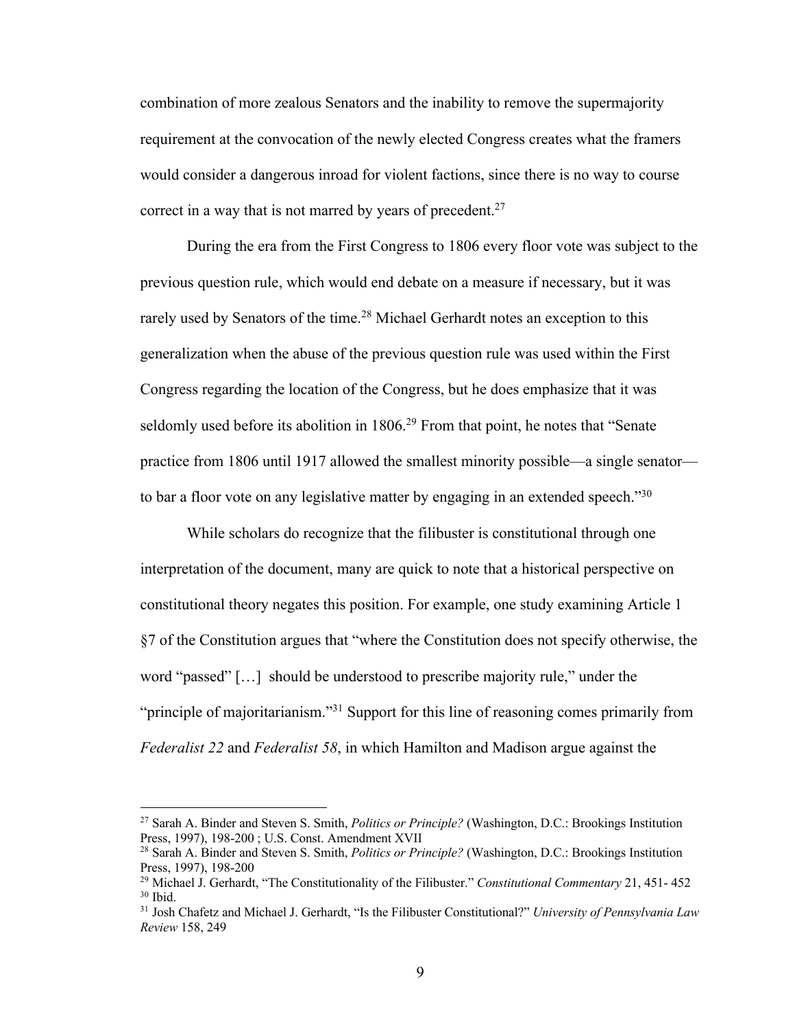combination of more zealous Senators and the inability to remove the supermajority requirement at the convocation of the newly elected Congress creates what the framers would consider a dangerous inroad for violent factions, since there is no way to course correct in a way that is not marred by years of precedent.[27]

During the era from the First Congress to 1806 every floor vote was subject to the previous question rule, which would end debate on a measure if necessary, but it was rarely used by Senators of the time.[28] Michael Gerhardt notes an exception to this generalization when the abuse of the previous question rule was used within the First Congress regarding the location of the Congress, but he does emphasize that it was seldomly used before its abolition in 1806.[29] From that point, he notes that "Senate practice from 1806 until 1917 allowed the smallest minority possible—a single senator—to bar a floor vote on any legislative matter by engaging in an extended speech."[30]

While scholars do recognize that the filibuster is constitutional through one interpretation of the document, many are quick to note that a historical perspective on constitutional theory negates this position. For example, one study examining Article 1 §7 of the Constitution argues that "where the Constitution does not specify otherwise, the word "passed" […] should be understood to prescribe majority rule," under the "principle of majoritarianism."[31] Support for this line of reasoning comes primarily from *Federalist 22* and *Federalist 58*, in which Hamilton and Madison argue against the

---

[27] Sarah A. Binder and Steven S. Smith, *Politics or Principle?* (Washington, D.C.: Brookings Institution Press, 1997), 198-200 ; U.S. Const. Amendment XVII

[28] Sarah A. Binder and Steven S. Smith, *Politics or Principle?* (Washington, D.C.: Brookings Institution Press, 1997), 198-200

[29] Michael J. Gerhardt, "The Constitutionality of the Filibuster." *Constitutional Commentary* 21, 451- 452

[30] Ibid.

[31] Josh Chafetz and Michael J. Gerhardt, "Is the Filibuster Constitutional?" *University of Pennsylvania Law Review* 158, 249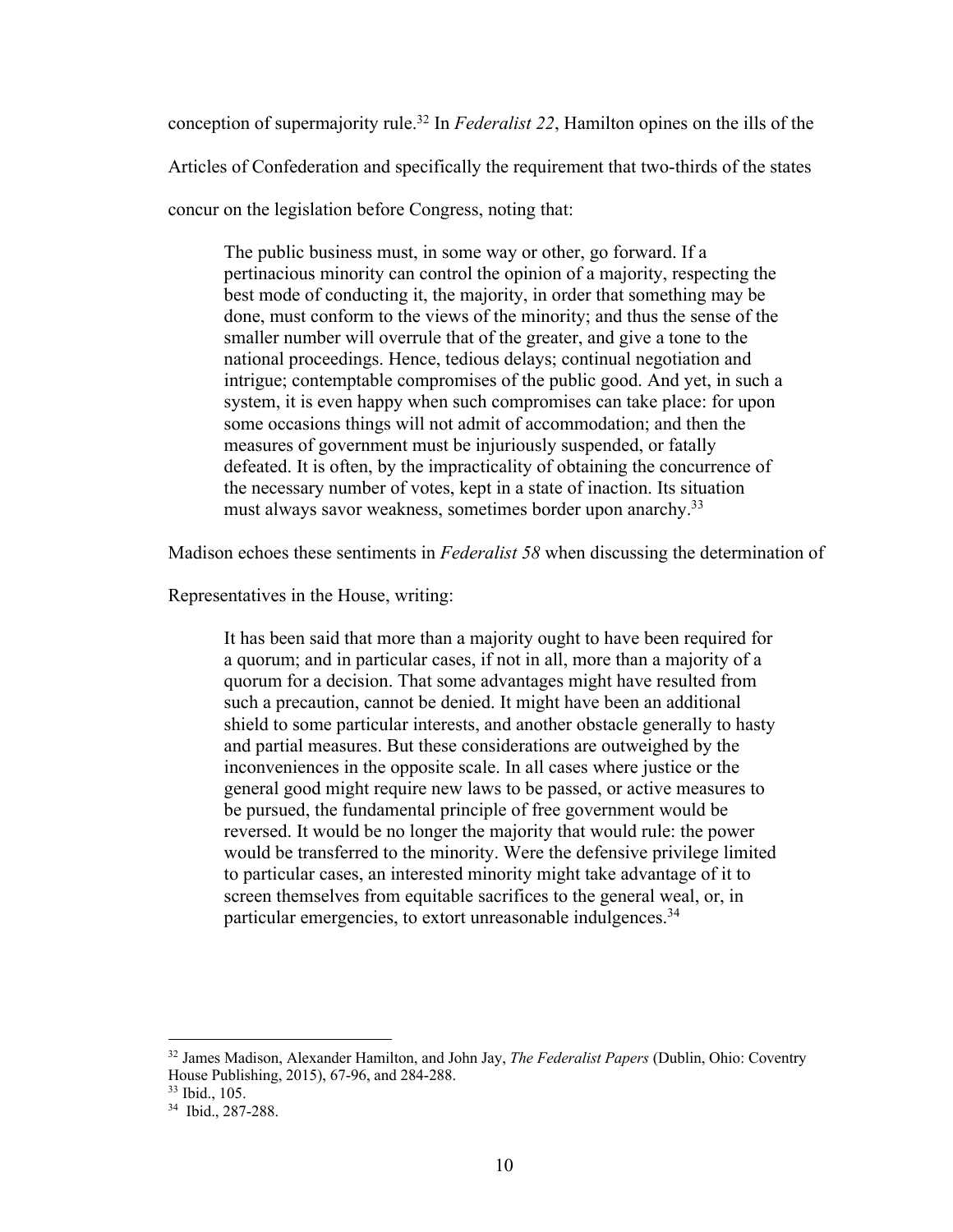conception of supermajority rule.[32] In *Federalist 22*, Hamilton opines on the ills of the Articles of Confederation and specifically the requirement that two-thirds of the states concur on the legislation before Congress, noting that:

> The public business must, in some way or other, go forward. If a pertinacious minority can control the opinion of a majority, respecting the best mode of conducting it, the majority, in order that something may be done, must conform to the views of the minority; and thus the sense of the smaller number will overrule that of the greater, and give a tone to the national proceedings. Hence, tedious delays; continual negotiation and intrigue; contemptable compromises of the public good. And yet, in such a system, it is even happy when such compromises can take place: for upon some occasions things will not admit of accommodation; and then the measures of government must be injuriously suspended, or fatally defeated. It is often, by the impracticality of obtaining the concurrence of the necessary number of votes, kept in a state of inaction. Its situation must always savor weakness, sometimes border upon anarchy.[33]

Madison echoes these sentiments in *Federalist 58* when discussing the determination of Representatives in the House, writing:

> It has been said that more than a majority ought to have been required for a quorum; and in particular cases, if not in all, more than a majority of a quorum for a decision. That some advantages might have resulted from such a precaution, cannot be denied. It might have been an additional shield to some particular interests, and another obstacle generally to hasty and partial measures. But these considerations are outweighed by the inconveniences in the opposite scale. In all cases where justice or the general good might require new laws to be passed, or active measures to be pursued, the fundamental principle of free government would be reversed. It would be no longer the majority that would rule: the power would be transferred to the minority. Were the defensive privilege limited to particular cases, an interested minority might take advantage of it to screen themselves from equitable sacrifices to the general weal, or, in particular emergencies, to extort unreasonable indulgences.[34]

---

[32] James Madison, Alexander Hamilton, and John Jay, *The Federalist Papers* (Dublin, Ohio: Coventry House Publishing, 2015), 67-96, and 284-288.

[33] Ibid., 105.

[34] Ibid., 287-288.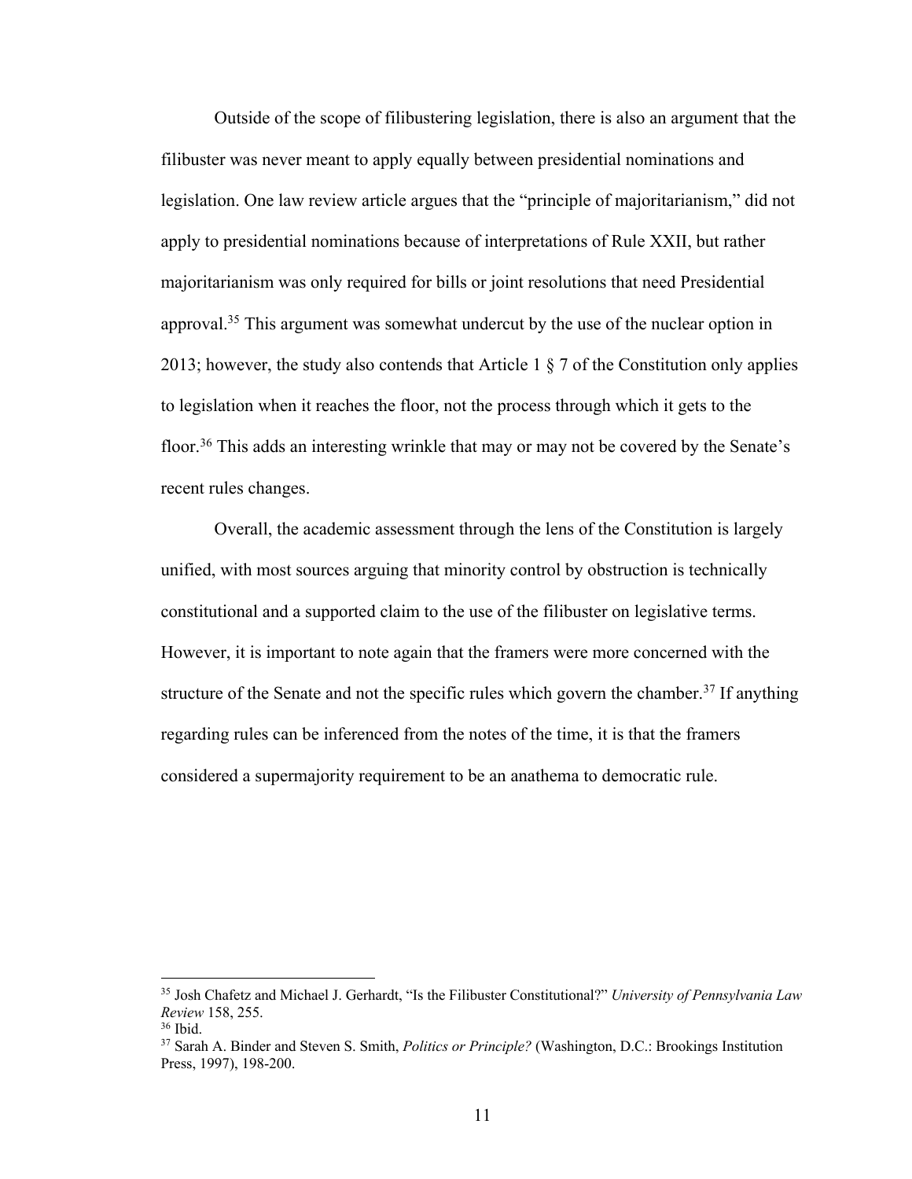Outside of the scope of filibustering legislation, there is also an argument that the filibuster was never meant to apply equally between presidential nominations and legislation. One law review article argues that the "principle of majoritarianism," did not apply to presidential nominations because of interpretations of Rule XXII, but rather majoritarianism was only required for bills or joint resolutions that need Presidential approval.[35] This argument was somewhat undercut by the use of the nuclear option in 2013; however, the study also contends that Article 1 § 7 of the Constitution only applies to legislation when it reaches the floor, not the process through which it gets to the floor.[36] This adds an interesting wrinkle that may or may not be covered by the Senate's recent rules changes.

Overall, the academic assessment through the lens of the Constitution is largely unified, with most sources arguing that minority control by obstruction is technically constitutional and a supported claim to the use of the filibuster on legislative terms. However, it is important to note again that the framers were more concerned with the structure of the Senate and not the specific rules which govern the chamber.[37] If anything regarding rules can be inferenced from the notes of the time, it is that the framers considered a supermajority requirement to be an anathema to democratic rule.

---

[35] Josh Chafetz and Michael J. Gerhardt, "Is the Filibuster Constitutional?" *University of Pennsylvania Law Review* 158, 255.

[36] Ibid.

[37] Sarah A. Binder and Steven S. Smith, *Politics or Principle?* (Washington, D.C.: Brookings Institution Press, 1997), 198-200.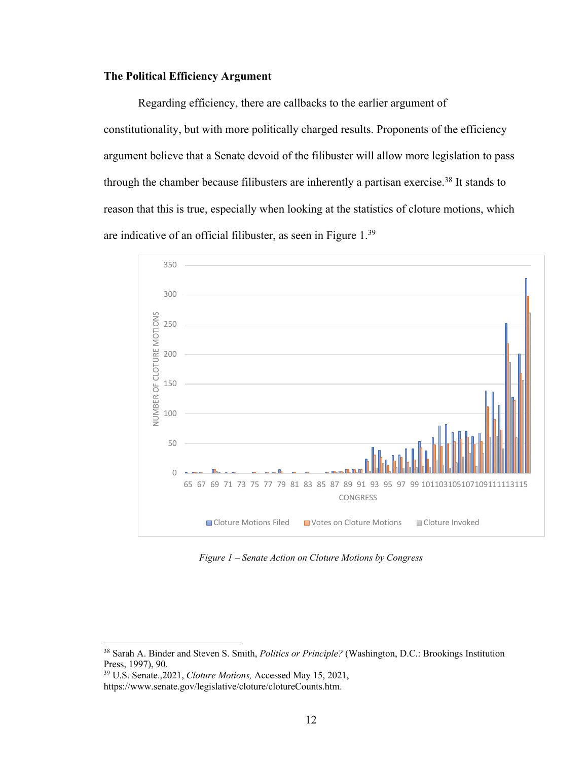### The Political Efficiency Argument

Regarding efficiency, there are callbacks to the earlier argument of constitutionality, but with more politically charged results. Proponents of the efficiency argument believe that a Senate devoid of the filibuster will allow more legislation to pass through the chamber because filibusters are inherently a partisan exercise.[38] It stands to reason that this is true, especially when looking at the statistics of cloture motions, which are indicative of an official filibuster, as seen in Figure 1.[39]

*Figure 1 – Senate Action on Cloture Motions by Congress*

---

[38] Sarah A. Binder and Steven S. Smith, *Politics or Principle?* (Washington, D.C.: Brookings Institution Press, 1997), 90.

[39] U.S. Senate.,2021, *Cloture Motions,* Accessed May 15, 2021, https://www.senate.gov/legislative/cloture/clotureCounts.htm.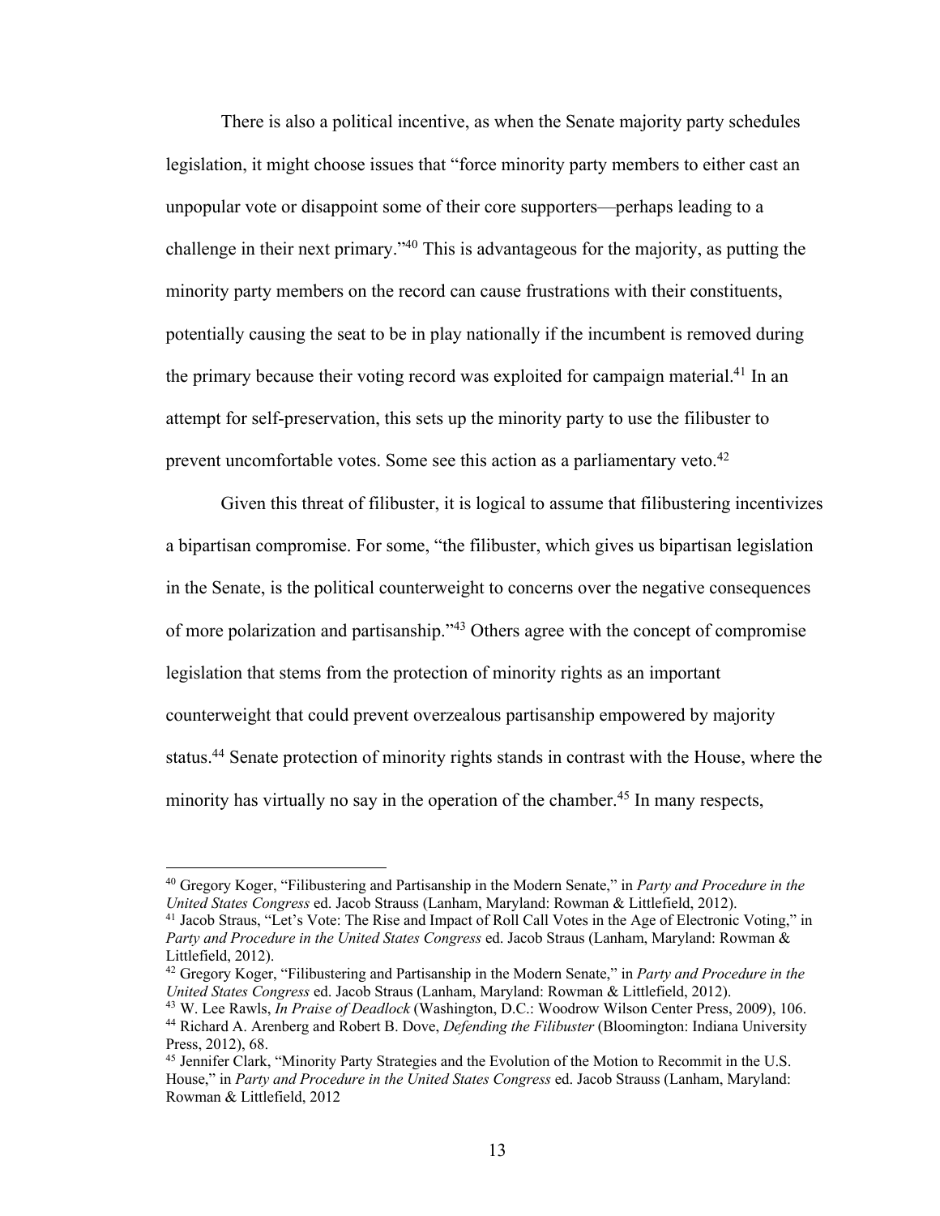There is also a political incentive, as when the Senate majority party schedules legislation, it might choose issues that "force minority party members to either cast an unpopular vote or disappoint some of their core supporters—perhaps leading to a challenge in their next primary."[40] This is advantageous for the majority, as putting the minority party members on the record can cause frustrations with their constituents, potentially causing the seat to be in play nationally if the incumbent is removed during the primary because their voting record was exploited for campaign material.[41] In an attempt for self-preservation, this sets up the minority party to use the filibuster to prevent uncomfortable votes. Some see this action as a parliamentary veto.[42]

Given this threat of filibuster, it is logical to assume that filibustering incentivizes a bipartisan compromise. For some, "the filibuster, which gives us bipartisan legislation in the Senate, is the political counterweight to concerns over the negative consequences of more polarization and partisanship."[43] Others agree with the concept of compromise legislation that stems from the protection of minority rights as an important counterweight that could prevent overzealous partisanship empowered by majority status.[44] Senate protection of minority rights stands in contrast with the House, where the minority has virtually no say in the operation of the chamber.[45] In many respects,

---

[40] Gregory Koger, "Filibustering and Partisanship in the Modern Senate," in *Party and Procedure in the United States Congress* ed. Jacob Strauss (Lanham, Maryland: Rowman & Littlefield, 2012).

[41] Jacob Straus, "Let's Vote: The Rise and Impact of Roll Call Votes in the Age of Electronic Voting," in *Party and Procedure in the United States Congress* ed. Jacob Straus (Lanham, Maryland: Rowman & Littlefield, 2012).

[42] Gregory Koger, "Filibustering and Partisanship in the Modern Senate," in *Party and Procedure in the United States Congress* ed. Jacob Straus (Lanham, Maryland: Rowman & Littlefield, 2012).

[43] W. Lee Rawls, *In Praise of Deadlock* (Washington, D.C.: Woodrow Wilson Center Press, 2009), 106.

[44] Richard A. Arenberg and Robert B. Dove, *Defending the Filibuster* (Bloomington: Indiana University Press, 2012), 68.

[45] Jennifer Clark, "Minority Party Strategies and the Evolution of the Motion to Recommit in the U.S. House," in *Party and Procedure in the United States Congress* ed. Jacob Strauss (Lanham, Maryland: Rowman & Littlefield, 2012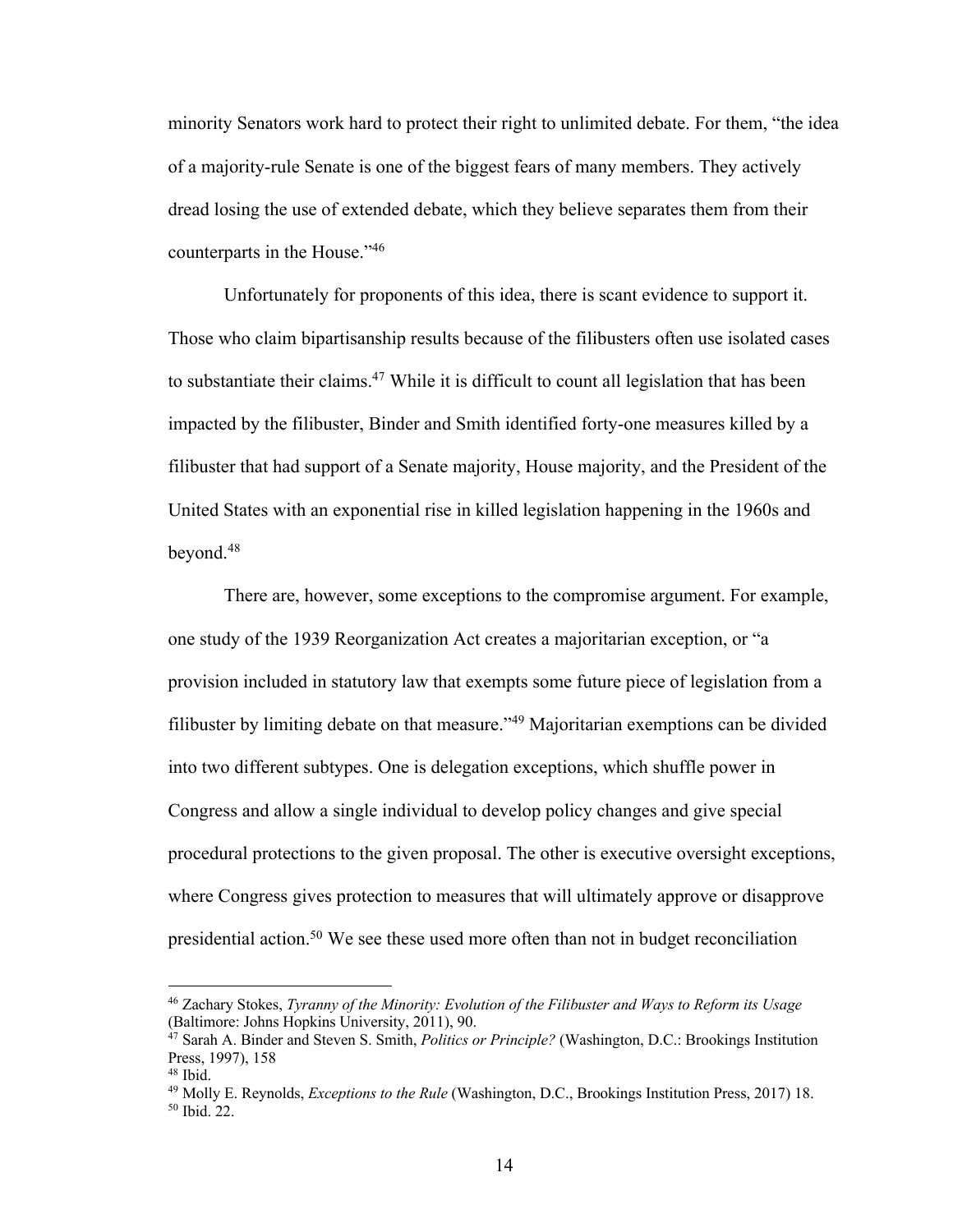minority Senators work hard to protect their right to unlimited debate. For them, "the idea of a majority-rule Senate is one of the biggest fears of many members. They actively dread losing the use of extended debate, which they believe separates them from their counterparts in the House."[46]

Unfortunately for proponents of this idea, there is scant evidence to support it. Those who claim bipartisanship results because of the filibusters often use isolated cases to substantiate their claims.[47] While it is difficult to count all legislation that has been impacted by the filibuster, Binder and Smith identified forty-one measures killed by a filibuster that had support of a Senate majority, House majority, and the President of the United States with an exponential rise in killed legislation happening in the 1960s and beyond.[48]

There are, however, some exceptions to the compromise argument. For example, one study of the 1939 Reorganization Act creates a majoritarian exception, or "a provision included in statutory law that exempts some future piece of legislation from a filibuster by limiting debate on that measure."[49] Majoritarian exemptions can be divided into two different subtypes. One is delegation exceptions, which shuffle power in Congress and allow a single individual to develop policy changes and give special procedural protections to the given proposal. The other is executive oversight exceptions, where Congress gives protection to measures that will ultimately approve or disapprove presidential action.[50] We see these used more often than not in budget reconciliation

---

[46] Zachary Stokes, *Tyranny of the Minority: Evolution of the Filibuster and Ways to Reform its Usage* (Baltimore: Johns Hopkins University, 2011), 90.

[47] Sarah A. Binder and Steven S. Smith, *Politics or Principle?* (Washington, D.C.: Brookings Institution Press, 1997), 158

[48] Ibid.

[49] Molly E. Reynolds, *Exceptions to the Rule* (Washington, D.C., Brookings Institution Press, 2017) 18.

[50] Ibid. 22.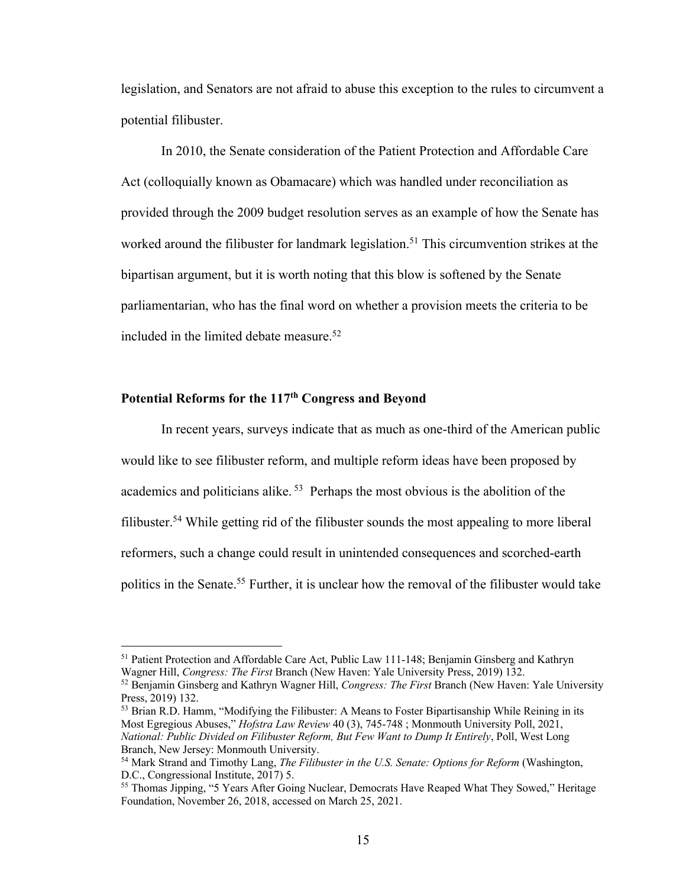legislation, and Senators are not afraid to abuse this exception to the rules to circumvent a potential filibuster.

In 2010, the Senate consideration of the Patient Protection and Affordable Care Act (colloquially known as Obamacare) which was handled under reconciliation as provided through the 2009 budget resolution serves as an example of how the Senate has worked around the filibuster for landmark legislation.[51] This circumvention strikes at the bipartisan argument, but it is worth noting that this blow is softened by the Senate parliamentarian, who has the final word on whether a provision meets the criteria to be included in the limited debate measure.[52]

## Potential Reforms for the 117th Congress and Beyond

In recent years, surveys indicate that as much as one-third of the American public would like to see filibuster reform, and multiple reform ideas have been proposed by academics and politicians alike.[53] Perhaps the most obvious is the abolition of the filibuster.[54] While getting rid of the filibuster sounds the most appealing to more liberal reformers, such a change could result in unintended consequences and scorched-earth politics in the Senate.[55] Further, it is unclear how the removal of the filibuster would take

---

[51] Patient Protection and Affordable Care Act, Public Law 111-148; Benjamin Ginsberg and Kathryn Wagner Hill, *Congress: The First* Branch (New Haven: Yale University Press, 2019) 132.

[52] Benjamin Ginsberg and Kathryn Wagner Hill, *Congress: The First* Branch (New Haven: Yale University Press, 2019) 132.

[53] Brian R.D. Hamm, "Modifying the Filibuster: A Means to Foster Bipartisanship While Reining in its Most Egregious Abuses," *Hofstra Law Review* 40 (3), 745-748 ; Monmouth University Poll, 2021, *National: Public Divided on Filibuster Reform, But Few Want to Dump It Entirely*, Poll, West Long Branch, New Jersey: Monmouth University.

[54] Mark Strand and Timothy Lang, *The Filibuster in the U.S. Senate: Options for Reform* (Washington, D.C., Congressional Institute, 2017) 5.

[55] Thomas Jipping, "5 Years After Going Nuclear, Democrats Have Reaped What They Sowed," Heritage Foundation, November 26, 2018, accessed on March 25, 2021.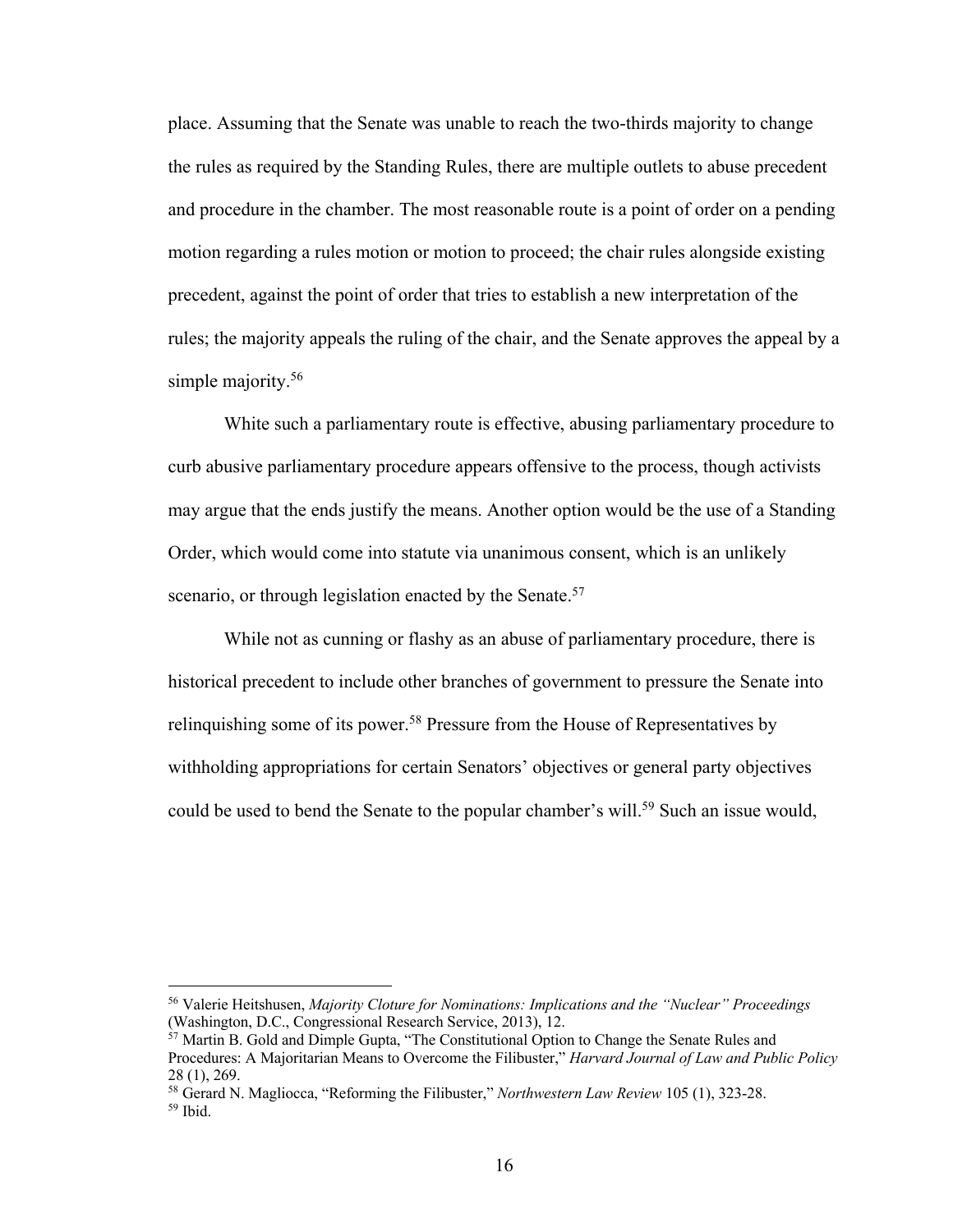place. Assuming that the Senate was unable to reach the two-thirds majority to change the rules as required by the Standing Rules, there are multiple outlets to abuse precedent and procedure in the chamber. The most reasonable route is a point of order on a pending motion regarding a rules motion or motion to proceed; the chair rules alongside existing precedent, against the point of order that tries to establish a new interpretation of the rules; the majority appeals the ruling of the chair, and the Senate approves the appeal by a simple majority.[56]

White such a parliamentary route is effective, abusing parliamentary procedure to curb abusive parliamentary procedure appears offensive to the process, though activists may argue that the ends justify the means. Another option would be the use of a Standing Order, which would come into statute via unanimous consent, which is an unlikely scenario, or through legislation enacted by the Senate.[57]

While not as cunning or flashy as an abuse of parliamentary procedure, there is historical precedent to include other branches of government to pressure the Senate into relinquishing some of its power.[58] Pressure from the House of Representatives by withholding appropriations for certain Senators' objectives or general party objectives could be used to bend the Senate to the popular chamber's will.[59] Such an issue would,

---

[56] Valerie Heitshusen, *Majority Cloture for Nominations: Implications and the "Nuclear" Proceedings* (Washington, D.C., Congressional Research Service, 2013), 12.

[57] Martin B. Gold and Dimple Gupta, "The Constitutional Option to Change the Senate Rules and Procedures: A Majoritarian Means to Overcome the Filibuster," *Harvard Journal of Law and Public Policy* 28 (1), 269.

[58] Gerard N. Magliocca, "Reforming the Filibuster," *Northwestern Law Review* 105 (1), 323-28.

[59] Ibid.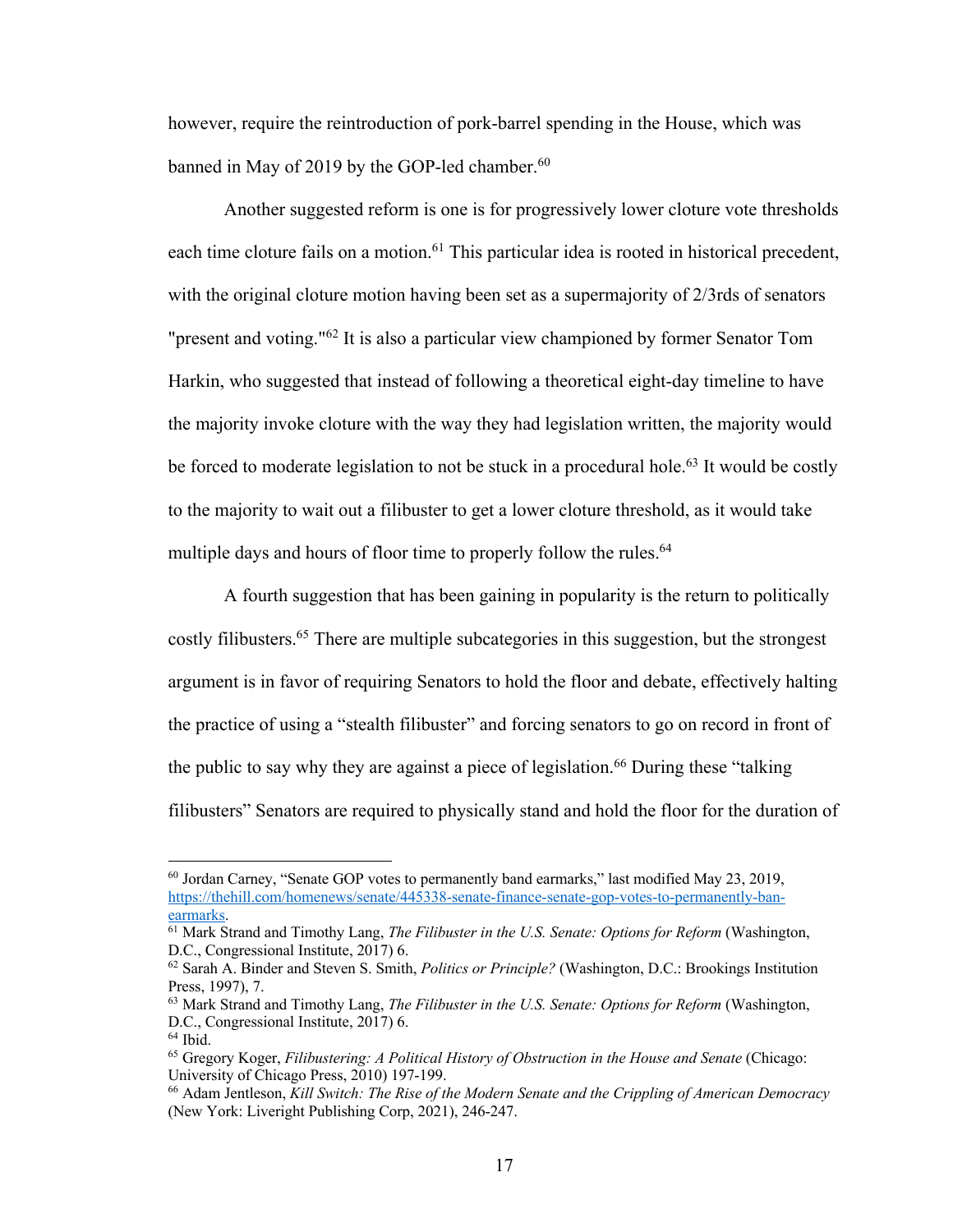however, require the reintroduction of pork-barrel spending in the House, which was banned in May of 2019 by the GOP-led chamber.[60]

Another suggested reform is one is for progressively lower cloture vote thresholds each time cloture fails on a motion.[61] This particular idea is rooted in historical precedent, with the original cloture motion having been set as a supermajority of 2/3rds of senators "present and voting."[62] It is also a particular view championed by former Senator Tom Harkin, who suggested that instead of following a theoretical eight-day timeline to have the majority invoke cloture with the way they had legislation written, the majority would be forced to moderate legislation to not be stuck in a procedural hole.[63] It would be costly to the majority to wait out a filibuster to get a lower cloture threshold, as it would take multiple days and hours of floor time to properly follow the rules.[64]

A fourth suggestion that has been gaining in popularity is the return to politically costly filibusters.[65] There are multiple subcategories in this suggestion, but the strongest argument is in favor of requiring Senators to hold the floor and debate, effectively halting the practice of using a "stealth filibuster" and forcing senators to go on record in front of the public to say why they are against a piece of legislation.[66] During these "talking filibusters" Senators are required to physically stand and hold the floor for the duration of

---

[60] Jordan Carney, "Senate GOP votes to permanently band earmarks," last modified May 23, 2019, https://thehill.com/homenews/senate/445338-senate-finance-senate-gop-votes-to-permanently-ban-earmarks.

[61] Mark Strand and Timothy Lang, *The Filibuster in the U.S. Senate: Options for Reform* (Washington, D.C., Congressional Institute, 2017) 6.

[62] Sarah A. Binder and Steven S. Smith, *Politics or Principle?* (Washington, D.C.: Brookings Institution Press, 1997), 7.

[63] Mark Strand and Timothy Lang, *The Filibuster in the U.S. Senate: Options for Reform* (Washington, D.C., Congressional Institute, 2017) 6.

[64] Ibid.

[65] Gregory Koger, *Filibustering: A Political History of Obstruction in the House and Senate* (Chicago: University of Chicago Press, 2010) 197-199.

[66] Adam Jentleson, *Kill Switch: The Rise of the Modern Senate and the Crippling of American Democracy* (New York: Liveright Publishing Corp, 2021), 246-247.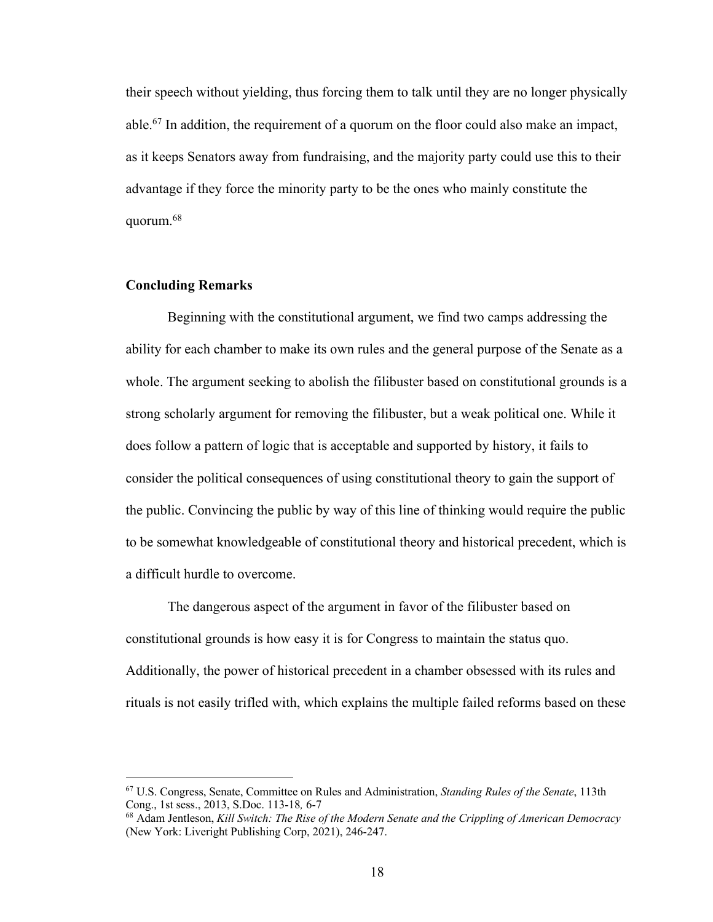their speech without yielding, thus forcing them to talk until they are no longer physically able.[67] In addition, the requirement of a quorum on the floor could also make an impact, as it keeps Senators away from fundraising, and the majority party could use this to their advantage if they force the minority party to be the ones who mainly constitute the quorum.[68]

**Concluding Remarks**

Beginning with the constitutional argument, we find two camps addressing the ability for each chamber to make its own rules and the general purpose of the Senate as a whole. The argument seeking to abolish the filibuster based on constitutional grounds is a strong scholarly argument for removing the filibuster, but a weak political one. While it does follow a pattern of logic that is acceptable and supported by history, it fails to consider the political consequences of using constitutional theory to gain the support of the public. Convincing the public by way of this line of thinking would require the public to be somewhat knowledgeable of constitutional theory and historical precedent, which is a difficult hurdle to overcome.

The dangerous aspect of the argument in favor of the filibuster based on constitutional grounds is how easy it is for Congress to maintain the status quo. Additionally, the power of historical precedent in a chamber obsessed with its rules and rituals is not easily trifled with, which explains the multiple failed reforms based on these

---

[67] U.S. Congress, Senate, Committee on Rules and Administration, *Standing Rules of the Senate*, 113th Cong., 1st sess., 2013, S.Doc. 113-18*,* 6-7

[68] Adam Jentleson, *Kill Switch: The Rise of the Modern Senate and the Crippling of American Democracy* (New York: Liveright Publishing Corp, 2021), 246-247.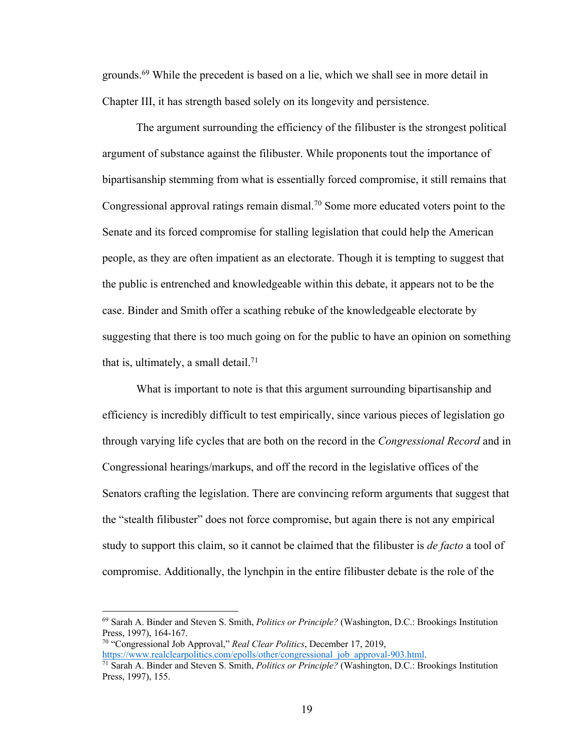grounds.[69] While the precedent is based on a lie, which we shall see in more detail in Chapter III, it has strength based solely on its longevity and persistence.

The argument surrounding the efficiency of the filibuster is the strongest political argument of substance against the filibuster. While proponents tout the importance of bipartisanship stemming from what is essentially forced compromise, it still remains that Congressional approval ratings remain dismal.[70] Some more educated voters point to the Senate and its forced compromise for stalling legislation that could help the American people, as they are often impatient as an electorate. Though it is tempting to suggest that the public is entrenched and knowledgeable within this debate, it appears not to be the case. Binder and Smith offer a scathing rebuke of the knowledgeable electorate by suggesting that there is too much going on for the public to have an opinion on something that is, ultimately, a small detail.[71]

What is important to note is that this argument surrounding bipartisanship and efficiency is incredibly difficult to test empirically, since various pieces of legislation go through varying life cycles that are both on the record in the *Congressional Record* and in Congressional hearings/markups, and off the record in the legislative offices of the Senators crafting the legislation. There are convincing reform arguments that suggest that the "stealth filibuster" does not force compromise, but again there is not any empirical study to support this claim, so it cannot be claimed that the filibuster is *de facto* a tool of compromise. Additionally, the lynchpin in the entire filibuster debate is the role of the

---

[69] Sarah A. Binder and Steven S. Smith, *Politics or Principle?* (Washington, D.C.: Brookings Institution Press, 1997), 164-167.

[70] "Congressional Job Approval," *Real Clear Politics*, December 17, 2019, https://www.realclearpolitics.com/epolls/other/congressional_job_approval-903.html.

[71] Sarah A. Binder and Steven S. Smith, *Politics or Principle?* (Washington, D.C.: Brookings Institution Press, 1997), 155.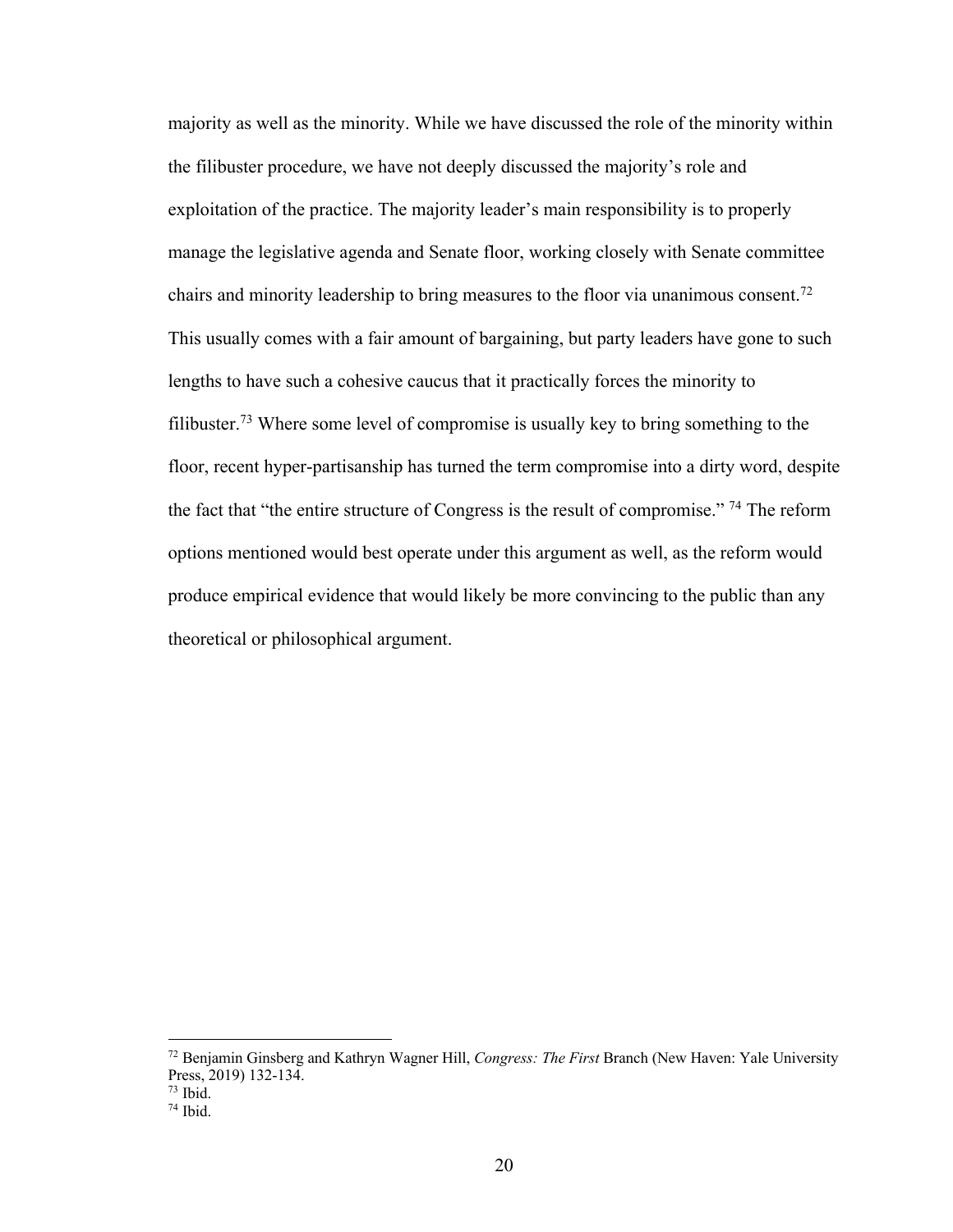majority as well as the minority. While we have discussed the role of the minority within the filibuster procedure, we have not deeply discussed the majority's role and exploitation of the practice. The majority leader's main responsibility is to properly manage the legislative agenda and Senate floor, working closely with Senate committee chairs and minority leadership to bring measures to the floor via unanimous consent.[72] This usually comes with a fair amount of bargaining, but party leaders have gone to such lengths to have such a cohesive caucus that it practically forces the minority to filibuster.[73] Where some level of compromise is usually key to bring something to the floor, recent hyper-partisanship has turned the term compromise into a dirty word, despite the fact that "the entire structure of Congress is the result of compromise." [74] The reform options mentioned would best operate under this argument as well, as the reform would produce empirical evidence that would likely be more convincing to the public than any theoretical or philosophical argument.

---

[72] Benjamin Ginsberg and Kathryn Wagner Hill, *Congress: The First* Branch (New Haven: Yale University Press, 2019) 132-134.
[73] Ibid.
[74] Ibid.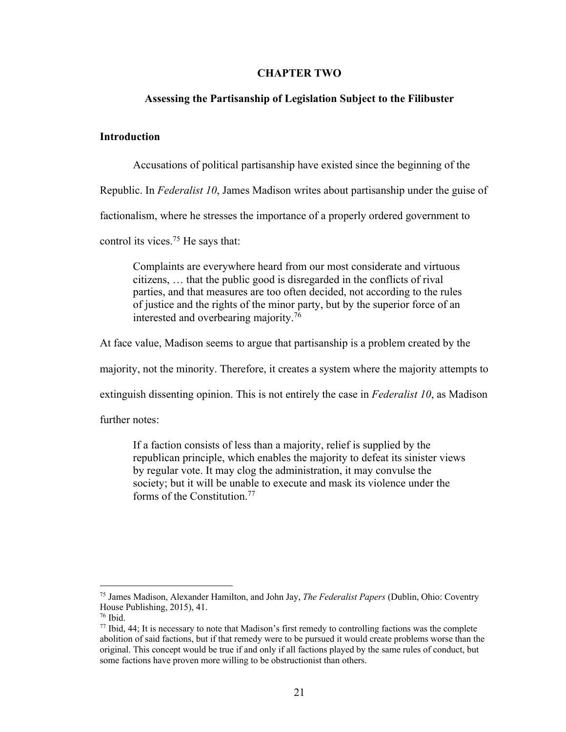# CHAPTER TWO

## Assessing the Partisanship of Legislation Subject to the Filibuster

### Introduction

Accusations of political partisanship have existed since the beginning of the Republic. In *Federalist 10*, James Madison writes about partisanship under the guise of factionalism, where he stresses the importance of a properly ordered government to control its vices.[75] He says that:

> Complaints are everywhere heard from our most considerate and virtuous citizens, … that the public good is disregarded in the conflicts of rival parties, and that measures are too often decided, not according to the rules of justice and the rights of the minor party, but by the superior force of an interested and overbearing majority.[76]

At face value, Madison seems to argue that partisanship is a problem created by the majority, not the minority. Therefore, it creates a system where the majority attempts to extinguish dissenting opinion. This is not entirely the case in *Federalist 10*, as Madison further notes:

> If a faction consists of less than a majority, relief is supplied by the republican principle, which enables the majority to defeat its sinister views by regular vote. It may clog the administration, it may convulse the society; but it will be unable to execute and mask its violence under the forms of the Constitution.[77]

---

[75] James Madison, Alexander Hamilton, and John Jay, *The Federalist Papers* (Dublin, Ohio: Coventry House Publishing, 2015), 41.

[76] Ibid.

[77] Ibid, 44; It is necessary to note that Madison's first remedy to controlling factions was the complete abolition of said factions, but if that remedy were to be pursued it would create problems worse than the original. This concept would be true if and only if all factions played by the same rules of conduct, but some factions have proven more willing to be obstructionist than others.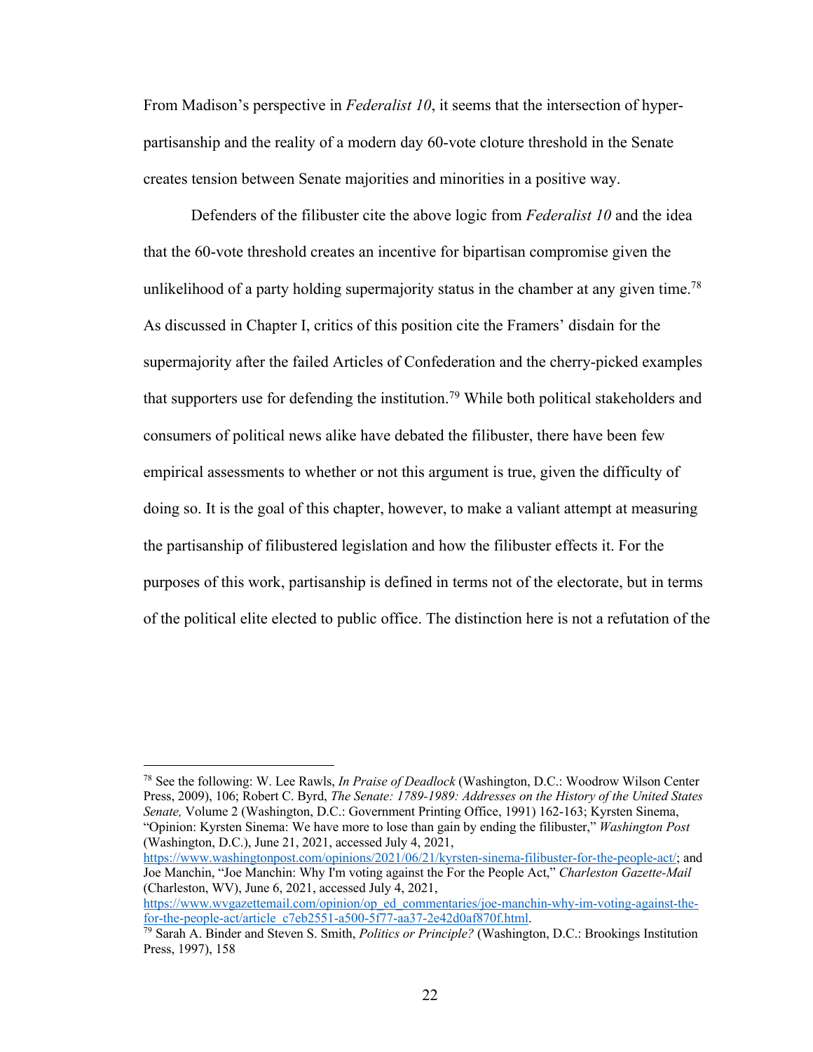From Madison's perspective in *Federalist 10*, it seems that the intersection of hyper-partisanship and the reality of a modern day 60-vote cloture threshold in the Senate creates tension between Senate majorities and minorities in a positive way.

Defenders of the filibuster cite the above logic from *Federalist 10* and the idea that the 60-vote threshold creates an incentive for bipartisan compromise given the unlikelihood of a party holding supermajority status in the chamber at any given time.[78] As discussed in Chapter I, critics of this position cite the Framers' disdain for the supermajority after the failed Articles of Confederation and the cherry-picked examples that supporters use for defending the institution.[79] While both political stakeholders and consumers of political news alike have debated the filibuster, there have been few empirical assessments to whether or not this argument is true, given the difficulty of doing so. It is the goal of this chapter, however, to make a valiant attempt at measuring the partisanship of filibustered legislation and how the filibuster effects it. For the purposes of this work, partisanship is defined in terms not of the electorate, but in terms of the political elite elected to public office. The distinction here is not a refutation of the

---

[78] See the following: W. Lee Rawls, *In Praise of Deadlock* (Washington, D.C.: Woodrow Wilson Center Press, 2009), 106; Robert C. Byrd, *The Senate: 1789-1989: Addresses on the History of the United States Senate,* Volume 2 (Washington, D.C.: Government Printing Office, 1991) 162-163; Kyrsten Sinema, "Opinion: Kyrsten Sinema: We have more to lose than gain by ending the filibuster," *Washington Post* (Washington, D.C.), June 21, 2021, accessed July 4, 2021, https://www.washingtonpost.com/opinions/2021/06/21/kyrsten-sinema-filibuster-for-the-people-act/; and Joe Manchin, "Joe Manchin: Why I'm voting against the For the People Act," *Charleston Gazette-Mail* (Charleston, WV), June 6, 2021, accessed July 4, 2021, https://www.wvgazettemail.com/opinion/op_ed_commentaries/joe-manchin-why-im-voting-against-the-for-the-people-act/article_c7eb2551-a500-5f77-aa37-2e42d0af870f.html.

[79] Sarah A. Binder and Steven S. Smith, *Politics or Principle?* (Washington, D.C.: Brookings Institution Press, 1997), 158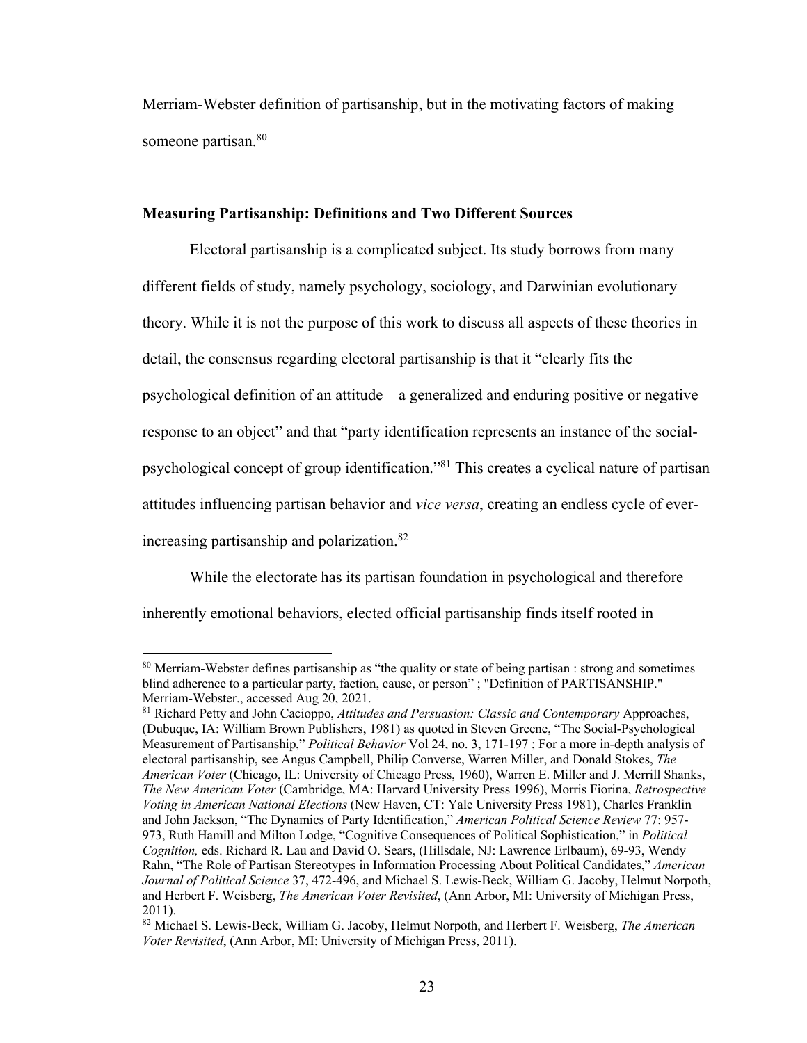Merriam-Webster definition of partisanship, but in the motivating factors of making someone partisan.[80]

### Measuring Partisanship: Definitions and Two Different Sources

Electoral partisanship is a complicated subject. Its study borrows from many different fields of study, namely psychology, sociology, and Darwinian evolutionary theory. While it is not the purpose of this work to discuss all aspects of these theories in detail, the consensus regarding electoral partisanship is that it "clearly fits the psychological definition of an attitude—a generalized and enduring positive or negative response to an object" and that "party identification represents an instance of the social-psychological concept of group identification."[81] This creates a cyclical nature of partisan attitudes influencing partisan behavior and *vice versa*, creating an endless cycle of ever-increasing partisanship and polarization.[82]

While the electorate has its partisan foundation in psychological and therefore inherently emotional behaviors, elected official partisanship finds itself rooted in

---

[80] Merriam-Webster defines partisanship as "the quality or state of being partisan : strong and sometimes blind adherence to a particular party, faction, cause, or person" ; "Definition of PARTISANSHIP." Merriam-Webster., accessed Aug 20, 2021.

[81] Richard Petty and John Cacioppo, *Attitudes and Persuasion: Classic and Contemporary* Approaches, (Dubuque, IA: William Brown Publishers, 1981) as quoted in Steven Greene, "The Social-Psychological Measurement of Partisanship," *Political Behavior* Vol 24, no. 3, 171-197 ; For a more in-depth analysis of electoral partisanship, see Angus Campbell, Philip Converse, Warren Miller, and Donald Stokes, *The American Voter* (Chicago, IL: University of Chicago Press, 1960), Warren E. Miller and J. Merrill Shanks, *The New American Voter* (Cambridge, MA: Harvard University Press 1996), Morris Fiorina, *Retrospective Voting in American National Elections* (New Haven, CT: Yale University Press 1981), Charles Franklin and John Jackson, "The Dynamics of Party Identification," *American Political Science Review* 77: 957-973, Ruth Hamill and Milton Lodge, "Cognitive Consequences of Political Sophistication," in *Political Cognition,* eds. Richard R. Lau and David O. Sears, (Hillsdale, NJ: Lawrence Erlbaum), 69-93, Wendy Rahn, "The Role of Partisan Stereotypes in Information Processing About Political Candidates," *American Journal of Political Science* 37, 472-496, and Michael S. Lewis-Beck, William G. Jacoby, Helmut Norpoth, and Herbert F. Weisberg, *The American Voter Revisited*, (Ann Arbor, MI: University of Michigan Press, 2011).

[82] Michael S. Lewis-Beck, William G. Jacoby, Helmut Norpoth, and Herbert F. Weisberg, *The American Voter Revisited*, (Ann Arbor, MI: University of Michigan Press, 2011).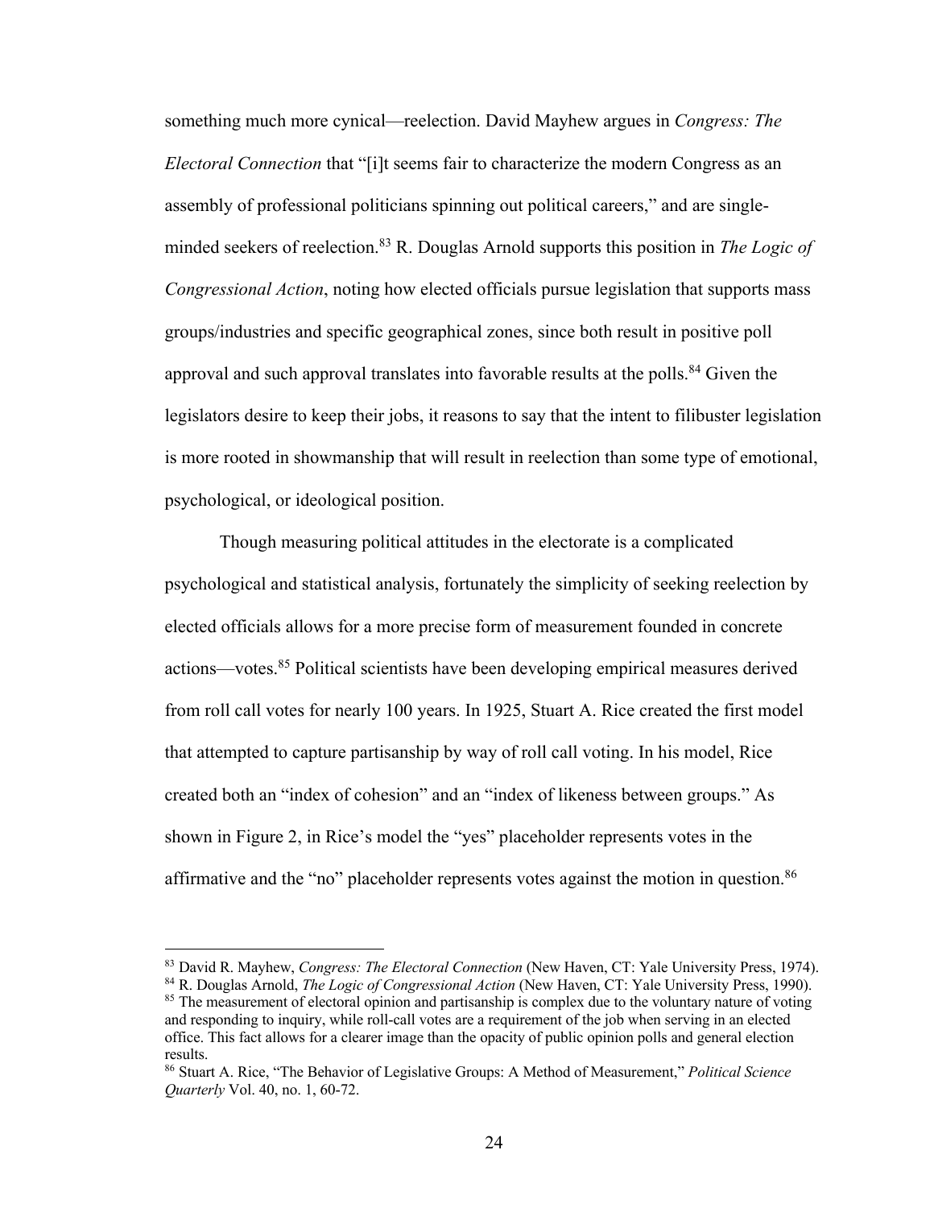something much more cynical—reelection. David Mayhew argues in *Congress: The Electoral Connection* that "[i]t seems fair to characterize the modern Congress as an assembly of professional politicians spinning out political careers," and are single-minded seekers of reelection.[83] R. Douglas Arnold supports this position in *The Logic of Congressional Action*, noting how elected officials pursue legislation that supports mass groups/industries and specific geographical zones, since both result in positive poll approval and such approval translates into favorable results at the polls.[84] Given the legislators desire to keep their jobs, it reasons to say that the intent to filibuster legislation is more rooted in showmanship that will result in reelection than some type of emotional, psychological, or ideological position.

Though measuring political attitudes in the electorate is a complicated psychological and statistical analysis, fortunately the simplicity of seeking reelection by elected officials allows for a more precise form of measurement founded in concrete actions—votes.[85] Political scientists have been developing empirical measures derived from roll call votes for nearly 100 years. In 1925, Stuart A. Rice created the first model that attempted to capture partisanship by way of roll call voting. In his model, Rice created both an "index of cohesion" and an "index of likeness between groups." As shown in Figure 2, in Rice's model the "yes" placeholder represents votes in the affirmative and the "no" placeholder represents votes against the motion in question.[86]

---

[83] David R. Mayhew, *Congress: The Electoral Connection* (New Haven, CT: Yale University Press, 1974).

[84] R. Douglas Arnold, *The Logic of Congressional Action* (New Haven, CT: Yale University Press, 1990).

[85] The measurement of electoral opinion and partisanship is complex due to the voluntary nature of voting and responding to inquiry, while roll-call votes are a requirement of the job when serving in an elected office. This fact allows for a clearer image than the opacity of public opinion polls and general election results.

[86] Stuart A. Rice, "The Behavior of Legislative Groups: A Method of Measurement," *Political Science Quarterly* Vol. 40, no. 1, 60-72.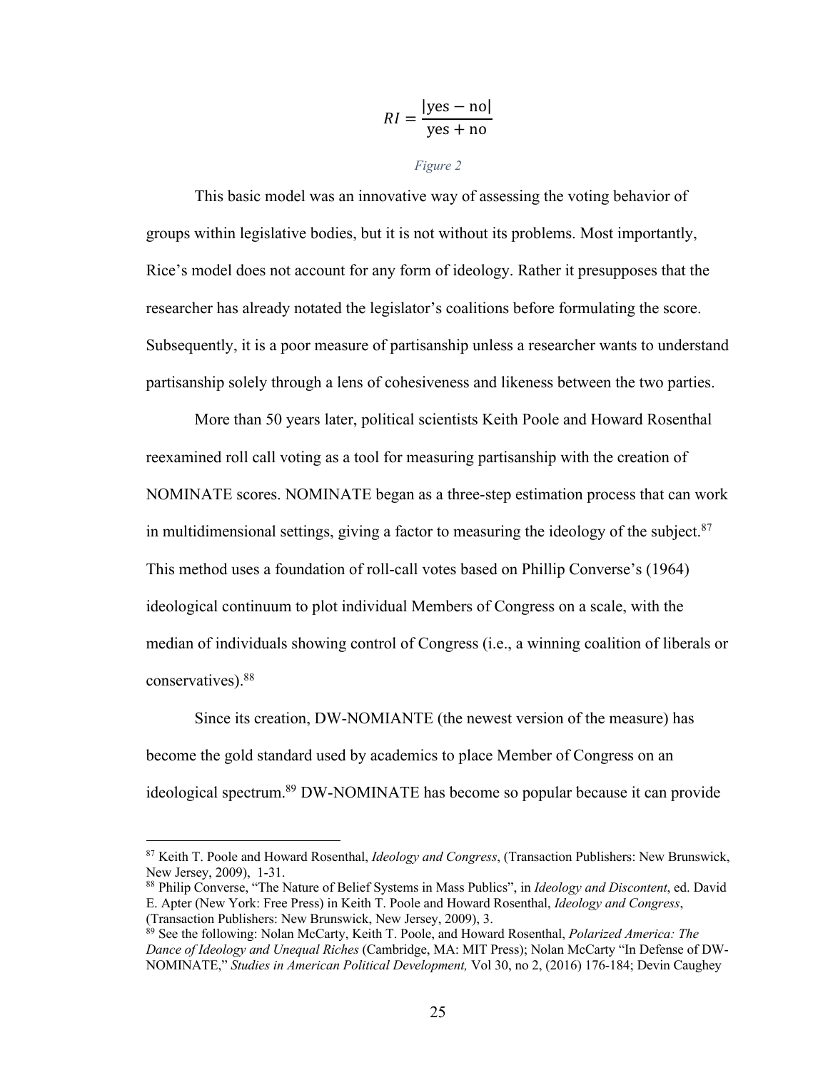$$RI = \frac{|\text{yes} - \text{no}|}{\text{yes} + \text{no}}$$

*Figure 2*

This basic model was an innovative way of assessing the voting behavior of groups within legislative bodies, but it is not without its problems. Most importantly, Rice's model does not account for any form of ideology. Rather it presupposes that the researcher has already notated the legislator's coalitions before formulating the score. Subsequently, it is a poor measure of partisanship unless a researcher wants to understand partisanship solely through a lens of cohesiveness and likeness between the two parties.

More than 50 years later, political scientists Keith Poole and Howard Rosenthal reexamined roll call voting as a tool for measuring partisanship with the creation of NOMINATE scores. NOMINATE began as a three-step estimation process that can work in multidimensional settings, giving a factor to measuring the ideology of the subject.[87] This method uses a foundation of roll-call votes based on Phillip Converse's (1964) ideological continuum to plot individual Members of Congress on a scale, with the median of individuals showing control of Congress (i.e., a winning coalition of liberals or conservatives).[88]

Since its creation, DW-NOMIANTE (the newest version of the measure) has become the gold standard used by academics to place Member of Congress on an ideological spectrum.[89] DW-NOMINATE has become so popular because it can provide

---

[87] Keith T. Poole and Howard Rosenthal, *Ideology and Congress*, (Transaction Publishers: New Brunswick, New Jersey, 2009), 1-31.

[88] Philip Converse, "The Nature of Belief Systems in Mass Publics", in *Ideology and Discontent*, ed. David E. Apter (New York: Free Press) in Keith T. Poole and Howard Rosenthal, *Ideology and Congress*, (Transaction Publishers: New Brunswick, New Jersey, 2009), 3.

[89] See the following: Nolan McCarty, Keith T. Poole, and Howard Rosenthal, *Polarized America: The Dance of Ideology and Unequal Riches* (Cambridge, MA: MIT Press); Nolan McCarty "In Defense of DW-NOMINATE," *Studies in American Political Development,* Vol 30, no 2, (2016) 176-184; Devin Caughey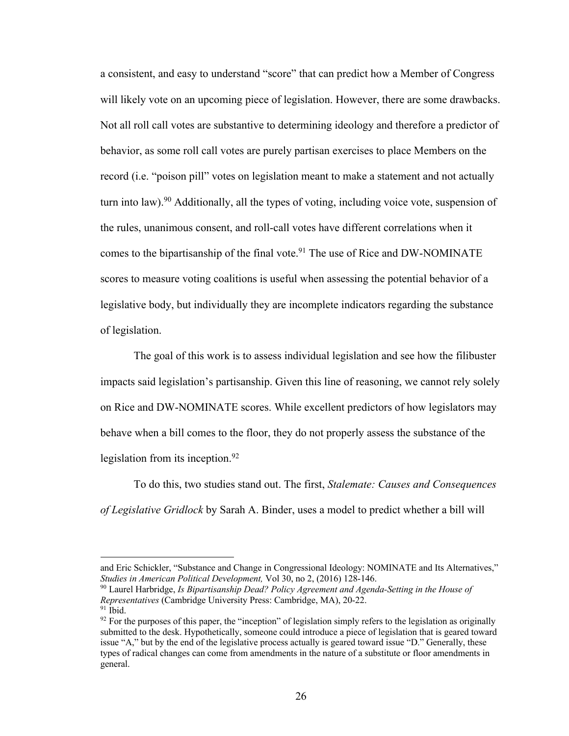a consistent, and easy to understand "score" that can predict how a Member of Congress will likely vote on an upcoming piece of legislation. However, there are some drawbacks. Not all roll call votes are substantive to determining ideology and therefore a predictor of behavior, as some roll call votes are purely partisan exercises to place Members on the record (i.e. "poison pill" votes on legislation meant to make a statement and not actually turn into law).[90] Additionally, all the types of voting, including voice vote, suspension of the rules, unanimous consent, and roll-call votes have different correlations when it comes to the bipartisanship of the final vote.[91] The use of Rice and DW-NOMINATE scores to measure voting coalitions is useful when assessing the potential behavior of a legislative body, but individually they are incomplete indicators regarding the substance of legislation.

The goal of this work is to assess individual legislation and see how the filibuster impacts said legislation's partisanship. Given this line of reasoning, we cannot rely solely on Rice and DW-NOMINATE scores. While excellent predictors of how legislators may behave when a bill comes to the floor, they do not properly assess the substance of the legislation from its inception.[92]

To do this, two studies stand out. The first, *Stalemate: Causes and Consequences of Legislative Gridlock* by Sarah A. Binder, uses a model to predict whether a bill will

---

and Eric Schickler, "Substance and Change in Congressional Ideology: NOMINATE and Its Alternatives," *Studies in American Political Development,* Vol 30, no 2, (2016) 128-146.

[90] Laurel Harbridge, *Is Bipartisanship Dead? Policy Agreement and Agenda-Setting in the House of Representatives* (Cambridge University Press: Cambridge, MA), 20-22.

[91] Ibid.

[92] For the purposes of this paper, the "inception" of legislation simply refers to the legislation as originally submitted to the desk. Hypothetically, someone could introduce a piece of legislation that is geared toward issue "A," but by the end of the legislative process actually is geared toward issue "D." Generally, these types of radical changes can come from amendments in the nature of a substitute or floor amendments in general.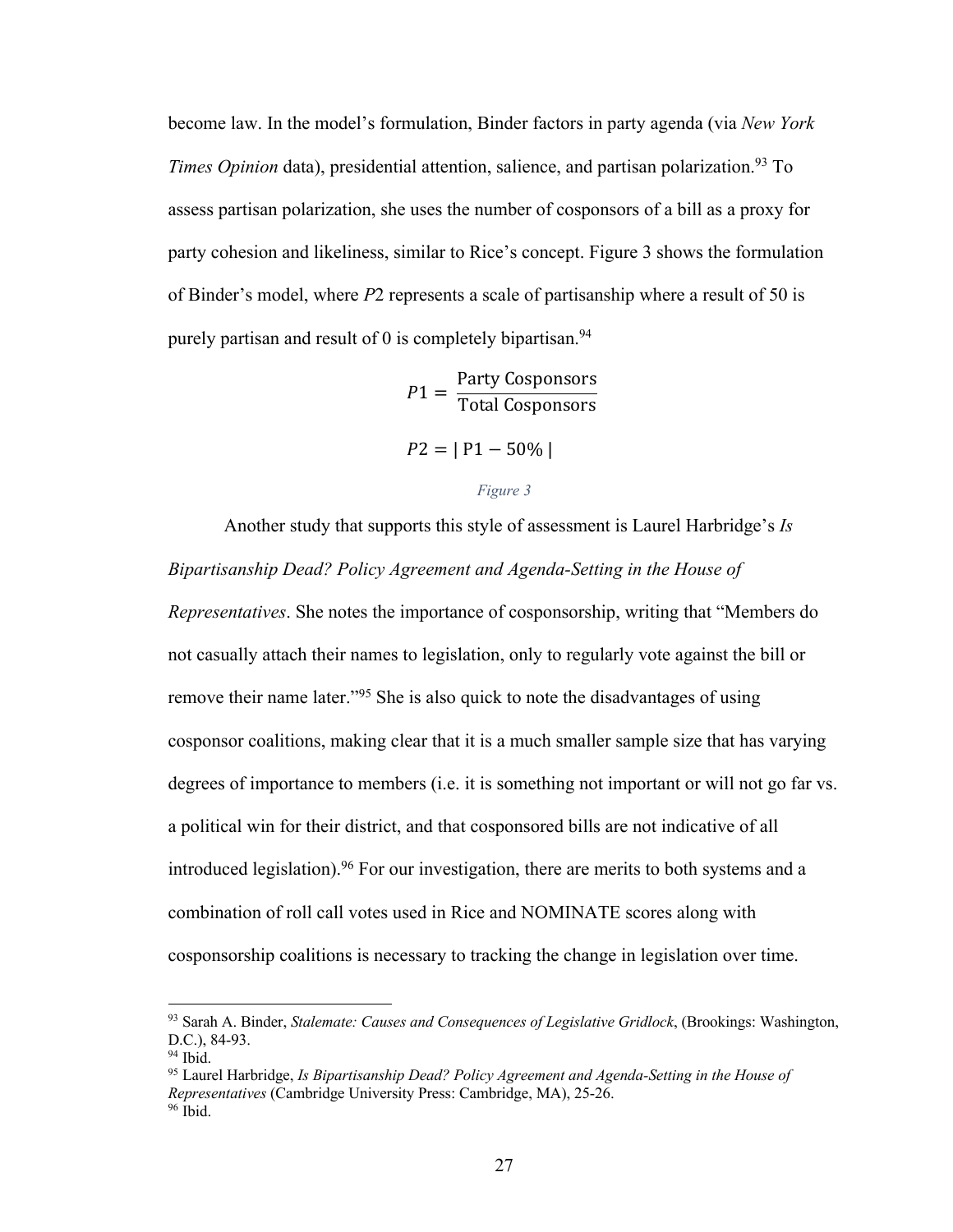become law. In the model's formulation, Binder factors in party agenda (via *New York Times Opinion* data), presidential attention, salience, and partisan polarization.[93] To assess partisan polarization, she uses the number of cosponsors of a bill as a proxy for party cohesion and likeliness, similar to Rice's concept. Figure 3 shows the formulation of Binder's model, where *P*2 represents a scale of partisanship where a result of 50 is purely partisan and result of 0 is completely bipartisan.[94]

$$P1 = \frac{\text{Party Cosponsors}}{\text{Total Cosponsors}}$$

$$P2 = |\ \text{P1} - 50\%\ |$$

*Figure 3*

Another study that supports this style of assessment is Laurel Harbridge's *Is Bipartisanship Dead? Policy Agreement and Agenda-Setting in the House of Representatives*. She notes the importance of cosponsorship, writing that "Members do not casually attach their names to legislation, only to regularly vote against the bill or remove their name later."[95] She is also quick to note the disadvantages of using cosponsor coalitions, making clear that it is a much smaller sample size that has varying degrees of importance to members (i.e. it is something not important or will not go far vs. a political win for their district, and that cosponsored bills are not indicative of all introduced legislation).[96] For our investigation, there are merits to both systems and a combination of roll call votes used in Rice and NOMINATE scores along with cosponsorship coalitions is necessary to tracking the change in legislation over time.

---

[93] Sarah A. Binder, *Stalemate: Causes and Consequences of Legislative Gridlock*, (Brookings: Washington, D.C.), 84-93.
[94] Ibid.
[95] Laurel Harbridge, *Is Bipartisanship Dead? Policy Agreement and Agenda-Setting in the House of Representatives* (Cambridge University Press: Cambridge, MA), 25-26.
[96] Ibid.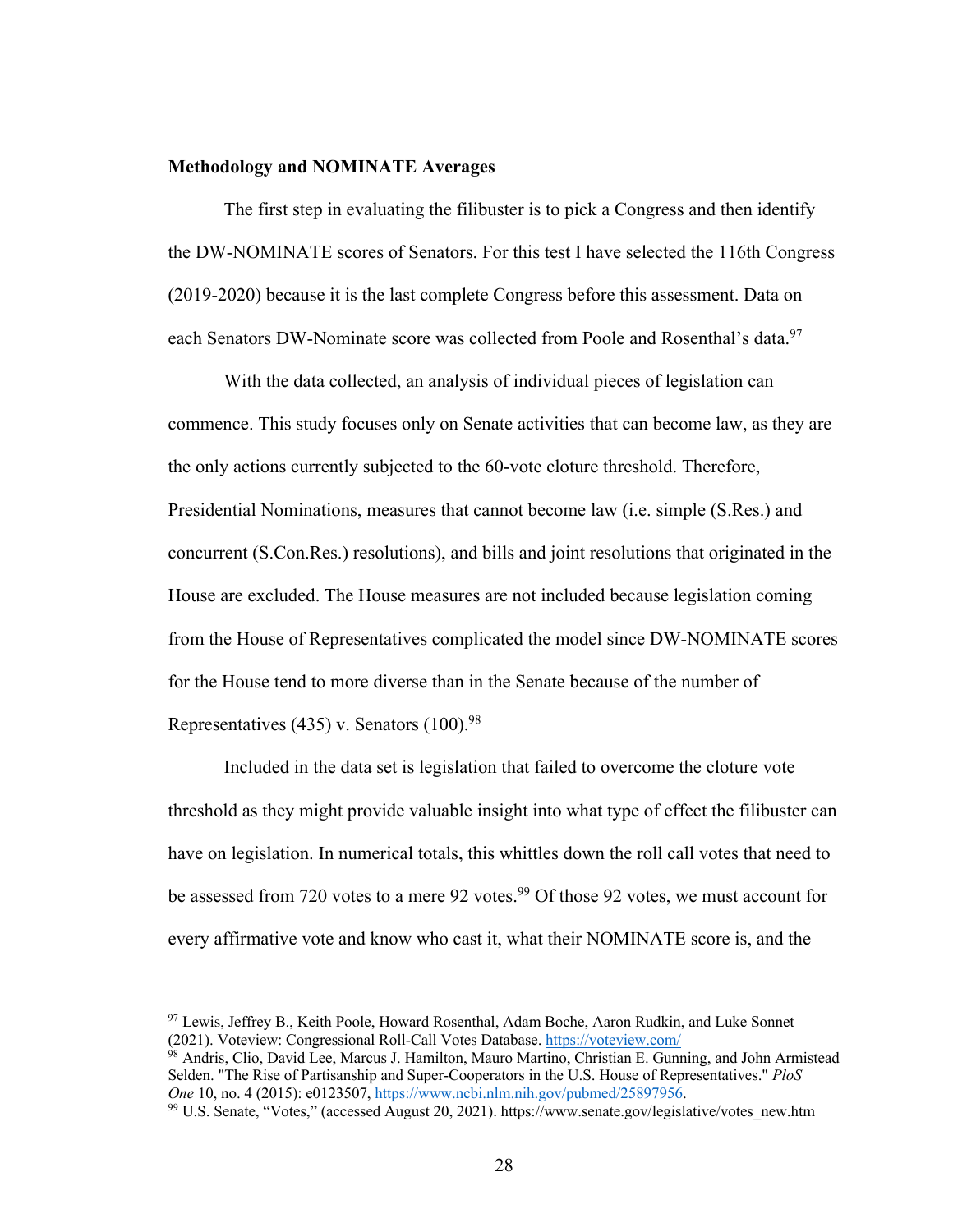**Methodology and NOMINATE Averages**

The first step in evaluating the filibuster is to pick a Congress and then identify the DW-NOMINATE scores of Senators. For this test I have selected the 116th Congress (2019-2020) because it is the last complete Congress before this assessment. Data on each Senators DW-Nominate score was collected from Poole and Rosenthal's data.[97]

With the data collected, an analysis of individual pieces of legislation can commence. This study focuses only on Senate activities that can become law, as they are the only actions currently subjected to the 60-vote cloture threshold. Therefore, Presidential Nominations, measures that cannot become law (i.e. simple (S.Res.) and concurrent (S.Con.Res.) resolutions), and bills and joint resolutions that originated in the House are excluded. The House measures are not included because legislation coming from the House of Representatives complicated the model since DW-NOMINATE scores for the House tend to more diverse than in the Senate because of the number of Representatives (435) v. Senators (100).[98]

Included in the data set is legislation that failed to overcome the cloture vote threshold as they might provide valuable insight into what type of effect the filibuster can have on legislation. In numerical totals, this whittles down the roll call votes that need to be assessed from 720 votes to a mere 92 votes.[99] Of those 92 votes, we must account for every affirmative vote and know who cast it, what their NOMINATE score is, and the

---

[97] Lewis, Jeffrey B., Keith Poole, Howard Rosenthal, Adam Boche, Aaron Rudkin, and Luke Sonnet (2021). Voteview: Congressional Roll-Call Votes Database. https://voteview.com/

[98] Andris, Clio, David Lee, Marcus J. Hamilton, Mauro Martino, Christian E. Gunning, and John Armistead Selden. "The Rise of Partisanship and Super-Cooperators in the U.S. House of Representatives." *PloS One* 10, no. 4 (2015): e0123507, https://www.ncbi.nlm.nih.gov/pubmed/25897956.

[99] U.S. Senate, "Votes," (accessed August 20, 2021). https://www.senate.gov/legislative/votes_new.htm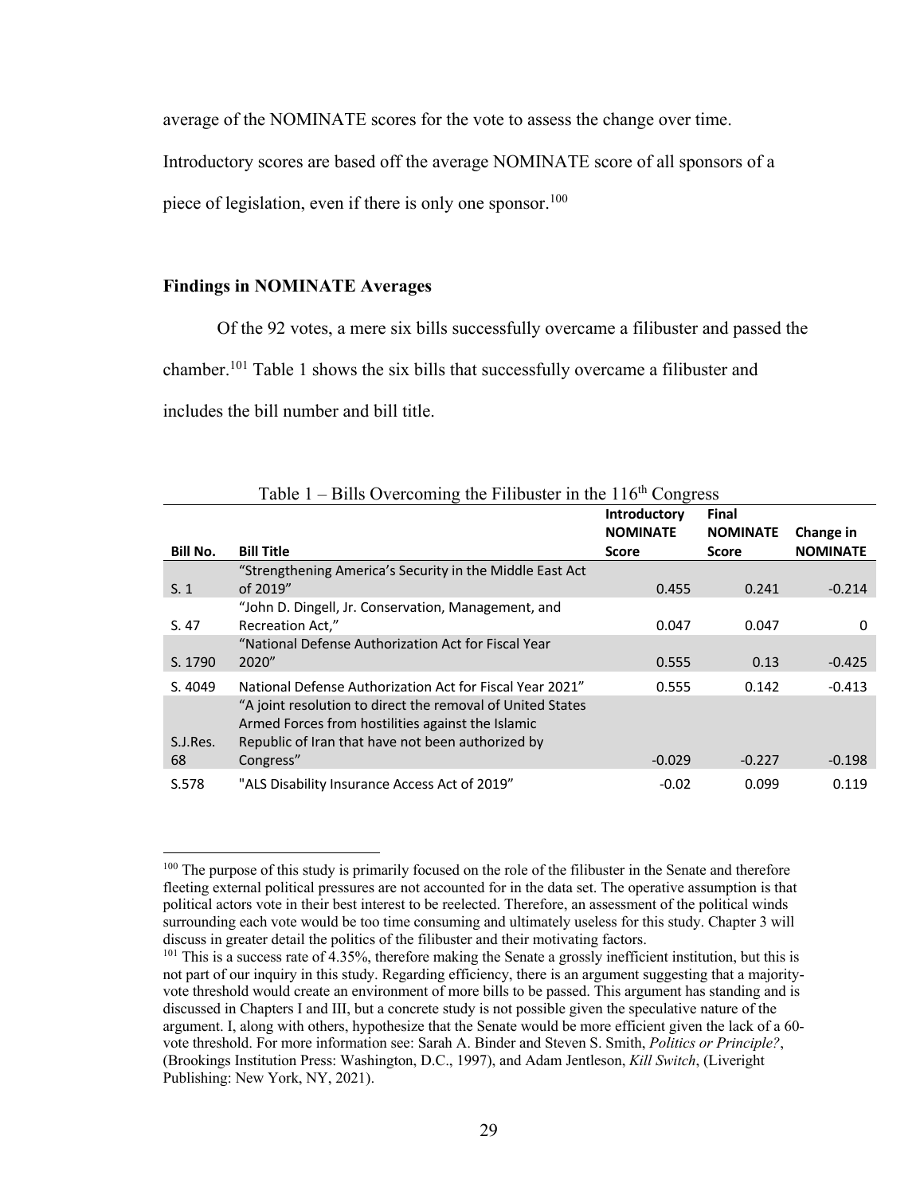average of the NOMINATE scores for the vote to assess the change over time. Introductory scores are based off the average NOMINATE score of all sponsors of a piece of legislation, even if there is only one sponsor.[100]

### Findings in NOMINATE Averages

Of the 92 votes, a mere six bills successfully overcame a filibuster and passed the chamber.[101] Table 1 shows the six bills that successfully overcame a filibuster and includes the bill number and bill title.

Table 1 – Bills Overcoming the Filibuster in the 116th Congress

| Bill No. | Bill Title | Introductory NOMINATE Score | Final NOMINATE Score | Change in NOMINATE |
|---|---|---|---|---|
| S. 1 | "Strengthening America's Security in the Middle East Act of 2019" | 0.455 | 0.241 | -0.214 |
| S. 47 | "John D. Dingell, Jr. Conservation, Management, and Recreation Act," | 0.047 | 0.047 | 0 |
| S. 1790 | "National Defense Authorization Act for Fiscal Year 2020" | 0.555 | 0.13 | -0.425 |
| S. 4049 | National Defense Authorization Act for Fiscal Year 2021" | 0.555 | 0.142 | -0.413 |
| S.J.Res. 68 | "A joint resolution to direct the removal of United States Armed Forces from hostilities against the Islamic Republic of Iran that have not been authorized by Congress" | -0.029 | -0.227 | -0.198 |
| S.578 | "ALS Disability Insurance Access Act of 2019" | -0.02 | 0.099 | 0.119 |

[100] The purpose of this study is primarily focused on the role of the filibuster in the Senate and therefore fleeting external political pressures are not accounted for in the data set. The operative assumption is that political actors vote in their best interest to be reelected. Therefore, an assessment of the political winds surrounding each vote would be too time consuming and ultimately useless for this study. Chapter 3 will discuss in greater detail the politics of the filibuster and their motivating factors.

[101] This is a success rate of 4.35%, therefore making the Senate a grossly inefficient institution, but this is not part of our inquiry in this study. Regarding efficiency, there is an argument suggesting that a majority-vote threshold would create an environment of more bills to be passed. This argument has standing and is discussed in Chapters I and III, but a concrete study is not possible given the speculative nature of the argument. I, along with others, hypothesize that the Senate would be more efficient given the lack of a 60-vote threshold. For more information see: Sarah A. Binder and Steven S. Smith, *Politics or Principle?*, (Brookings Institution Press: Washington, D.C., 1997), and Adam Jentleson, *Kill Switch*, (Liveright Publishing: New York, NY, 2021).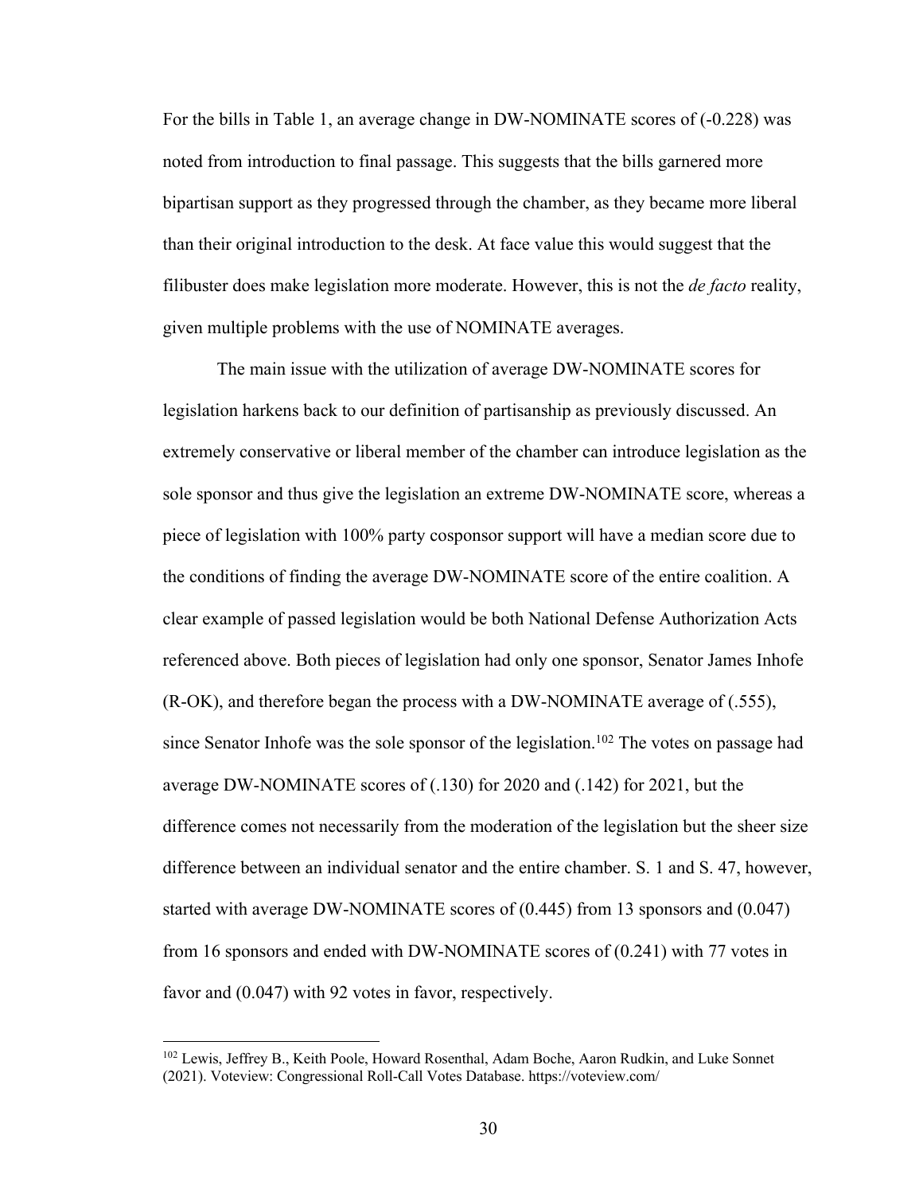For the bills in Table 1, an average change in DW-NOMINATE scores of (-0.228) was noted from introduction to final passage. This suggests that the bills garnered more bipartisan support as they progressed through the chamber, as they became more liberal than their original introduction to the desk. At face value this would suggest that the filibuster does make legislation more moderate. However, this is not the *de facto* reality, given multiple problems with the use of NOMINATE averages.

The main issue with the utilization of average DW-NOMINATE scores for legislation harkens back to our definition of partisanship as previously discussed. An extremely conservative or liberal member of the chamber can introduce legislation as the sole sponsor and thus give the legislation an extreme DW-NOMINATE score, whereas a piece of legislation with 100% party cosponsor support will have a median score due to the conditions of finding the average DW-NOMINATE score of the entire coalition. A clear example of passed legislation would be both National Defense Authorization Acts referenced above. Both pieces of legislation had only one sponsor, Senator James Inhofe (R-OK), and therefore began the process with a DW-NOMINATE average of (.555), since Senator Inhofe was the sole sponsor of the legislation.[102] The votes on passage had average DW-NOMINATE scores of (.130) for 2020 and (.142) for 2021, but the difference comes not necessarily from the moderation of the legislation but the sheer size difference between an individual senator and the entire chamber. S. 1 and S. 47, however, started with average DW-NOMINATE scores of (0.445) from 13 sponsors and (0.047) from 16 sponsors and ended with DW-NOMINATE scores of (0.241) with 77 votes in favor and (0.047) with 92 votes in favor, respectively.

---

[102] Lewis, Jeffrey B., Keith Poole, Howard Rosenthal, Adam Boche, Aaron Rudkin, and Luke Sonnet (2021). Voteview: Congressional Roll-Call Votes Database. https://voteview.com/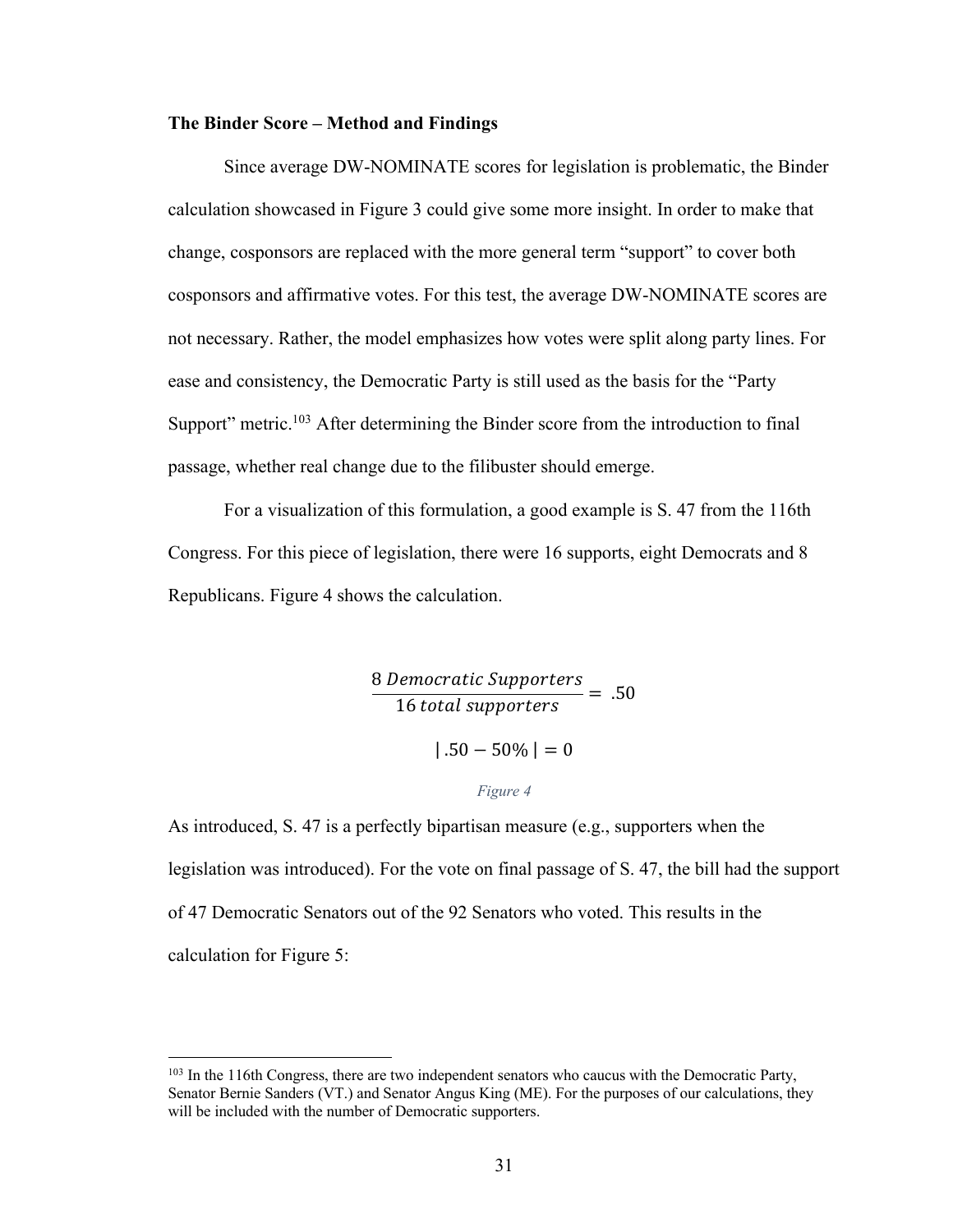**The Binder Score – Method and Findings**

Since average DW-NOMINATE scores for legislation is problematic, the Binder calculation showcased in Figure 3 could give some more insight. In order to make that change, cosponsors are replaced with the more general term "support" to cover both cosponsors and affirmative votes. For this test, the average DW-NOMINATE scores are not necessary. Rather, the model emphasizes how votes were split along party lines. For ease and consistency, the Democratic Party is still used as the basis for the "Party Support" metric.[103] After determining the Binder score from the introduction to final passage, whether real change due to the filibuster should emerge.

For a visualization of this formulation, a good example is S. 47 from the 116th Congress. For this piece of legislation, there were 16 supports, eight Democrats and 8 Republicans. Figure 4 shows the calculation.

$$\frac{8\ Democratic\ Supporters}{16\ total\ supporters} = .50$$

$$|\ .50 - 50\%\ | = 0$$

*Figure 4*

As introduced, S. 47 is a perfectly bipartisan measure (e.g., supporters when the legislation was introduced). For the vote on final passage of S. 47, the bill had the support of 47 Democratic Senators out of the 92 Senators who voted. This results in the calculation for Figure 5:

---

[103] In the 116th Congress, there are two independent senators who caucus with the Democratic Party, Senator Bernie Sanders (VT.) and Senator Angus King (ME). For the purposes of our calculations, they will be included with the number of Democratic supporters.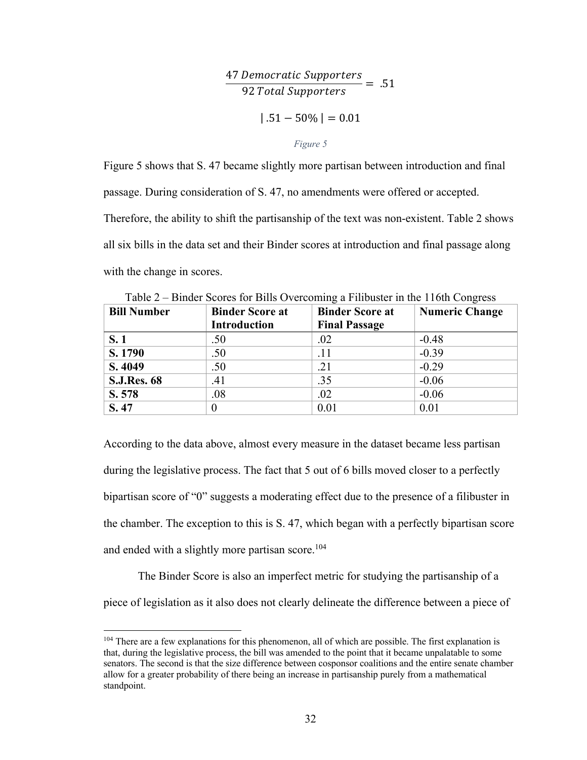$$\frac{47\ Democratic\ Supporters}{92\ Total\ Supporters} = .51$$

$$|\ .51 - 50\%\ | = 0.01$$

*Figure 5*

Figure 5 shows that S. 47 became slightly more partisan between introduction and final passage. During consideration of S. 47, no amendments were offered or accepted. Therefore, the ability to shift the partisanship of the text was non-existent. Table 2 shows all six bills in the data set and their Binder scores at introduction and final passage along with the change in scores.

Table 2 – Binder Scores for Bills Overcoming a Filibuster in the 116th Congress

| Bill Number | Binder Score at Introduction | Binder Score at Final Passage | Numeric Change |
|---|---|---|---|
| **S. 1** | .50 | .02 | -0.48 |
| **S. 1790** | .50 | .11 | -0.39 |
| **S. 4049** | .50 | .21 | -0.29 |
| **S.J.Res. 68** | .41 | .35 | -0.06 |
| **S. 578** | .08 | .02 | -0.06 |
| **S. 47** | 0 | 0.01 | 0.01 |

According to the data above, almost every measure in the dataset became less partisan during the legislative process. The fact that 5 out of 6 bills moved closer to a perfectly bipartisan score of "0" suggests a moderating effect due to the presence of a filibuster in the chamber. The exception to this is S. 47, which began with a perfectly bipartisan score and ended with a slightly more partisan score.[104]

The Binder Score is also an imperfect metric for studying the partisanship of a piece of legislation as it also does not clearly delineate the difference between a piece of

[104] There are a few explanations for this phenomenon, all of which are possible. The first explanation is that, during the legislative process, the bill was amended to the point that it became unpalatable to some senators. The second is that the size difference between cosponsor coalitions and the entire senate chamber allow for a greater probability of there being an increase in partisanship purely from a mathematical standpoint.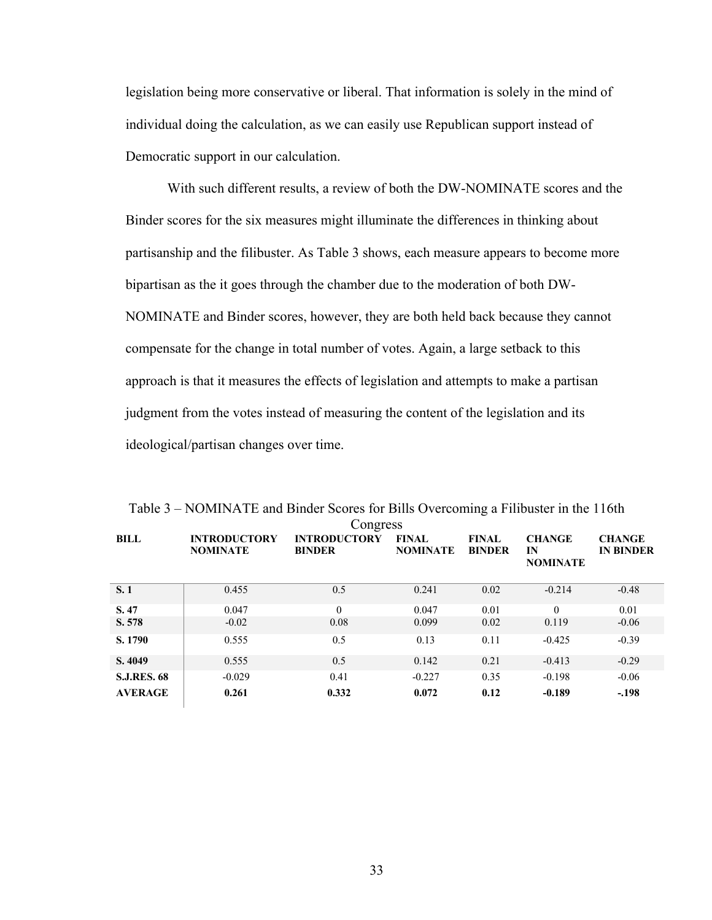legislation being more conservative or liberal. That information is solely in the mind of individual doing the calculation, as we can easily use Republican support instead of Democratic support in our calculation.

With such different results, a review of both the DW-NOMINATE scores and the Binder scores for the six measures might illuminate the differences in thinking about partisanship and the filibuster. As Table 3 shows, each measure appears to become more bipartisan as the it goes through the chamber due to the moderation of both DW-NOMINATE and Binder scores, however, they are both held back because they cannot compensate for the change in total number of votes. Again, a large setback to this approach is that it measures the effects of legislation and attempts to make a partisan judgment from the votes instead of measuring the content of the legislation and its ideological/partisan changes over time.

Table 3 – NOMINATE and Binder Scores for Bills Overcoming a Filibuster in the 116th Congress

| BILL | INTRODUCTORY NOMINATE | INTRODUCTORY BINDER | FINAL NOMINATE | FINAL BINDER | CHANGE IN NOMINATE | CHANGE IN BINDER |
|---|---|---|---|---|---|---|
| **S. 1** | 0.455 | 0.5 | 0.241 | 0.02 | -0.214 | -0.48 |
| **S. 47** | 0.047 | 0 | 0.047 | 0.01 | 0 | 0.01 |
| **S. 578** | -0.02 | 0.08 | 0.099 | 0.02 | 0.119 | -0.06 |
| **S. 1790** | 0.555 | 0.5 | 0.13 | 0.11 | -0.425 | -0.39 |
| **S. 4049** | 0.555 | 0.5 | 0.142 | 0.21 | -0.413 | -0.29 |
| **S.J.RES. 68** | -0.029 | 0.41 | -0.227 | 0.35 | -0.198 | -0.06 |
| **AVERAGE** | **0.261** | **0.332** | **0.072** | **0.12** | **-0.189** | **-.198** |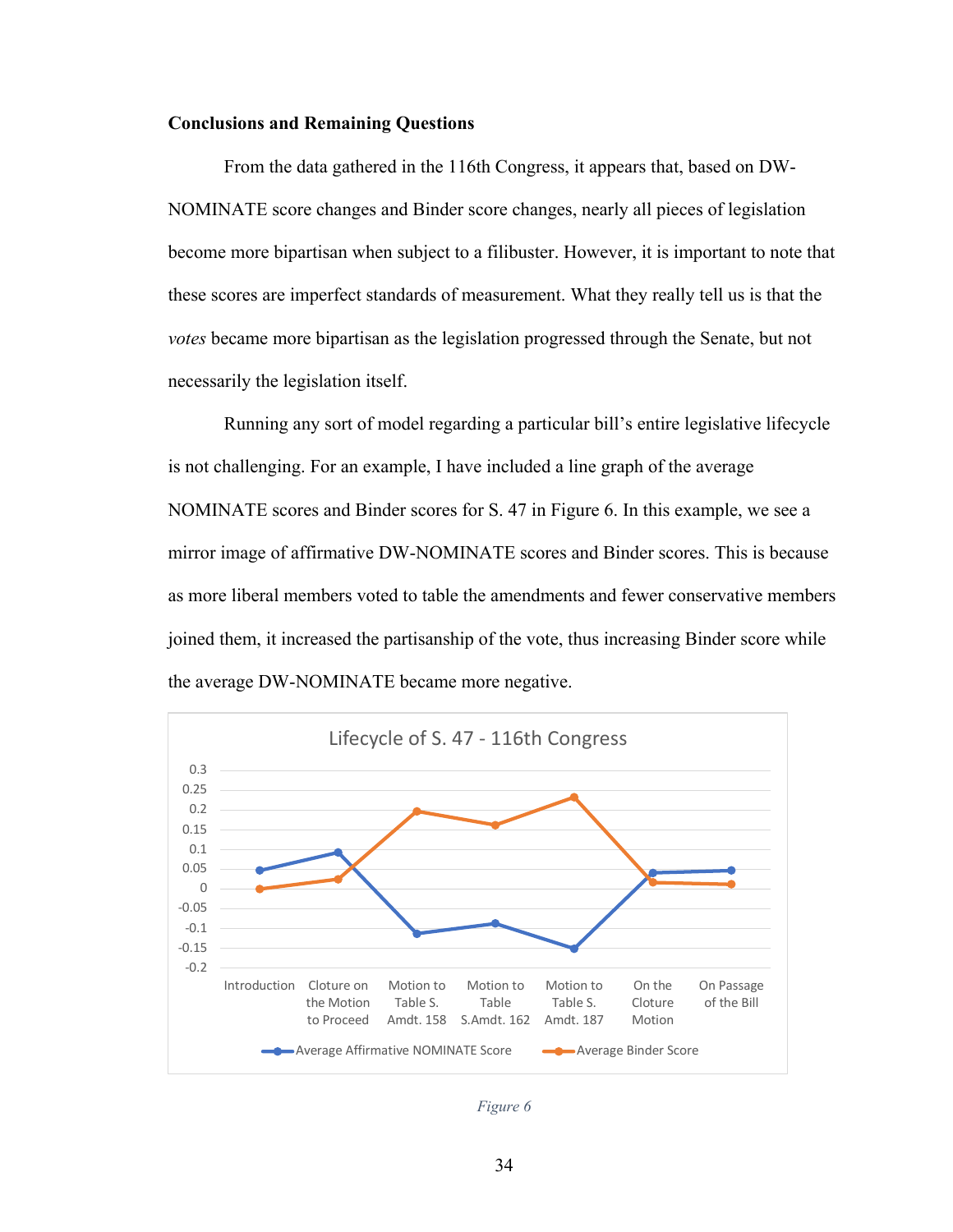**Conclusions and Remaining Questions**

From the data gathered in the 116th Congress, it appears that, based on DW-NOMINATE score changes and Binder score changes, nearly all pieces of legislation become more bipartisan when subject to a filibuster. However, it is important to note that these scores are imperfect standards of measurement. What they really tell us is that the *votes* became more bipartisan as the legislation progressed through the Senate, but not necessarily the legislation itself.

Running any sort of model regarding a particular bill's entire legislative lifecycle is not challenging. For an example, I have included a line graph of the average NOMINATE scores and Binder scores for S. 47 in Figure 6. In this example, we see a mirror image of affirmative DW-NOMINATE scores and Binder scores. This is because as more liberal members voted to table the amendments and fewer conservative members joined them, it increased the partisanship of the vote, thus increasing Binder score while the average DW-NOMINATE became more negative.

Lifecycle of S. 47 - 116th Congress

*Figure 6*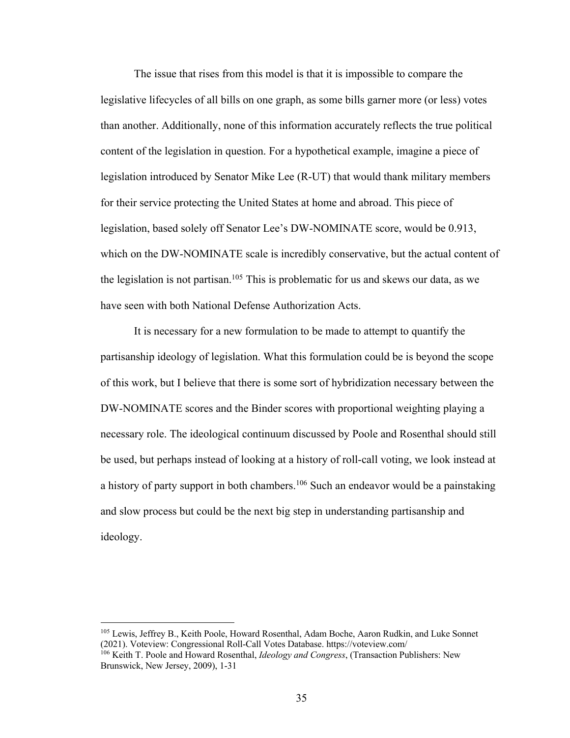The issue that rises from this model is that it is impossible to compare the legislative lifecycles of all bills on one graph, as some bills garner more (or less) votes than another. Additionally, none of this information accurately reflects the true political content of the legislation in question. For a hypothetical example, imagine a piece of legislation introduced by Senator Mike Lee (R-UT) that would thank military members for their service protecting the United States at home and abroad. This piece of legislation, based solely off Senator Lee's DW-NOMINATE score, would be 0.913, which on the DW-NOMINATE scale is incredibly conservative, but the actual content of the legislation is not partisan.[105] This is problematic for us and skews our data, as we have seen with both National Defense Authorization Acts.

It is necessary for a new formulation to be made to attempt to quantify the partisanship ideology of legislation. What this formulation could be is beyond the scope of this work, but I believe that there is some sort of hybridization necessary between the DW-NOMINATE scores and the Binder scores with proportional weighting playing a necessary role. The ideological continuum discussed by Poole and Rosenthal should still be used, but perhaps instead of looking at a history of roll-call voting, we look instead at a history of party support in both chambers.[106] Such an endeavor would be a painstaking and slow process but could be the next big step in understanding partisanship and ideology.

---

[105] Lewis, Jeffrey B., Keith Poole, Howard Rosenthal, Adam Boche, Aaron Rudkin, and Luke Sonnet (2021). Voteview: Congressional Roll-Call Votes Database. https://voteview.com/

[106] Keith T. Poole and Howard Rosenthal, *Ideology and Congress*, (Transaction Publishers: New Brunswick, New Jersey, 2009), 1-31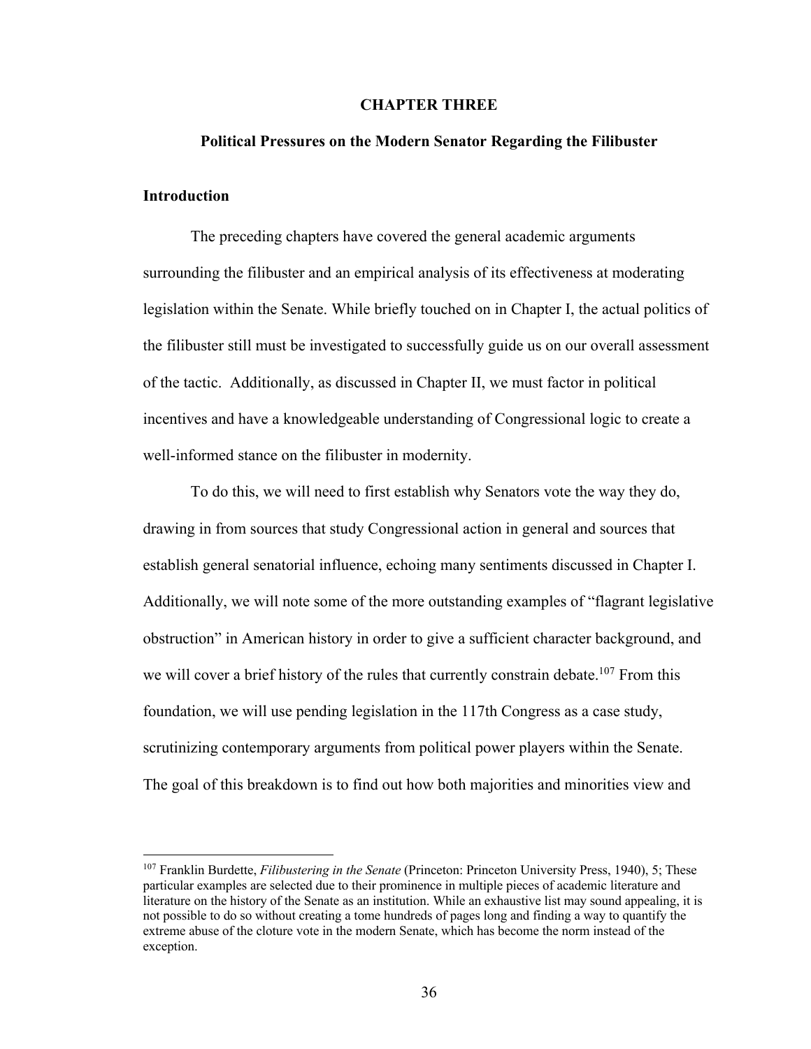# CHAPTER THREE

## Political Pressures on the Modern Senator Regarding the Filibuster

### Introduction

The preceding chapters have covered the general academic arguments surrounding the filibuster and an empirical analysis of its effectiveness at moderating legislation within the Senate. While briefly touched on in Chapter I, the actual politics of the filibuster still must be investigated to successfully guide us on our overall assessment of the tactic. Additionally, as discussed in Chapter II, we must factor in political incentives and have a knowledgeable understanding of Congressional logic to create a well-informed stance on the filibuster in modernity.

To do this, we will need to first establish why Senators vote the way they do, drawing in from sources that study Congressional action in general and sources that establish general senatorial influence, echoing many sentiments discussed in Chapter I. Additionally, we will note some of the more outstanding examples of "flagrant legislative obstruction" in American history in order to give a sufficient character background, and we will cover a brief history of the rules that currently constrain debate.[107] From this foundation, we will use pending legislation in the 117th Congress as a case study, scrutinizing contemporary arguments from political power players within the Senate. The goal of this breakdown is to find out how both majorities and minorities view and

---

[107] Franklin Burdette, *Filibustering in the Senate* (Princeton: Princeton University Press, 1940), 5; These particular examples are selected due to their prominence in multiple pieces of academic literature and literature on the history of the Senate as an institution. While an exhaustive list may sound appealing, it is not possible to do so without creating a tome hundreds of pages long and finding a way to quantify the extreme abuse of the cloture vote in the modern Senate, which has become the norm instead of the exception.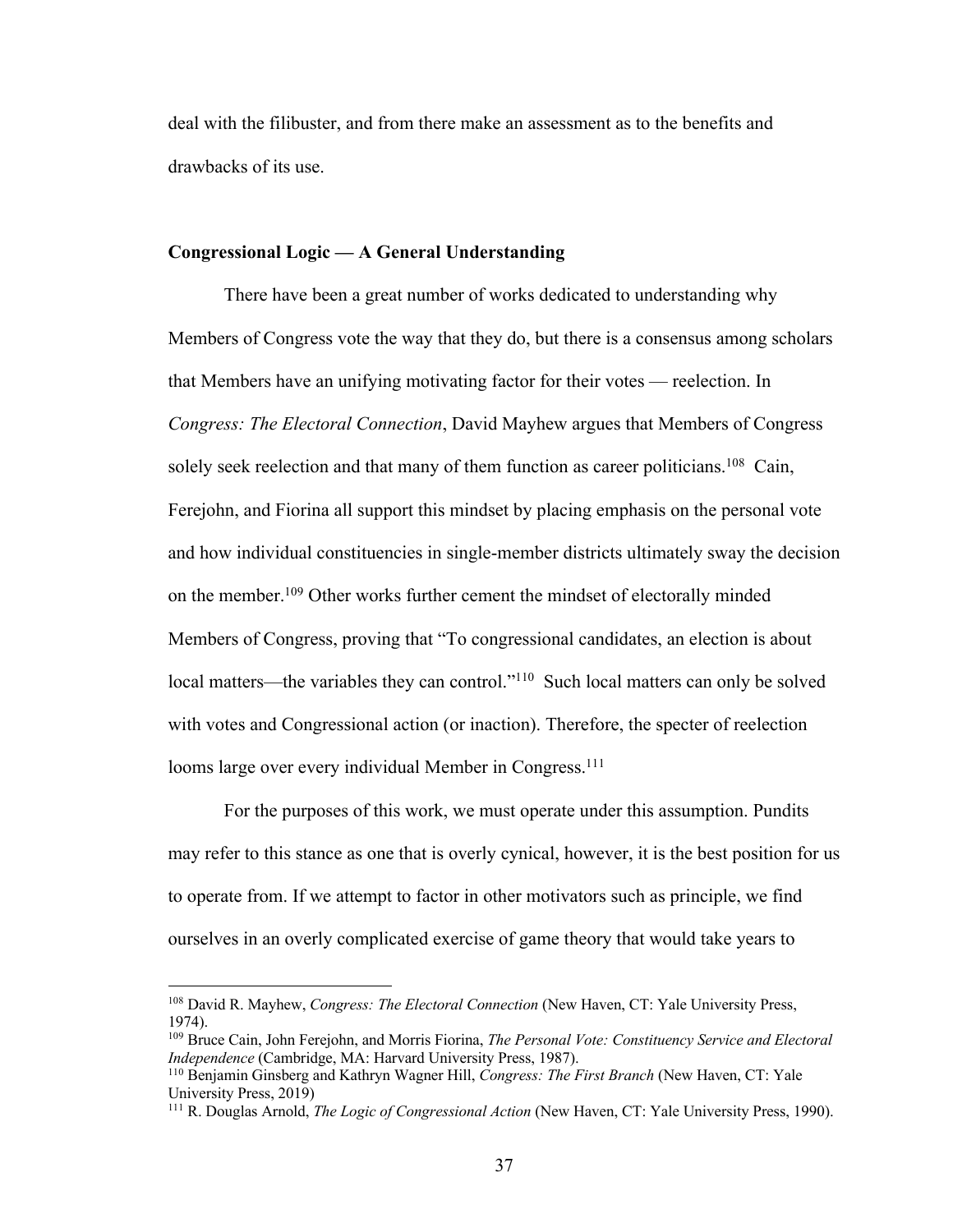deal with the filibuster, and from there make an assessment as to the benefits and drawbacks of its use.

### Congressional Logic — A General Understanding

There have been a great number of works dedicated to understanding why Members of Congress vote the way that they do, but there is a consensus among scholars that Members have an unifying motivating factor for their votes — reelection. In *Congress: The Electoral Connection*, David Mayhew argues that Members of Congress solely seek reelection and that many of them function as career politicians.[108] Cain, Ferejohn, and Fiorina all support this mindset by placing emphasis on the personal vote and how individual constituencies in single-member districts ultimately sway the decision on the member.[109] Other works further cement the mindset of electorally minded Members of Congress, proving that "To congressional candidates, an election is about local matters—the variables they can control."[110] Such local matters can only be solved with votes and Congressional action (or inaction). Therefore, the specter of reelection looms large over every individual Member in Congress.[111]

For the purposes of this work, we must operate under this assumption. Pundits may refer to this stance as one that is overly cynical, however, it is the best position for us to operate from. If we attempt to factor in other motivators such as principle, we find ourselves in an overly complicated exercise of game theory that would take years to

---

[108] David R. Mayhew, *Congress: The Electoral Connection* (New Haven, CT: Yale University Press, 1974).

[109] Bruce Cain, John Ferejohn, and Morris Fiorina, *The Personal Vote: Constituency Service and Electoral Independence* (Cambridge, MA: Harvard University Press, 1987).

[110] Benjamin Ginsberg and Kathryn Wagner Hill, *Congress: The First Branch* (New Haven, CT: Yale University Press, 2019)

[111] R. Douglas Arnold, *The Logic of Congressional Action* (New Haven, CT: Yale University Press, 1990).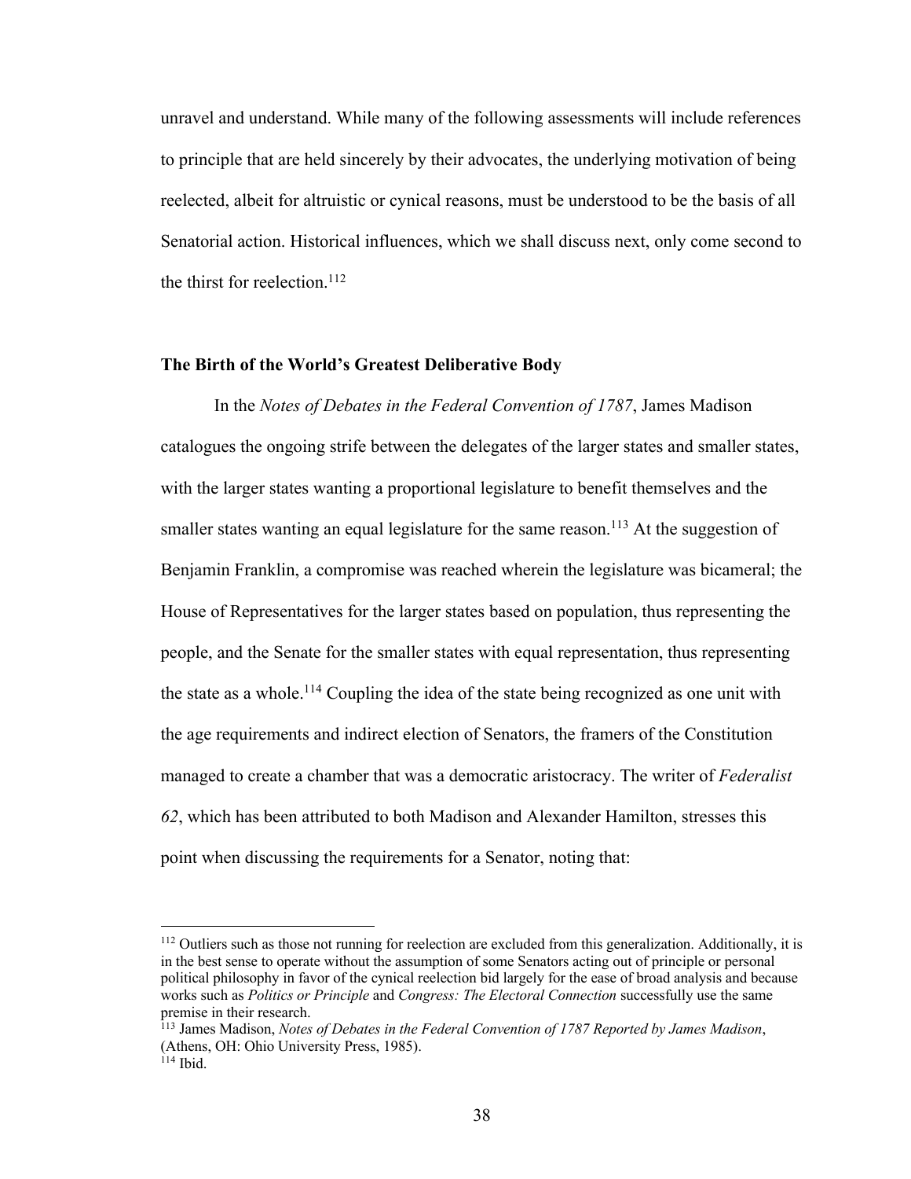unravel and understand. While many of the following assessments will include references to principle that are held sincerely by their advocates, the underlying motivation of being reelected, albeit for altruistic or cynical reasons, must be understood to be the basis of all Senatorial action. Historical influences, which we shall discuss next, only come second to the thirst for reelection.[112]

**The Birth of the World's Greatest Deliberative Body**

In the *Notes of Debates in the Federal Convention of 1787*, James Madison catalogues the ongoing strife between the delegates of the larger states and smaller states, with the larger states wanting a proportional legislature to benefit themselves and the smaller states wanting an equal legislature for the same reason.[113] At the suggestion of Benjamin Franklin, a compromise was reached wherein the legislature was bicameral; the House of Representatives for the larger states based on population, thus representing the people, and the Senate for the smaller states with equal representation, thus representing the state as a whole.[114] Coupling the idea of the state being recognized as one unit with the age requirements and indirect election of Senators, the framers of the Constitution managed to create a chamber that was a democratic aristocracy. The writer of *Federalist 62*, which has been attributed to both Madison and Alexander Hamilton, stresses this point when discussing the requirements for a Senator, noting that:

---

[112] Outliers such as those not running for reelection are excluded from this generalization. Additionally, it is in the best sense to operate without the assumption of some Senators acting out of principle or personal political philosophy in favor of the cynical reelection bid largely for the ease of broad analysis and because works such as *Politics or Principle* and *Congress: The Electoral Connection* successfully use the same premise in their research.

[113] James Madison, *Notes of Debates in the Federal Convention of 1787 Reported by James Madison*, (Athens, OH: Ohio University Press, 1985).

[114] Ibid.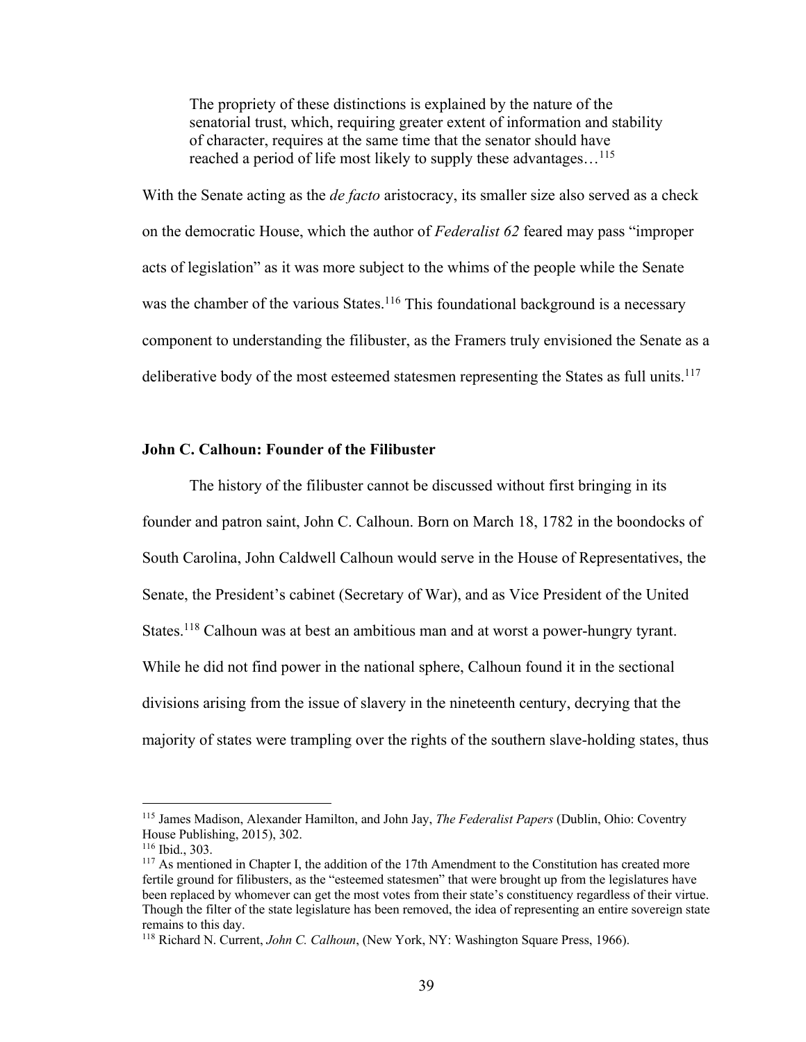> The propriety of these distinctions is explained by the nature of the senatorial trust, which, requiring greater extent of information and stability of character, requires at the same time that the senator should have reached a period of life most likely to supply these advantages…[115]

With the Senate acting as the *de facto* aristocracy, its smaller size also served as a check on the democratic House, which the author of *Federalist 62* feared may pass "improper acts of legislation" as it was more subject to the whims of the people while the Senate was the chamber of the various States.[116] This foundational background is a necessary component to understanding the filibuster, as the Framers truly envisioned the Senate as a deliberative body of the most esteemed statesmen representing the States as full units.[117]

### John C. Calhoun: Founder of the Filibuster

The history of the filibuster cannot be discussed without first bringing in its founder and patron saint, John C. Calhoun. Born on March 18, 1782 in the boondocks of South Carolina, John Caldwell Calhoun would serve in the House of Representatives, the Senate, the President's cabinet (Secretary of War), and as Vice President of the United States.[118] Calhoun was at best an ambitious man and at worst a power-hungry tyrant. While he did not find power in the national sphere, Calhoun found it in the sectional divisions arising from the issue of slavery in the nineteenth century, decrying that the majority of states were trampling over the rights of the southern slave-holding states, thus

---

[115] James Madison, Alexander Hamilton, and John Jay, *The Federalist Papers* (Dublin, Ohio: Coventry House Publishing, 2015), 302.

[116] Ibid., 303.

[117] As mentioned in Chapter I, the addition of the 17th Amendment to the Constitution has created more fertile ground for filibusters, as the "esteemed statesmen" that were brought up from the legislatures have been replaced by whomever can get the most votes from their state's constituency regardless of their virtue. Though the filter of the state legislature has been removed, the idea of representing an entire sovereign state remains to this day.

[118] Richard N. Current, *John C. Calhoun*, (New York, NY: Washington Square Press, 1966).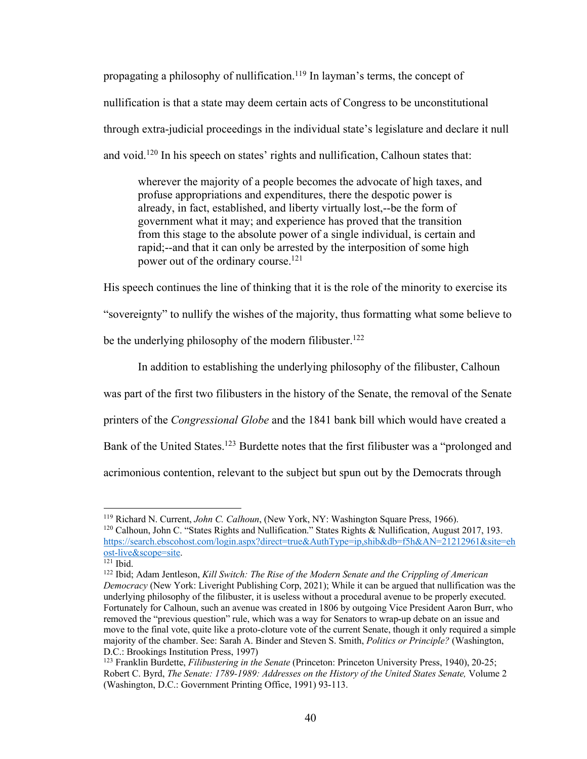propagating a philosophy of nullification.[119] In layman's terms, the concept of nullification is that a state may deem certain acts of Congress to be unconstitutional through extra-judicial proceedings in the individual state's legislature and declare it null and void.[120] In his speech on states' rights and nullification, Calhoun states that:

> wherever the majority of a people becomes the advocate of high taxes, and profuse appropriations and expenditures, there the despotic power is already, in fact, established, and liberty virtually lost,--be the form of government what it may; and experience has proved that the transition from this stage to the absolute power of a single individual, is certain and rapid;--and that it can only be arrested by the interposition of some high power out of the ordinary course.[121]

His speech continues the line of thinking that it is the role of the minority to exercise its "sovereignty" to nullify the wishes of the majority, thus formatting what some believe to be the underlying philosophy of the modern filibuster.[122]

In addition to establishing the underlying philosophy of the filibuster, Calhoun was part of the first two filibusters in the history of the Senate, the removal of the Senate printers of the *Congressional Globe* and the 1841 bank bill which would have created a Bank of the United States.[123] Burdette notes that the first filibuster was a "prolonged and acrimonious contention, relevant to the subject but spun out by the Democrats through

---

[119] Richard N. Current, *John C. Calhoun*, (New York, NY: Washington Square Press, 1966).

[120] Calhoun, John C. "States Rights and Nullification." States Rights & Nullification, August 2017, 193. https://search.ebscohost.com/login.aspx?direct=true&AuthType=ip,shib&db=f5h&AN=21212961&site=ehost-live&scope=site.

[121] Ibid.

[122] Ibid; Adam Jentleson, *Kill Switch: The Rise of the Modern Senate and the Crippling of American Democracy* (New York: Liveright Publishing Corp, 2021); While it can be argued that nullification was the underlying philosophy of the filibuster, it is useless without a procedural avenue to be properly executed. Fortunately for Calhoun, such an avenue was created in 1806 by outgoing Vice President Aaron Burr, who removed the "previous question" rule, which was a way for Senators to wrap-up debate on an issue and move to the final vote, quite like a proto-cloture vote of the current Senate, though it only required a simple majority of the chamber. See: Sarah A. Binder and Steven S. Smith, *Politics or Principle?* (Washington, D.C.: Brookings Institution Press, 1997)

[123] Franklin Burdette, *Filibustering in the Senate* (Princeton: Princeton University Press, 1940), 20-25; Robert C. Byrd, *The Senate: 1789-1989: Addresses on the History of the United States Senate,* Volume 2 (Washington, D.C.: Government Printing Office, 1991) 93-113.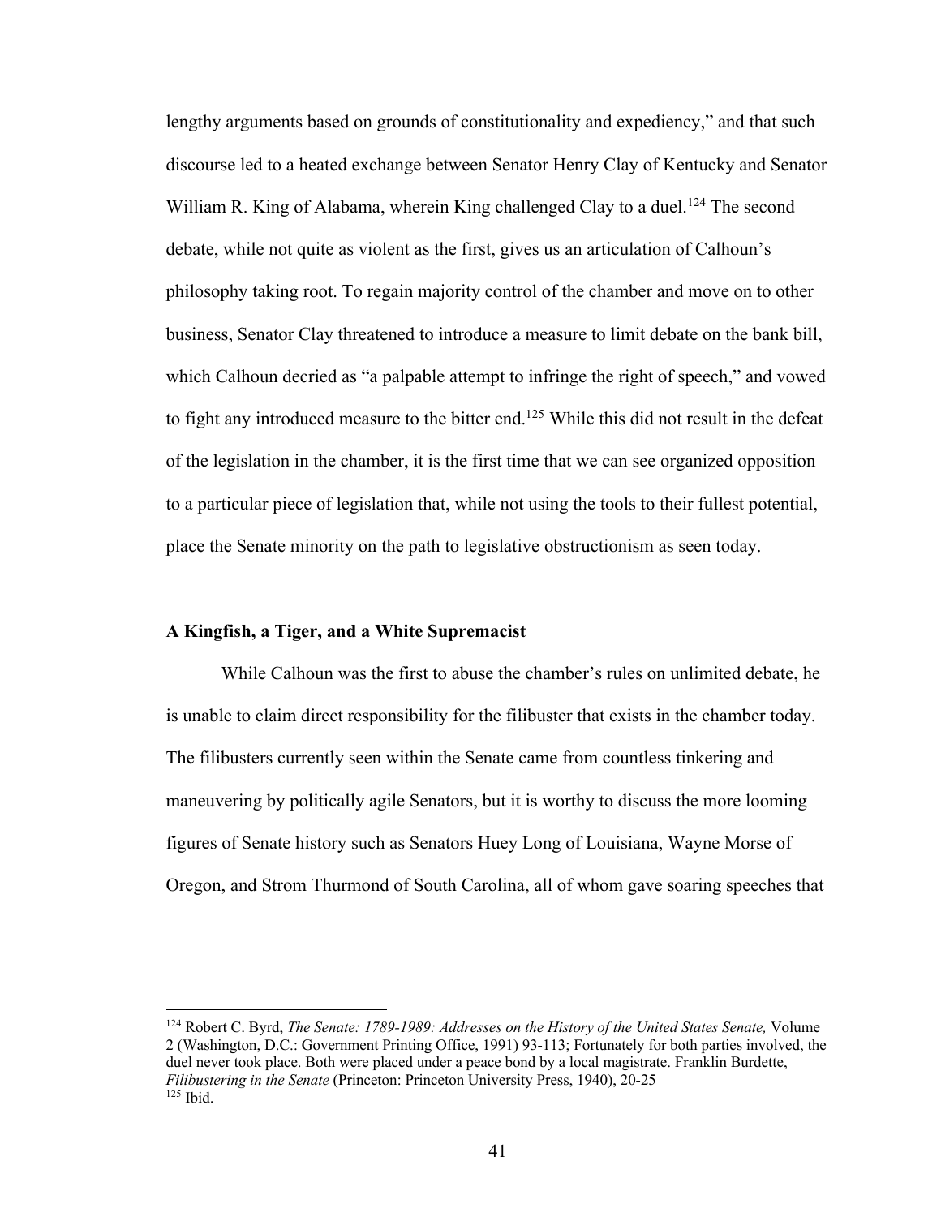lengthy arguments based on grounds of constitutionality and expediency," and that such discourse led to a heated exchange between Senator Henry Clay of Kentucky and Senator William R. King of Alabama, wherein King challenged Clay to a duel.[124] The second debate, while not quite as violent as the first, gives us an articulation of Calhoun's philosophy taking root. To regain majority control of the chamber and move on to other business, Senator Clay threatened to introduce a measure to limit debate on the bank bill, which Calhoun decried as "a palpable attempt to infringe the right of speech," and vowed to fight any introduced measure to the bitter end.[125] While this did not result in the defeat of the legislation in the chamber, it is the first time that we can see organized opposition to a particular piece of legislation that, while not using the tools to their fullest potential, place the Senate minority on the path to legislative obstructionism as seen today.

### A Kingfish, a Tiger, and a White Supremacist

While Calhoun was the first to abuse the chamber's rules on unlimited debate, he is unable to claim direct responsibility for the filibuster that exists in the chamber today. The filibusters currently seen within the Senate came from countless tinkering and maneuvering by politically agile Senators, but it is worthy to discuss the more looming figures of Senate history such as Senators Huey Long of Louisiana, Wayne Morse of Oregon, and Strom Thurmond of South Carolina, all of whom gave soaring speeches that

---

[124] Robert C. Byrd, *The Senate: 1789-1989: Addresses on the History of the United States Senate,* Volume 2 (Washington, D.C.: Government Printing Office, 1991) 93-113; Fortunately for both parties involved, the duel never took place. Both were placed under a peace bond by a local magistrate. Franklin Burdette, *Filibustering in the Senate* (Princeton: Princeton University Press, 1940), 20-25

[125] Ibid.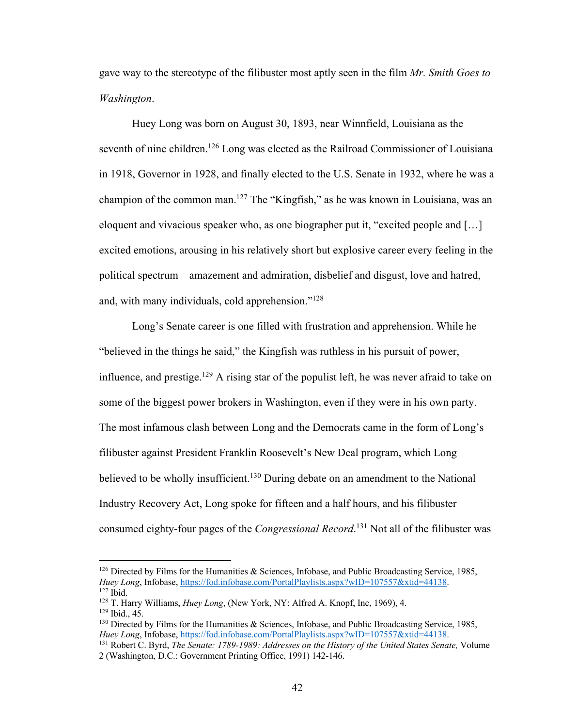gave way to the stereotype of the filibuster most aptly seen in the film *Mr. Smith Goes to Washington*.

Huey Long was born on August 30, 1893, near Winnfield, Louisiana as the seventh of nine children.[126] Long was elected as the Railroad Commissioner of Louisiana in 1918, Governor in 1928, and finally elected to the U.S. Senate in 1932, where he was a champion of the common man.[127] The "Kingfish," as he was known in Louisiana, was an eloquent and vivacious speaker who, as one biographer put it, "excited people and […] excited emotions, arousing in his relatively short but explosive career every feeling in the political spectrum—amazement and admiration, disbelief and disgust, love and hatred, and, with many individuals, cold apprehension."[128]

Long's Senate career is one filled with frustration and apprehension. While he "believed in the things he said," the Kingfish was ruthless in his pursuit of power, influence, and prestige.[129] A rising star of the populist left, he was never afraid to take on some of the biggest power brokers in Washington, even if they were in his own party. The most infamous clash between Long and the Democrats came in the form of Long's filibuster against President Franklin Roosevelt's New Deal program, which Long believed to be wholly insufficient.[130] During debate on an amendment to the National Industry Recovery Act, Long spoke for fifteen and a half hours, and his filibuster consumed eighty-four pages of the *Congressional Record*.[131] Not all of the filibuster was

---

[126] Directed by Films for the Humanities & Sciences, Infobase, and Public Broadcasting Service, 1985, *Huey Long*, Infobase, https://fod.infobase.com/PortalPlaylists.aspx?wID=107557&xtid=44138.

[127] Ibid.

[128] T. Harry Williams, *Huey Long*, (New York, NY: Alfred A. Knopf, Inc, 1969), 4.

[129] Ibid., 45.

[130] Directed by Films for the Humanities & Sciences, Infobase, and Public Broadcasting Service, 1985, *Huey Long*, Infobase, https://fod.infobase.com/PortalPlaylists.aspx?wID=107557&xtid=44138.

[131] Robert C. Byrd, *The Senate: 1789-1989: Addresses on the History of the United States Senate,* Volume 2 (Washington, D.C.: Government Printing Office, 1991) 142-146.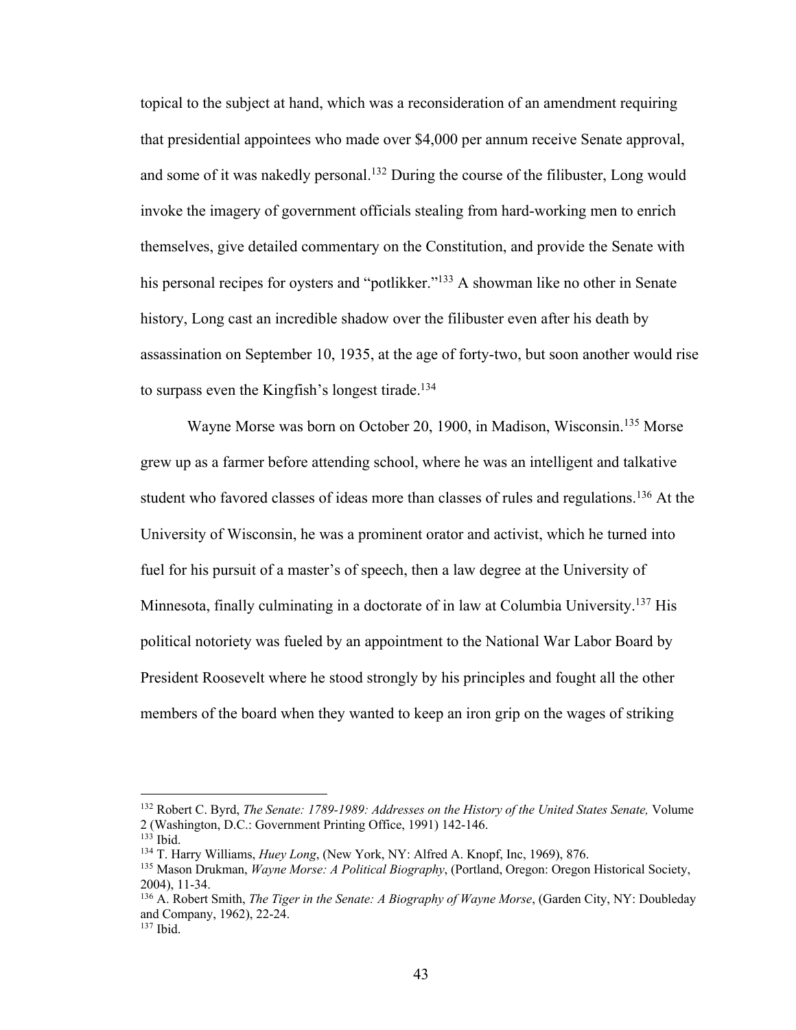topical to the subject at hand, which was a reconsideration of an amendment requiring that presidential appointees who made over $4,000 per annum receive Senate approval, and some of it was nakedly personal.[132] During the course of the filibuster, Long would invoke the imagery of government officials stealing from hard-working men to enrich themselves, give detailed commentary on the Constitution, and provide the Senate with his personal recipes for oysters and "potlikker."[133] A showman like no other in Senate history, Long cast an incredible shadow over the filibuster even after his death by assassination on September 10, 1935, at the age of forty-two, but soon another would rise to surpass even the Kingfish's longest tirade.[134]

Wayne Morse was born on October 20, 1900, in Madison, Wisconsin.[135] Morse grew up as a farmer before attending school, where he was an intelligent and talkative student who favored classes of ideas more than classes of rules and regulations.[136] At the University of Wisconsin, he was a prominent orator and activist, which he turned into fuel for his pursuit of a master's of speech, then a law degree at the University of Minnesota, finally culminating in a doctorate of in law at Columbia University.[137] His political notoriety was fueled by an appointment to the National War Labor Board by President Roosevelt where he stood strongly by his principles and fought all the other members of the board when they wanted to keep an iron grip on the wages of striking

---

[132] Robert C. Byrd, *The Senate: 1789-1989: Addresses on the History of the United States Senate,* Volume 2 (Washington, D.C.: Government Printing Office, 1991) 142-146.

[133] Ibid.

[134] T. Harry Williams, *Huey Long*, (New York, NY: Alfred A. Knopf, Inc, 1969), 876.

[135] Mason Drukman, *Wayne Morse: A Political Biography*, (Portland, Oregon: Oregon Historical Society, 2004), 11-34.

[136] A. Robert Smith, *The Tiger in the Senate: A Biography of Wayne Morse*, (Garden City, NY: Doubleday and Company, 1962), 22-24.

[137] Ibid.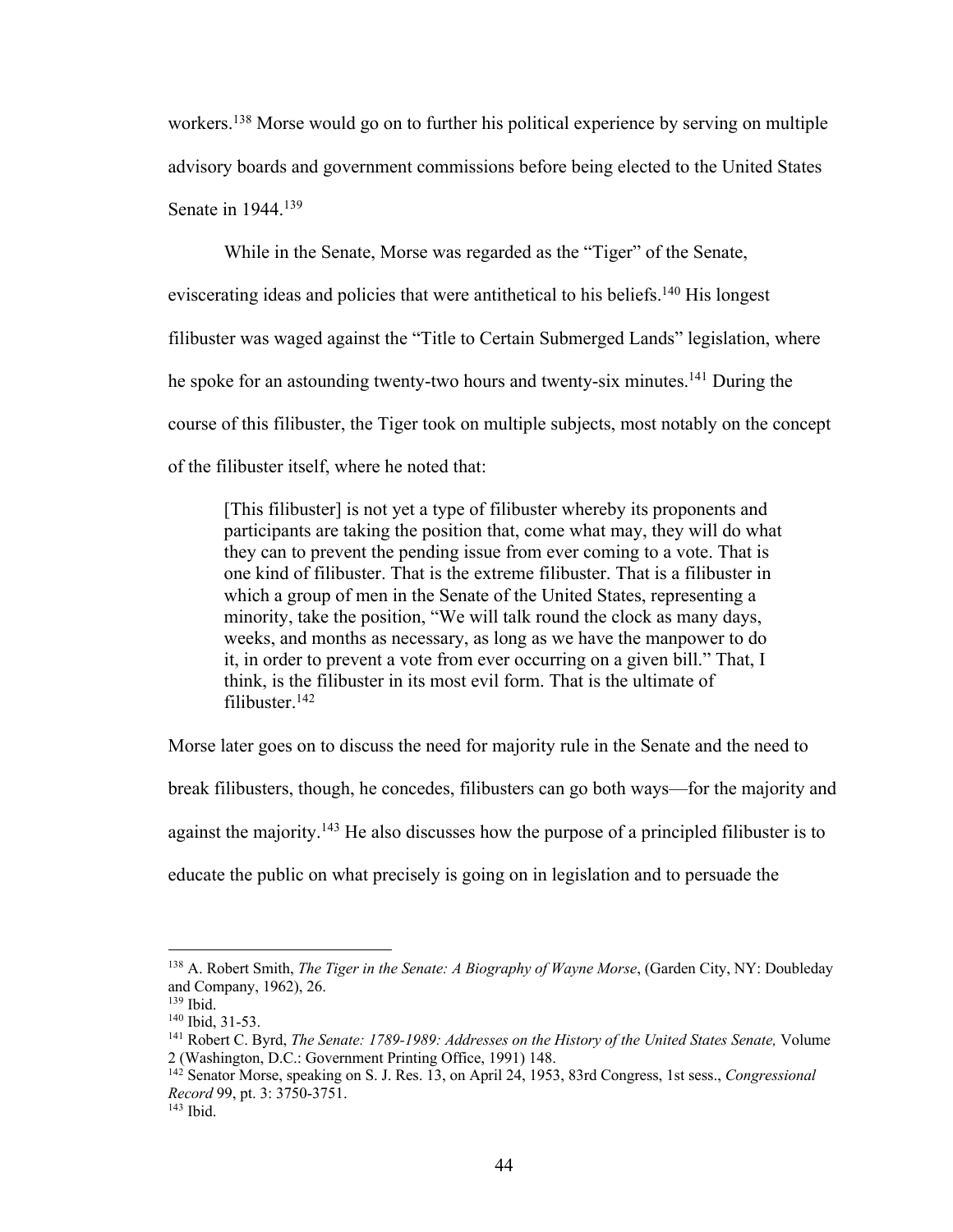workers.[138] Morse would go on to further his political experience by serving on multiple advisory boards and government commissions before being elected to the United States Senate in 1944.[139]

While in the Senate, Morse was regarded as the "Tiger" of the Senate, eviscerating ideas and policies that were antithetical to his beliefs.[140] His longest filibuster was waged against the "Title to Certain Submerged Lands" legislation, where he spoke for an astounding twenty-two hours and twenty-six minutes.[141] During the course of this filibuster, the Tiger took on multiple subjects, most notably on the concept of the filibuster itself, where he noted that:

> [This filibuster] is not yet a type of filibuster whereby its proponents and participants are taking the position that, come what may, they will do what they can to prevent the pending issue from ever coming to a vote. That is one kind of filibuster. That is the extreme filibuster. That is a filibuster in which a group of men in the Senate of the United States, representing a minority, take the position, "We will talk round the clock as many days, weeks, and months as necessary, as long as we have the manpower to do it, in order to prevent a vote from ever occurring on a given bill." That, I think, is the filibuster in its most evil form. That is the ultimate of filibuster.[142]

Morse later goes on to discuss the need for majority rule in the Senate and the need to break filibusters, though, he concedes, filibusters can go both ways—for the majority and against the majority.[143] He also discusses how the purpose of a principled filibuster is to educate the public on what precisely is going on in legislation and to persuade the

---

[138] A. Robert Smith, *The Tiger in the Senate: A Biography of Wayne Morse*, (Garden City, NY: Doubleday and Company, 1962), 26.

[139] Ibid.

[140] Ibid, 31-53.

[141] Robert C. Byrd, *The Senate: 1789-1989: Addresses on the History of the United States Senate,* Volume 2 (Washington, D.C.: Government Printing Office, 1991) 148.

[142] Senator Morse, speaking on S. J. Res. 13, on April 24, 1953, 83rd Congress, 1st sess., *Congressional Record* 99, pt. 3: 3750-3751.

[143] Ibid.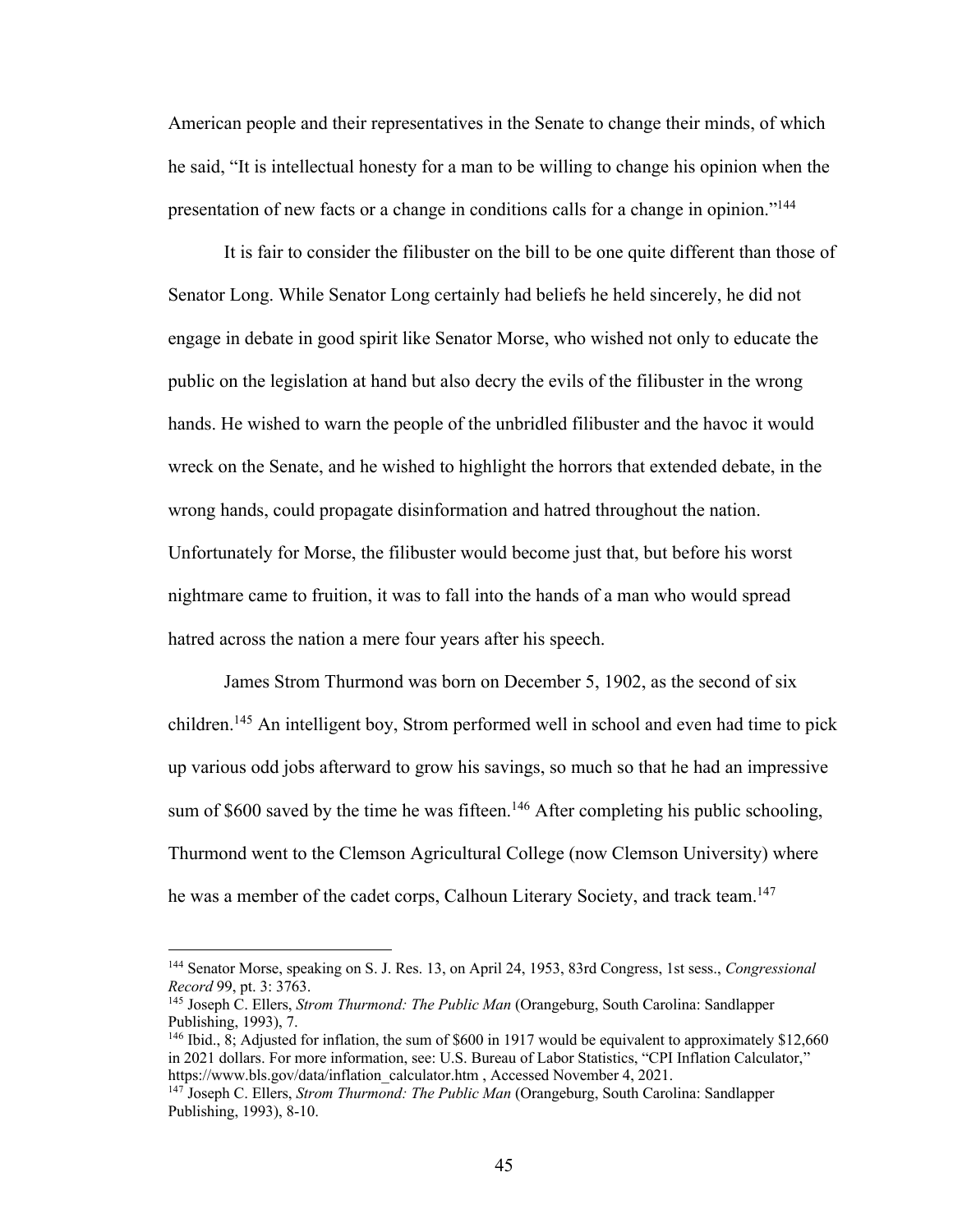American people and their representatives in the Senate to change their minds, of which he said, "It is intellectual honesty for a man to be willing to change his opinion when the presentation of new facts or a change in conditions calls for a change in opinion."[144]

It is fair to consider the filibuster on the bill to be one quite different than those of Senator Long. While Senator Long certainly had beliefs he held sincerely, he did not engage in debate in good spirit like Senator Morse, who wished not only to educate the public on the legislation at hand but also decry the evils of the filibuster in the wrong hands. He wished to warn the people of the unbridled filibuster and the havoc it would wreck on the Senate, and he wished to highlight the horrors that extended debate, in the wrong hands, could propagate disinformation and hatred throughout the nation. Unfortunately for Morse, the filibuster would become just that, but before his worst nightmare came to fruition, it was to fall into the hands of a man who would spread hatred across the nation a mere four years after his speech.

James Strom Thurmond was born on December 5, 1902, as the second of six children.[145] An intelligent boy, Strom performed well in school and even had time to pick up various odd jobs afterward to grow his savings, so much so that he had an impressive sum of $600 saved by the time he was fifteen.[146] After completing his public schooling, Thurmond went to the Clemson Agricultural College (now Clemson University) where he was a member of the cadet corps, Calhoun Literary Society, and track team.[147]

---

[144] Senator Morse, speaking on S. J. Res. 13, on April 24, 1953, 83rd Congress, 1st sess., *Congressional Record* 99, pt. 3: 3763.

[145] Joseph C. Ellers, *Strom Thurmond: The Public Man* (Orangeburg, South Carolina: Sandlapper Publishing, 1993), 7.

[146] Ibid., 8; Adjusted for inflation, the sum of $600 in 1917 would be equivalent to approximately $12,660 in 2021 dollars. For more information, see: U.S. Bureau of Labor Statistics, "CPI Inflation Calculator," https://www.bls.gov/data/inflation_calculator.htm , Accessed November 4, 2021.

[147] Joseph C. Ellers, *Strom Thurmond: The Public Man* (Orangeburg, South Carolina: Sandlapper Publishing, 1993), 8-10.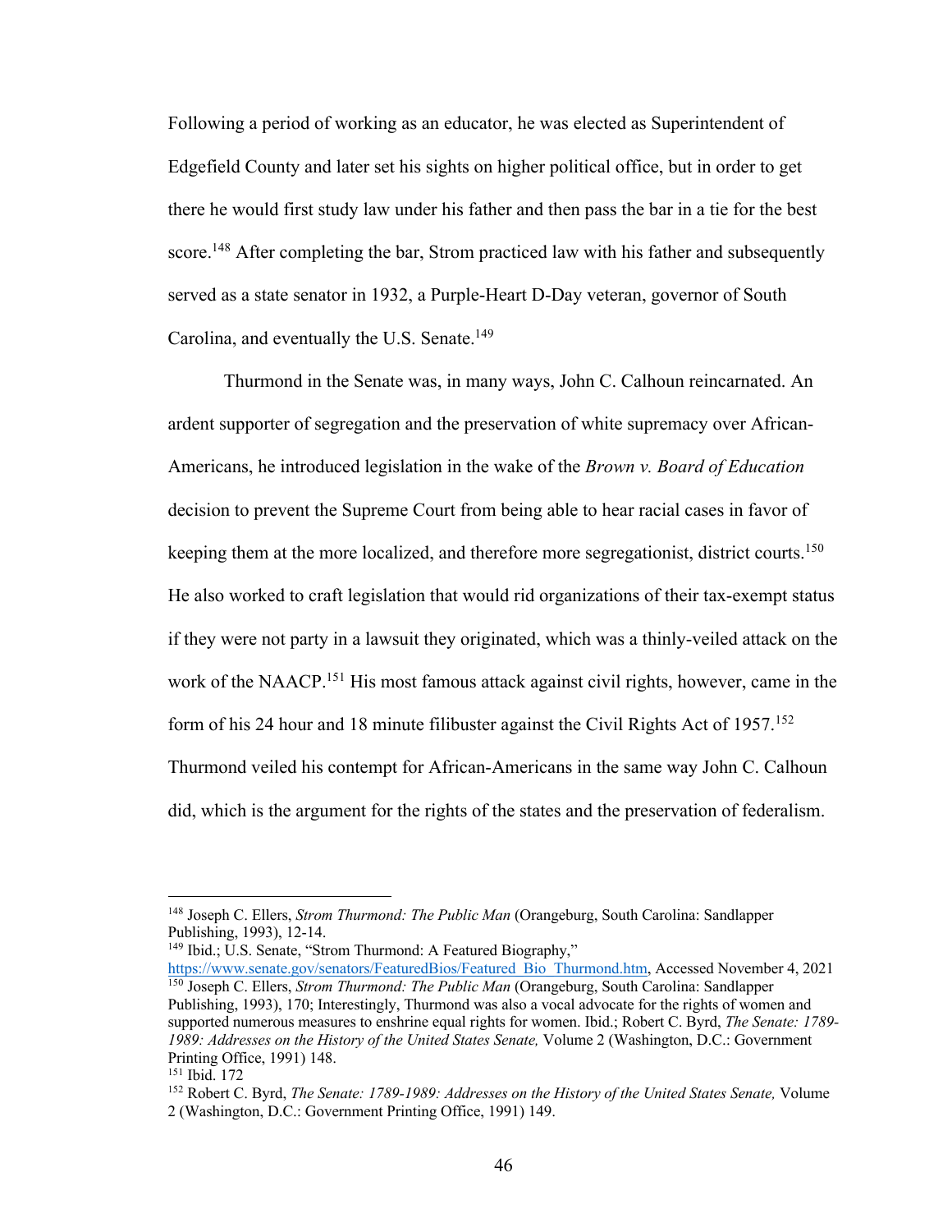Following a period of working as an educator, he was elected as Superintendent of Edgefield County and later set his sights on higher political office, but in order to get there he would first study law under his father and then pass the bar in a tie for the best score.[148] After completing the bar, Strom practiced law with his father and subsequently served as a state senator in 1932, a Purple-Heart D-Day veteran, governor of South Carolina, and eventually the U.S. Senate.[149]

Thurmond in the Senate was, in many ways, John C. Calhoun reincarnated. An ardent supporter of segregation and the preservation of white supremacy over African-Americans, he introduced legislation in the wake of the *Brown v. Board of Education* decision to prevent the Supreme Court from being able to hear racial cases in favor of keeping them at the more localized, and therefore more segregationist, district courts.[150] He also worked to craft legislation that would rid organizations of their tax-exempt status if they were not party in a lawsuit they originated, which was a thinly-veiled attack on the work of the NAACP.[151] His most famous attack against civil rights, however, came in the form of his 24 hour and 18 minute filibuster against the Civil Rights Act of 1957.[152] Thurmond veiled his contempt for African-Americans in the same way John C. Calhoun did, which is the argument for the rights of the states and the preservation of federalism.

---

[148] Joseph C. Ellers, *Strom Thurmond: The Public Man* (Orangeburg, South Carolina: Sandlapper Publishing, 1993), 12-14.

[149] Ibid.; U.S. Senate, "Strom Thurmond: A Featured Biography," https://www.senate.gov/senators/FeaturedBios/Featured_Bio_Thurmond.htm, Accessed November 4, 2021

[150] Joseph C. Ellers, *Strom Thurmond: The Public Man* (Orangeburg, South Carolina: Sandlapper Publishing, 1993), 170; Interestingly, Thurmond was also a vocal advocate for the rights of women and supported numerous measures to enshrine equal rights for women. Ibid.; Robert C. Byrd, *The Senate: 1789-1989: Addresses on the History of the United States Senate,* Volume 2 (Washington, D.C.: Government Printing Office, 1991) 148.

[151] Ibid. 172

[152] Robert C. Byrd, *The Senate: 1789-1989: Addresses on the History of the United States Senate,* Volume 2 (Washington, D.C.: Government Printing Office, 1991) 149.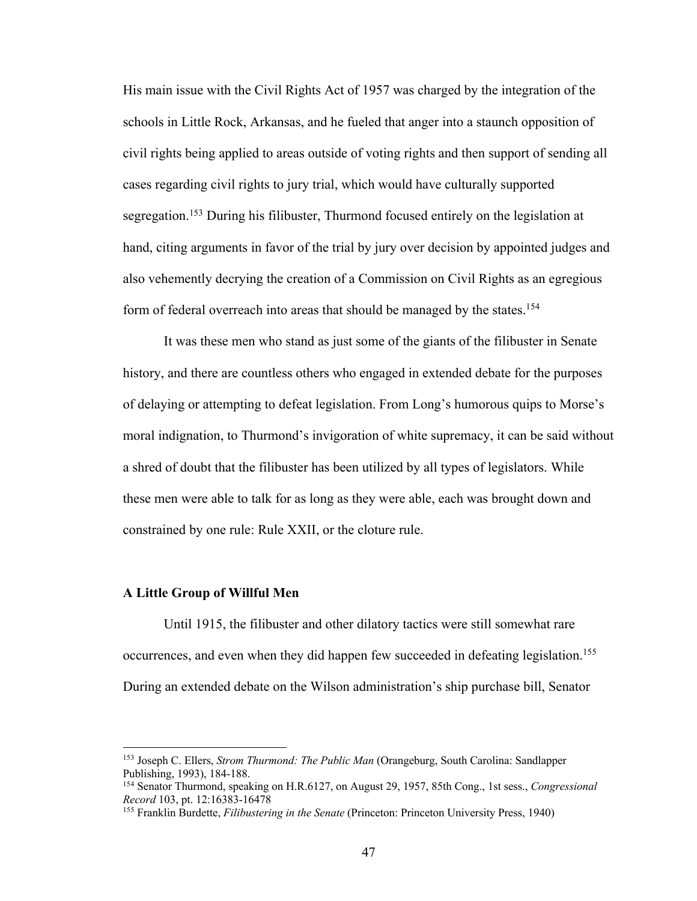His main issue with the Civil Rights Act of 1957 was charged by the integration of the schools in Little Rock, Arkansas, and he fueled that anger into a staunch opposition of civil rights being applied to areas outside of voting rights and then support of sending all cases regarding civil rights to jury trial, which would have culturally supported segregation.[153] During his filibuster, Thurmond focused entirely on the legislation at hand, citing arguments in favor of the trial by jury over decision by appointed judges and also vehemently decrying the creation of a Commission on Civil Rights as an egregious form of federal overreach into areas that should be managed by the states.[154]

It was these men who stand as just some of the giants of the filibuster in Senate history, and there are countless others who engaged in extended debate for the purposes of delaying or attempting to defeat legislation. From Long's humorous quips to Morse's moral indignation, to Thurmond's invigoration of white supremacy, it can be said without a shred of doubt that the filibuster has been utilized by all types of legislators. While these men were able to talk for as long as they were able, each was brought down and constrained by one rule: Rule XXII, or the cloture rule.

### A Little Group of Willful Men

Until 1915, the filibuster and other dilatory tactics were still somewhat rare occurrences, and even when they did happen few succeeded in defeating legislation.[155] During an extended debate on the Wilson administration's ship purchase bill, Senator

---

[153] Joseph C. Ellers, *Strom Thurmond: The Public Man* (Orangeburg, South Carolina: Sandlapper Publishing, 1993), 184-188.

[154] Senator Thurmond, speaking on H.R.6127, on August 29, 1957, 85th Cong., 1st sess., *Congressional Record* 103, pt. 12:16383-16478

[155] Franklin Burdette, *Filibustering in the Senate* (Princeton: Princeton University Press, 1940)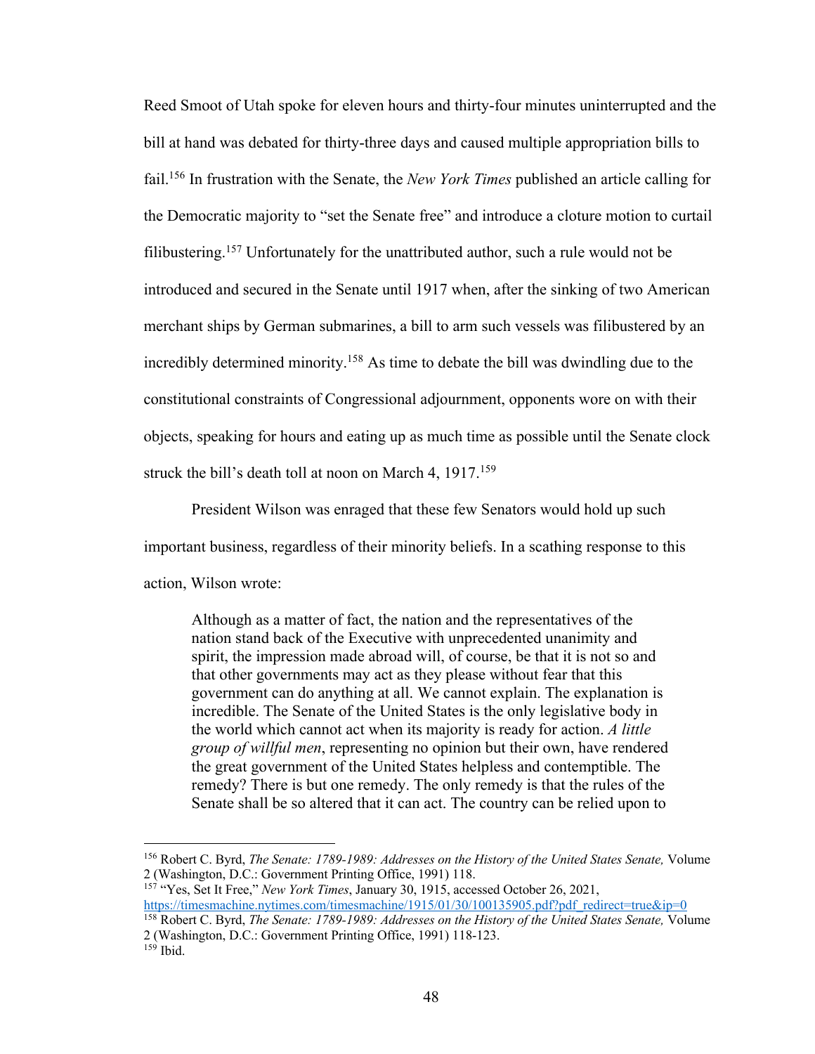Reed Smoot of Utah spoke for eleven hours and thirty-four minutes uninterrupted and the bill at hand was debated for thirty-three days and caused multiple appropriation bills to fail.[156] In frustration with the Senate, the *New York Times* published an article calling for the Democratic majority to "set the Senate free" and introduce a cloture motion to curtail filibustering.[157] Unfortunately for the unattributed author, such a rule would not be introduced and secured in the Senate until 1917 when, after the sinking of two American merchant ships by German submarines, a bill to arm such vessels was filibustered by an incredibly determined minority.[158] As time to debate the bill was dwindling due to the constitutional constraints of Congressional adjournment, opponents wore on with their objects, speaking for hours and eating up as much time as possible until the Senate clock struck the bill's death toll at noon on March 4, 1917.[159]

President Wilson was enraged that these few Senators would hold up such important business, regardless of their minority beliefs. In a scathing response to this action, Wilson wrote:

> Although as a matter of fact, the nation and the representatives of the nation stand back of the Executive with unprecedented unanimity and spirit, the impression made abroad will, of course, be that it is not so and that other governments may act as they please without fear that this government can do anything at all. We cannot explain. The explanation is incredible. The Senate of the United States is the only legislative body in the world which cannot act when its majority is ready for action. *A little group of willful men*, representing no opinion but their own, have rendered the great government of the United States helpless and contemptible. The remedy? There is but one remedy. The only remedy is that the rules of the Senate shall be so altered that it can act. The country can be relied upon to

---

[156] Robert C. Byrd, *The Senate: 1789-1989: Addresses on the History of the United States Senate,* Volume 2 (Washington, D.C.: Government Printing Office, 1991) 118.

[157] "Yes, Set It Free," *New York Times*, January 30, 1915, accessed October 26, 2021, https://timesmachine.nytimes.com/timesmachine/1915/01/30/100135905.pdf?pdf_redirect=true&ip=0

[158] Robert C. Byrd, *The Senate: 1789-1989: Addresses on the History of the United States Senate,* Volume 2 (Washington, D.C.: Government Printing Office, 1991) 118-123.

[159] Ibid.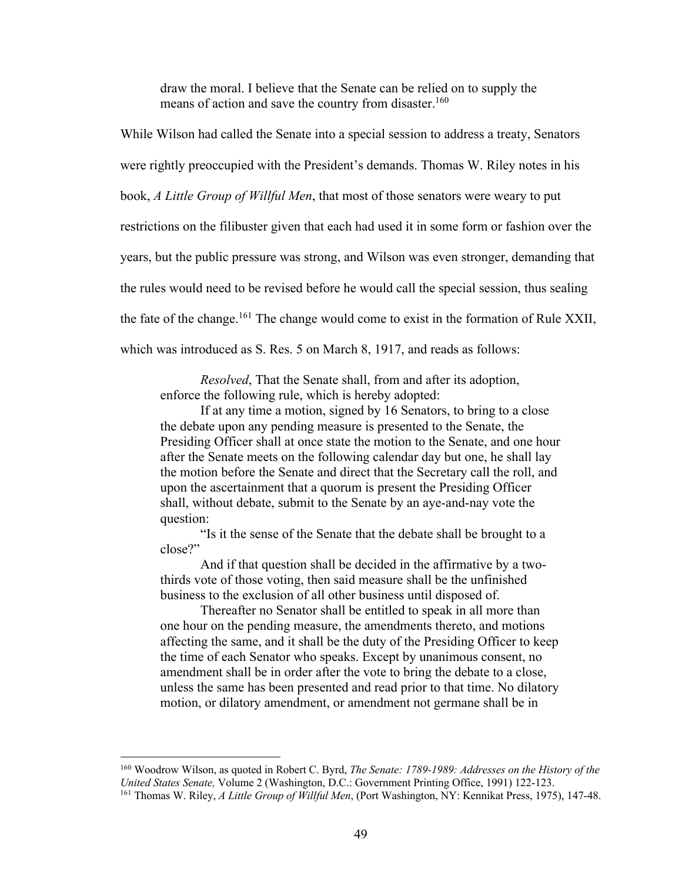> draw the moral. I believe that the Senate can be relied on to supply the means of action and save the country from disaster.[160]

While Wilson had called the Senate into a special session to address a treaty, Senators were rightly preoccupied with the President's demands. Thomas W. Riley notes in his book, *A Little Group of Willful Men*, that most of those senators were weary to put restrictions on the filibuster given that each had used it in some form or fashion over the years, but the public pressure was strong, and Wilson was even stronger, demanding that the rules would need to be revised before he would call the special session, thus sealing the fate of the change.[161] The change would come to exist in the formation of Rule XXII, which was introduced as S. Res. 5 on March 8, 1917, and reads as follows:

> *Resolved*, That the Senate shall, from and after its adoption, enforce the following rule, which is hereby adopted:
>
> If at any time a motion, signed by 16 Senators, to bring to a close the debate upon any pending measure is presented to the Senate, the Presiding Officer shall at once state the motion to the Senate, and one hour after the Senate meets on the following calendar day but one, he shall lay the motion before the Senate and direct that the Secretary call the roll, and upon the ascertainment that a quorum is present the Presiding Officer shall, without debate, submit to the Senate by an aye-and-nay vote the question:
>
> "Is it the sense of the Senate that the debate shall be brought to a close?"
>
> And if that question shall be decided in the affirmative by a two-thirds vote of those voting, then said measure shall be the unfinished business to the exclusion of all other business until disposed of.
>
> Thereafter no Senator shall be entitled to speak in all more than one hour on the pending measure, the amendments thereto, and motions affecting the same, and it shall be the duty of the Presiding Officer to keep the time of each Senator who speaks. Except by unanimous consent, no amendment shall be in order after the vote to bring the debate to a close, unless the same has been presented and read prior to that time. No dilatory motion, or dilatory amendment, or amendment not germane shall be in

---

[160] Woodrow Wilson, as quoted in Robert C. Byrd, *The Senate: 1789-1989: Addresses on the History of the United States Senate,* Volume 2 (Washington, D.C.: Government Printing Office, 1991) 122-123.

[161] Thomas W. Riley, *A Little Group of Willful Men*, (Port Washington, NY: Kennikat Press, 1975), 147-48.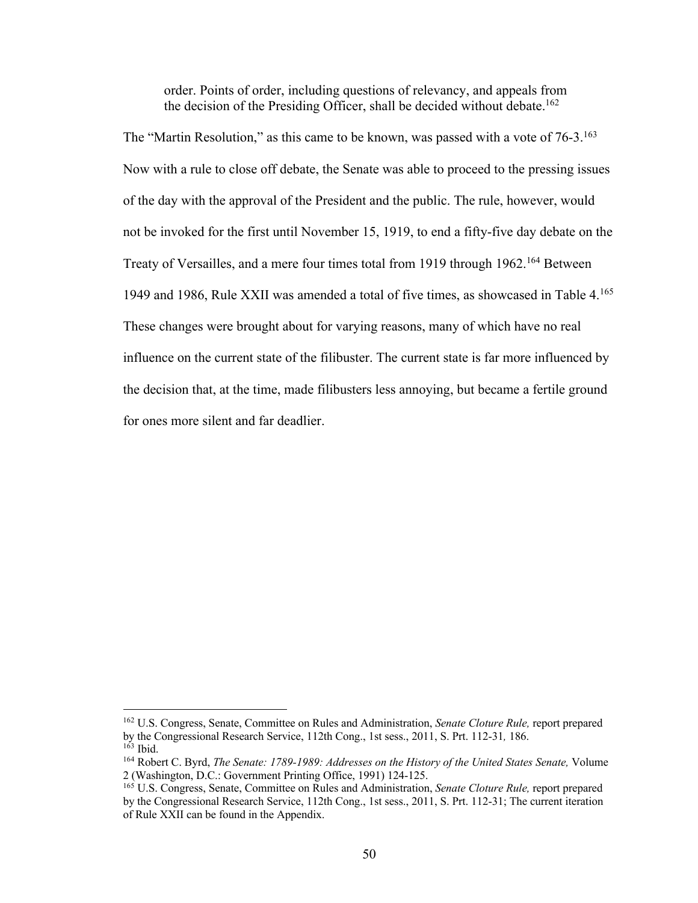> order. Points of order, including questions of relevancy, and appeals from the decision of the Presiding Officer, shall be decided without debate.[162]

The "Martin Resolution," as this came to be known, was passed with a vote of 76-3.[163] Now with a rule to close off debate, the Senate was able to proceed to the pressing issues of the day with the approval of the President and the public. The rule, however, would not be invoked for the first until November 15, 1919, to end a fifty-five day debate on the Treaty of Versailles, and a mere four times total from 1919 through 1962.[164] Between 1949 and 1986, Rule XXII was amended a total of five times, as showcased in Table 4.[165] These changes were brought about for varying reasons, many of which have no real influence on the current state of the filibuster. The current state is far more influenced by the decision that, at the time, made filibusters less annoying, but became a fertile ground for ones more silent and far deadlier.

---

[162] U.S. Congress, Senate, Committee on Rules and Administration, *Senate Cloture Rule,* report prepared by the Congressional Research Service, 112th Cong., 1st sess., 2011, S. Prt. 112-31*,* 186.

[163] Ibid.

[164] Robert C. Byrd, *The Senate: 1789-1989: Addresses on the History of the United States Senate,* Volume 2 (Washington, D.C.: Government Printing Office, 1991) 124-125.

[165] U.S. Congress, Senate, Committee on Rules and Administration, *Senate Cloture Rule,* report prepared by the Congressional Research Service, 112th Cong., 1st sess., 2011, S. Prt. 112-31; The current iteration of Rule XXII can be found in the Appendix.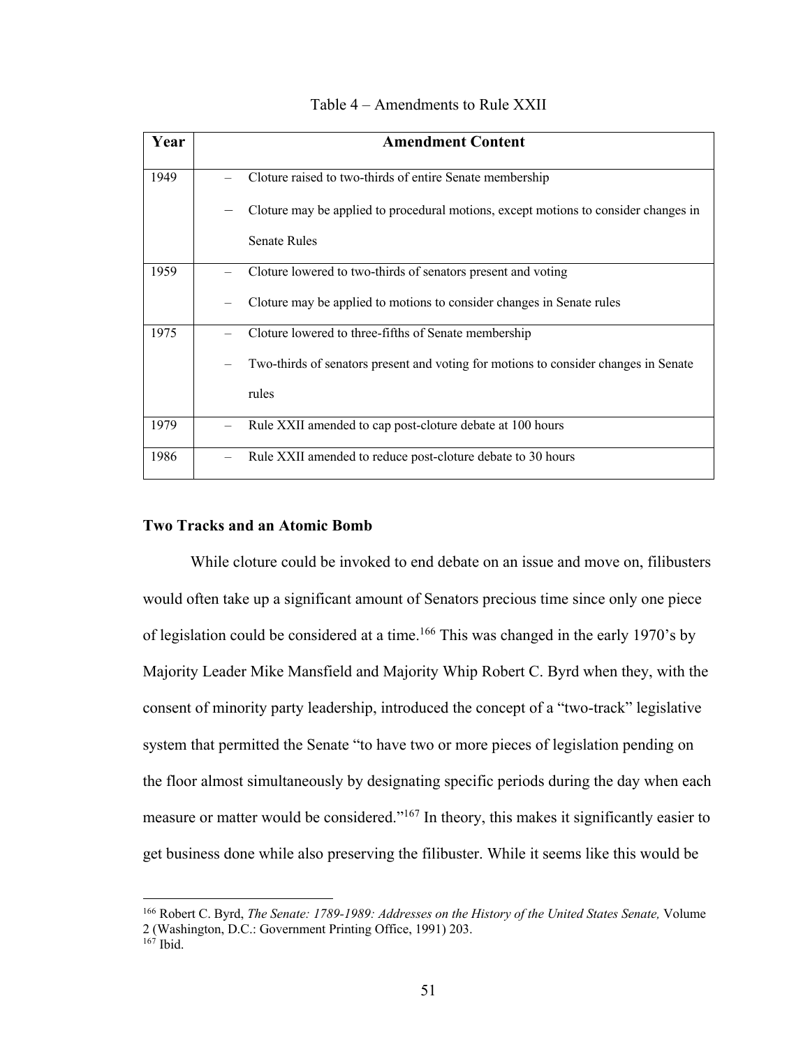Table 4 – Amendments to Rule XXII

| Year | Amendment Content |
|---|---|
| 1949 | – Cloture raised to two-thirds of entire Senate membership<br>– Cloture may be applied to procedural motions, except motions to consider changes in Senate Rules |
| 1959 | – Cloture lowered to two-thirds of senators present and voting<br>– Cloture may be applied to motions to consider changes in Senate rules |
| 1975 | – Cloture lowered to three-fifths of Senate membership<br>– Two-thirds of senators present and voting for motions to consider changes in Senate rules |
| 1979 | – Rule XXII amended to cap post-cloture debate at 100 hours |
| 1986 | – Rule XXII amended to reduce post-cloture debate to 30 hours |

### Two Tracks and an Atomic Bomb

While cloture could be invoked to end debate on an issue and move on, filibusters would often take up a significant amount of Senators precious time since only one piece of legislation could be considered at a time.[166] This was changed in the early 1970's by Majority Leader Mike Mansfield and Majority Whip Robert C. Byrd when they, with the consent of minority party leadership, introduced the concept of a "two-track" legislative system that permitted the Senate "to have two or more pieces of legislation pending on the floor almost simultaneously by designating specific periods during the day when each measure or matter would be considered."[167] In theory, this makes it significantly easier to get business done while also preserving the filibuster. While it seems like this would be

[166] Robert C. Byrd, *The Senate: 1789-1989: Addresses on the History of the United States Senate,* Volume 2 (Washington, D.C.: Government Printing Office, 1991) 203.

[167] Ibid.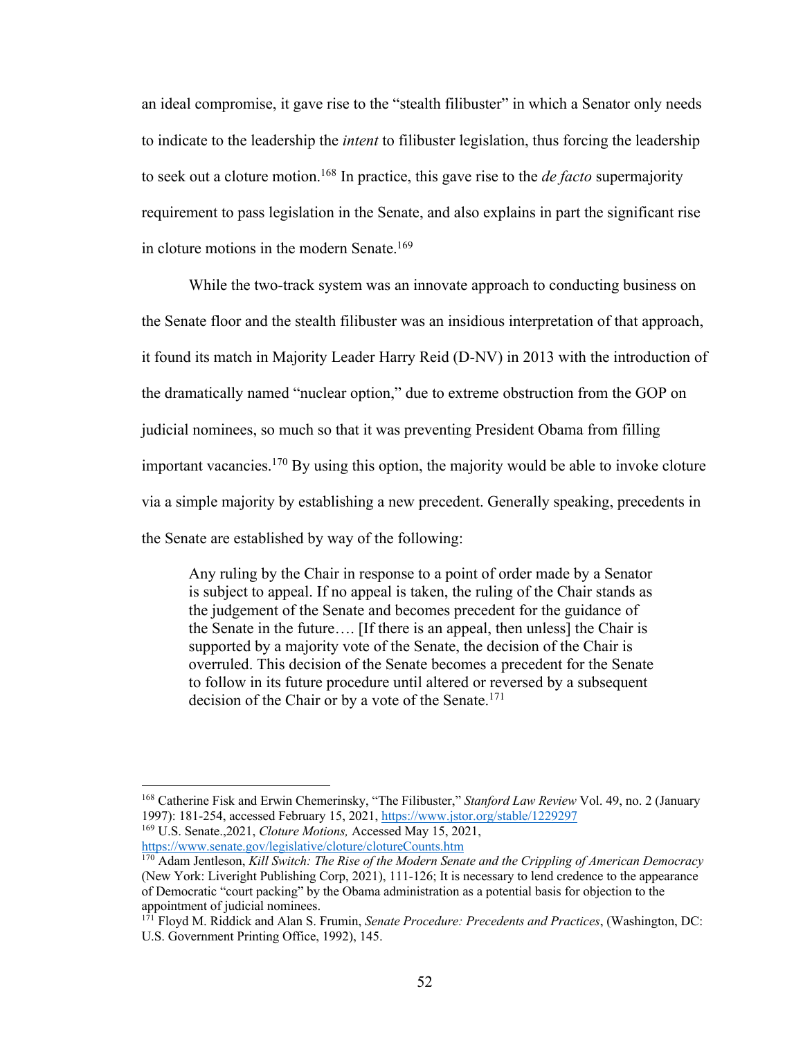an ideal compromise, it gave rise to the "stealth filibuster" in which a Senator only needs to indicate to the leadership the *intent* to filibuster legislation, thus forcing the leadership to seek out a cloture motion.[168] In practice, this gave rise to the *de facto* supermajority requirement to pass legislation in the Senate, and also explains in part the significant rise in cloture motions in the modern Senate.[169]

While the two-track system was an innovate approach to conducting business on the Senate floor and the stealth filibuster was an insidious interpretation of that approach, it found its match in Majority Leader Harry Reid (D-NV) in 2013 with the introduction of the dramatically named "nuclear option," due to extreme obstruction from the GOP on judicial nominees, so much so that it was preventing President Obama from filling important vacancies.[170] By using this option, the majority would be able to invoke cloture via a simple majority by establishing a new precedent. Generally speaking, precedents in the Senate are established by way of the following:

> Any ruling by the Chair in response to a point of order made by a Senator is subject to appeal. If no appeal is taken, the ruling of the Chair stands as the judgement of the Senate and becomes precedent for the guidance of the Senate in the future…. [If there is an appeal, then unless] the Chair is supported by a majority vote of the Senate, the decision of the Chair is overruled. This decision of the Senate becomes a precedent for the Senate to follow in its future procedure until altered or reversed by a subsequent decision of the Chair or by a vote of the Senate.[171]

---

[168] Catherine Fisk and Erwin Chemerinsky, "The Filibuster," *Stanford Law Review* Vol. 49, no. 2 (January 1997): 181-254, accessed February 15, 2021, https://www.jstor.org/stable/1229297

[169] U.S. Senate.,2021, *Cloture Motions,* Accessed May 15, 2021, https://www.senate.gov/legislative/cloture/clotureCounts.htm

[170] Adam Jentleson, *Kill Switch: The Rise of the Modern Senate and the Crippling of American Democracy* (New York: Liveright Publishing Corp, 2021), 111-126; It is necessary to lend credence to the appearance of Democratic "court packing" by the Obama administration as a potential basis for objection to the appointment of judicial nominees.

[171] Floyd M. Riddick and Alan S. Frumin, *Senate Procedure: Precedents and Practices*, (Washington, DC: U.S. Government Printing Office, 1992), 145.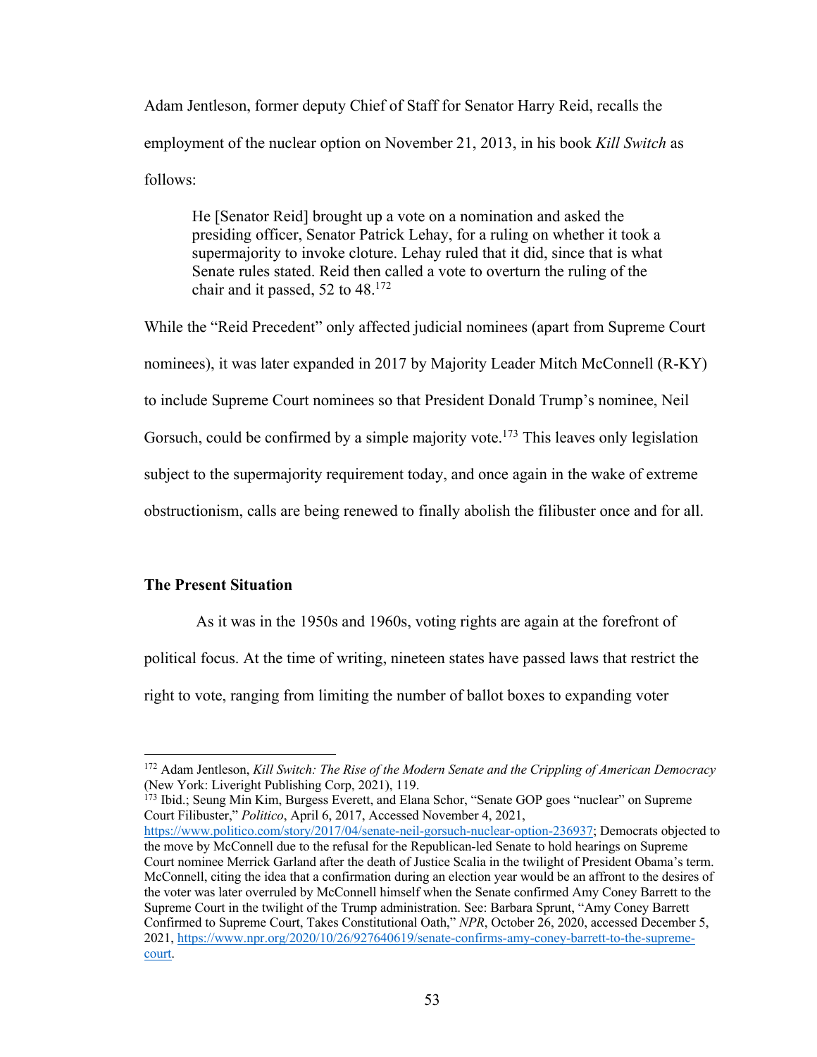Adam Jentleson, former deputy Chief of Staff for Senator Harry Reid, recalls the employment of the nuclear option on November 21, 2013, in his book *Kill Switch* as follows:

> He [Senator Reid] brought up a vote on a nomination and asked the presiding officer, Senator Patrick Lehay, for a ruling on whether it took a supermajority to invoke cloture. Lehay ruled that it did, since that is what Senate rules stated. Reid then called a vote to overturn the ruling of the chair and it passed, 52 to 48.[172]

While the "Reid Precedent" only affected judicial nominees (apart from Supreme Court nominees), it was later expanded in 2017 by Majority Leader Mitch McConnell (R-KY) to include Supreme Court nominees so that President Donald Trump's nominee, Neil Gorsuch, could be confirmed by a simple majority vote.[173] This leaves only legislation subject to the supermajority requirement today, and once again in the wake of extreme obstructionism, calls are being renewed to finally abolish the filibuster once and for all.

**The Present Situation**

As it was in the 1950s and 1960s, voting rights are again at the forefront of political focus. At the time of writing, nineteen states have passed laws that restrict the right to vote, ranging from limiting the number of ballot boxes to expanding voter

---

[172] Adam Jentleson, *Kill Switch: The Rise of the Modern Senate and the Crippling of American Democracy* (New York: Liveright Publishing Corp, 2021), 119.

[173] Ibid.; Seung Min Kim, Burgess Everett, and Elana Schor, "Senate GOP goes "nuclear" on Supreme Court Filibuster," *Politico*, April 6, 2017, Accessed November 4, 2021, https://www.politico.com/story/2017/04/senate-neil-gorsuch-nuclear-option-236937; Democrats objected to the move by McConnell due to the refusal for the Republican-led Senate to hold hearings on Supreme Court nominee Merrick Garland after the death of Justice Scalia in the twilight of President Obama's term. McConnell, citing the idea that a confirmation during an election year would be an affront to the desires of the voter was later overruled by McConnell himself when the Senate confirmed Amy Coney Barrett to the Supreme Court in the twilight of the Trump administration. See: Barbara Sprunt, "Amy Coney Barrett Confirmed to Supreme Court, Takes Constitutional Oath," *NPR*, October 26, 2020, accessed December 5, 2021, https://www.npr.org/2020/10/26/927640619/senate-confirms-amy-coney-barrett-to-the-supreme-court.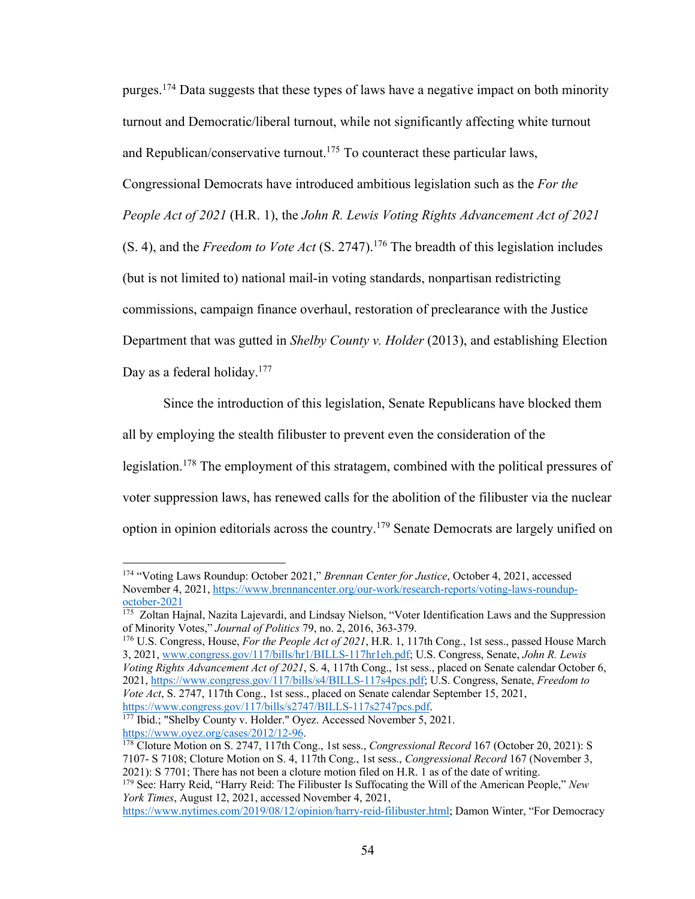purges.[174] Data suggests that these types of laws have a negative impact on both minority turnout and Democratic/liberal turnout, while not significantly affecting white turnout and Republican/conservative turnout.[175] To counteract these particular laws, Congressional Democrats have introduced ambitious legislation such as the *For the People Act of 2021* (H.R. 1), the *John R. Lewis Voting Rights Advancement Act of 2021* (S. 4), and the *Freedom to Vote Act* (S. 2747).[176] The breadth of this legislation includes (but is not limited to) national mail-in voting standards, nonpartisan redistricting commissions, campaign finance overhaul, restoration of preclearance with the Justice Department that was gutted in *Shelby County v. Holder* (2013), and establishing Election Day as a federal holiday.[177]

Since the introduction of this legislation, Senate Republicans have blocked them all by employing the stealth filibuster to prevent even the consideration of the legislation.[178] The employment of this stratagem, combined with the political pressures of voter suppression laws, has renewed calls for the abolition of the filibuster via the nuclear option in opinion editorials across the country.[179] Senate Democrats are largely unified on

---

[174] "Voting Laws Roundup: October 2021," *Brennan Center for Justice*, October 4, 2021, accessed November 4, 2021, https://www.brennancenter.org/our-work/research-reports/voting-laws-roundup-october-2021

[175] Zoltan Hajnal, Nazita Lajevardi, and Lindsay Nielson, "Voter Identification Laws and the Suppression of Minority Votes," *Journal of Politics* 79, no. 2, 2016, 363-379.

[176] U.S. Congress, House, *For the People Act of 2021*, H.R. 1, 117th Cong., 1st sess., passed House March 3, 2021, www.congress.gov/117/bills/hr1/BILLS-117hr1eh.pdf; U.S. Congress, Senate, *John R. Lewis Voting Rights Advancement Act of 2021*, S. 4, 117th Cong., 1st sess., placed on Senate calendar October 6, 2021, https://www.congress.gov/117/bills/s4/BILLS-117s4pcs.pdf; U.S. Congress, Senate, *Freedom to Vote Act*, S. 2747, 117th Cong., 1st sess., placed on Senate calendar September 15, 2021, https://www.congress.gov/117/bills/s2747/BILLS-117s2747pcs.pdf.

[177] Ibid.; "Shelby County v. Holder." Oyez. Accessed November 5, 2021. https://www.oyez.org/cases/2012/12-96.

[178] Cloture Motion on S. 2747, 117th Cong., 1st sess., *Congressional Record* 167 (October 20, 2021): S 7107- S 7108; Cloture Motion on S. 4, 117th Cong., 1st sess., *Congressional Record* 167 (November 3, 2021): S 7701; There has not been a cloture motion filed on H.R. 1 as of the date of writing.

[179] See: Harry Reid, "Harry Reid: The Filibuster Is Suffocating the Will of the American People," *New York Times*, August 12, 2021, accessed November 4, 2021, https://www.nytimes.com/2019/08/12/opinion/harry-reid-filibuster.html; Damon Winter, "For Democracy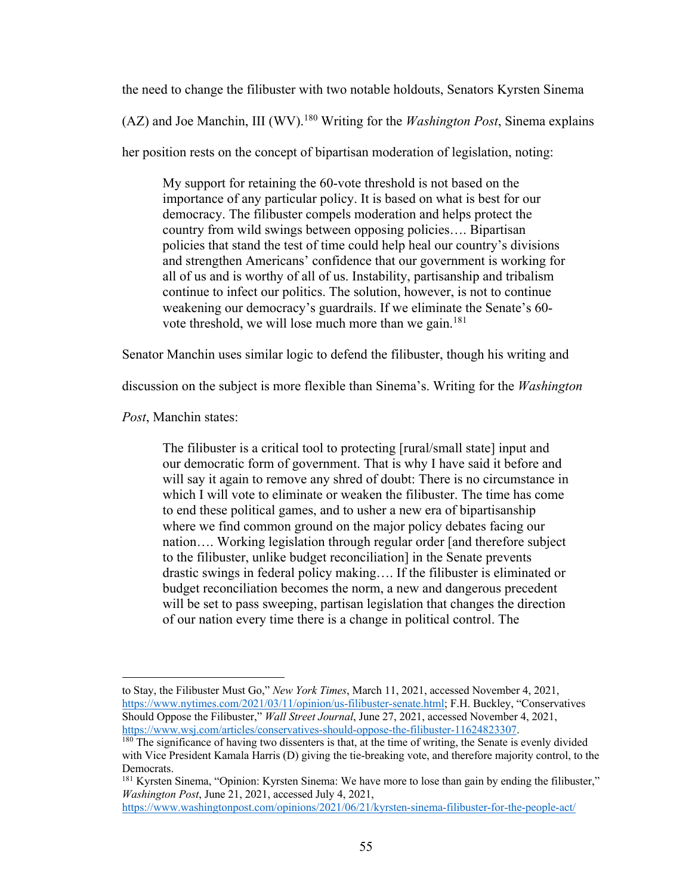the need to change the filibuster with two notable holdouts, Senators Kyrsten Sinema (AZ) and Joe Manchin, III (WV).[180] Writing for the *Washington Post*, Sinema explains her position rests on the concept of bipartisan moderation of legislation, noting:

> My support for retaining the 60-vote threshold is not based on the importance of any particular policy. It is based on what is best for our democracy. The filibuster compels moderation and helps protect the country from wild swings between opposing policies…. Bipartisan policies that stand the test of time could help heal our country's divisions and strengthen Americans' confidence that our government is working for all of us and is worthy of all of us. Instability, partisanship and tribalism continue to infect our politics. The solution, however, is not to continue weakening our democracy's guardrails. If we eliminate the Senate's 60-vote threshold, we will lose much more than we gain.[181]

Senator Manchin uses similar logic to defend the filibuster, though his writing and discussion on the subject is more flexible than Sinema's. Writing for the *Washington Post*, Manchin states:

> The filibuster is a critical tool to protecting [rural/small state] input and our democratic form of government. That is why I have said it before and will say it again to remove any shred of doubt: There is no circumstance in which I will vote to eliminate or weaken the filibuster. The time has come to end these political games, and to usher a new era of bipartisanship where we find common ground on the major policy debates facing our nation…. Working legislation through regular order [and therefore subject to the filibuster, unlike budget reconciliation] in the Senate prevents drastic swings in federal policy making…. If the filibuster is eliminated or budget reconciliation becomes the norm, a new and dangerous precedent will be set to pass sweeping, partisan legislation that changes the direction of our nation every time there is a change in political control. The

---

to Stay, the Filibuster Must Go," *New York Times*, March 11, 2021, accessed November 4, 2021, https://www.nytimes.com/2021/03/11/opinion/us-filibuster-senate.html; F.H. Buckley, "Conservatives Should Oppose the Filibuster," *Wall Street Journal*, June 27, 2021, accessed November 4, 2021, https://www.wsj.com/articles/conservatives-should-oppose-the-filibuster-11624823307.

[180] The significance of having two dissenters is that, at the time of writing, the Senate is evenly divided with Vice President Kamala Harris (D) giving the tie-breaking vote, and therefore majority control, to the Democrats.

[181] Kyrsten Sinema, "Opinion: Kyrsten Sinema: We have more to lose than gain by ending the filibuster," *Washington Post*, June 21, 2021, accessed July 4, 2021, https://www.washingtonpost.com/opinions/2021/06/21/kyrsten-sinema-filibuster-for-the-people-act/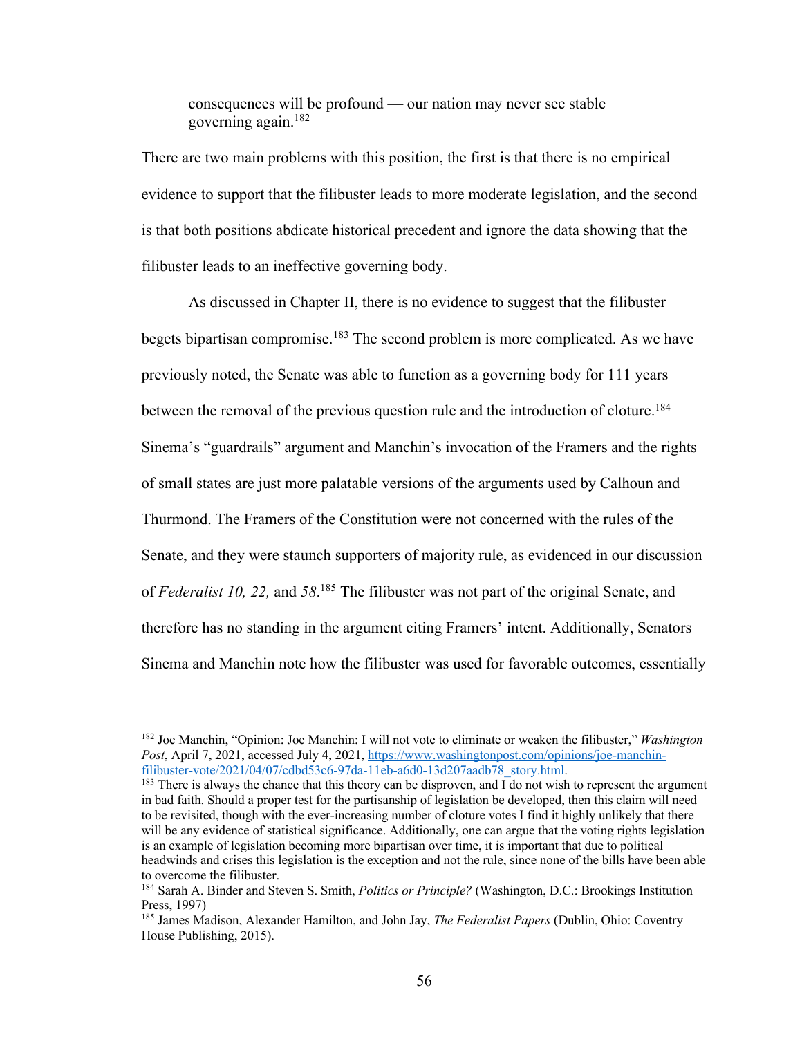> consequences will be profound — our nation may never see stable governing again.[182]

There are two main problems with this position, the first is that there is no empirical evidence to support that the filibuster leads to more moderate legislation, and the second is that both positions abdicate historical precedent and ignore the data showing that the filibuster leads to an ineffective governing body.

As discussed in Chapter II, there is no evidence to suggest that the filibuster begets bipartisan compromise.[183] The second problem is more complicated. As we have previously noted, the Senate was able to function as a governing body for 111 years between the removal of the previous question rule and the introduction of cloture.[184] Sinema's "guardrails" argument and Manchin's invocation of the Framers and the rights of small states are just more palatable versions of the arguments used by Calhoun and Thurmond. The Framers of the Constitution were not concerned with the rules of the Senate, and they were staunch supporters of majority rule, as evidenced in our discussion of *Federalist 10, 22,* and *58*.[185] The filibuster was not part of the original Senate, and therefore has no standing in the argument citing Framers' intent. Additionally, Senators Sinema and Manchin note how the filibuster was used for favorable outcomes, essentially

---

[182] Joe Manchin, "Opinion: Joe Manchin: I will not vote to eliminate or weaken the filibuster," *Washington Post*, April 7, 2021, accessed July 4, 2021, https://www.washingtonpost.com/opinions/joe-manchin-filibuster-vote/2021/04/07/cdbd53c6-97da-11eb-a6d0-13d207aadb78_story.html.

[183] There is always the chance that this theory can be disproven, and I do not wish to represent the argument in bad faith. Should a proper test for the partisanship of legislation be developed, then this claim will need to be revisited, though with the ever-increasing number of cloture votes I find it highly unlikely that there will be any evidence of statistical significance. Additionally, one can argue that the voting rights legislation is an example of legislation becoming more bipartisan over time, it is important that due to political headwinds and crises this legislation is the exception and not the rule, since none of the bills have been able to overcome the filibuster.

[184] Sarah A. Binder and Steven S. Smith, *Politics or Principle?* (Washington, D.C.: Brookings Institution Press, 1997)

[185] James Madison, Alexander Hamilton, and John Jay, *The Federalist Papers* (Dublin, Ohio: Coventry House Publishing, 2015).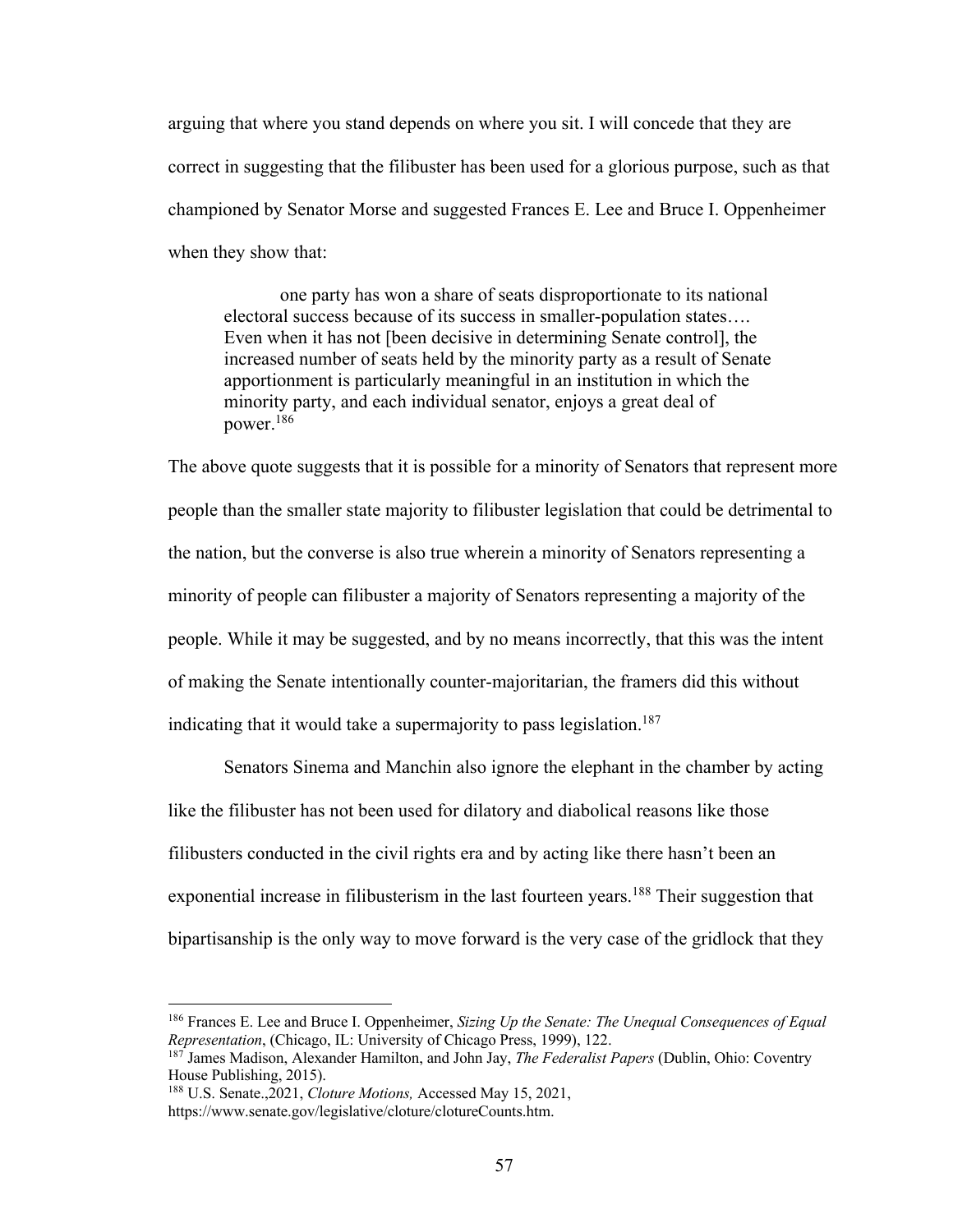arguing that where you stand depends on where you sit. I will concede that they are correct in suggesting that the filibuster has been used for a glorious purpose, such as that championed by Senator Morse and suggested Frances E. Lee and Bruce I. Oppenheimer when they show that:

> one party has won a share of seats disproportionate to its national electoral success because of its success in smaller-population states…. Even when it has not [been decisive in determining Senate control], the increased number of seats held by the minority party as a result of Senate apportionment is particularly meaningful in an institution in which the minority party, and each individual senator, enjoys a great deal of power.[186]

The above quote suggests that it is possible for a minority of Senators that represent more people than the smaller state majority to filibuster legislation that could be detrimental to the nation, but the converse is also true wherein a minority of Senators representing a minority of people can filibuster a majority of Senators representing a majority of the people. While it may be suggested, and by no means incorrectly, that this was the intent of making the Senate intentionally counter-majoritarian, the framers did this without indicating that it would take a supermajority to pass legislation.[187]

Senators Sinema and Manchin also ignore the elephant in the chamber by acting like the filibuster has not been used for dilatory and diabolical reasons like those filibusters conducted in the civil rights era and by acting like there hasn't been an exponential increase in filibusterism in the last fourteen years.[188] Their suggestion that bipartisanship is the only way to move forward is the very case of the gridlock that they

---

[186] Frances E. Lee and Bruce I. Oppenheimer, *Sizing Up the Senate: The Unequal Consequences of Equal Representation*, (Chicago, IL: University of Chicago Press, 1999), 122.

[187] James Madison, Alexander Hamilton, and John Jay, *The Federalist Papers* (Dublin, Ohio: Coventry House Publishing, 2015).

[188] U.S. Senate.,2021, *Cloture Motions,* Accessed May 15, 2021, https://www.senate.gov/legislative/cloture/clotureCounts.htm.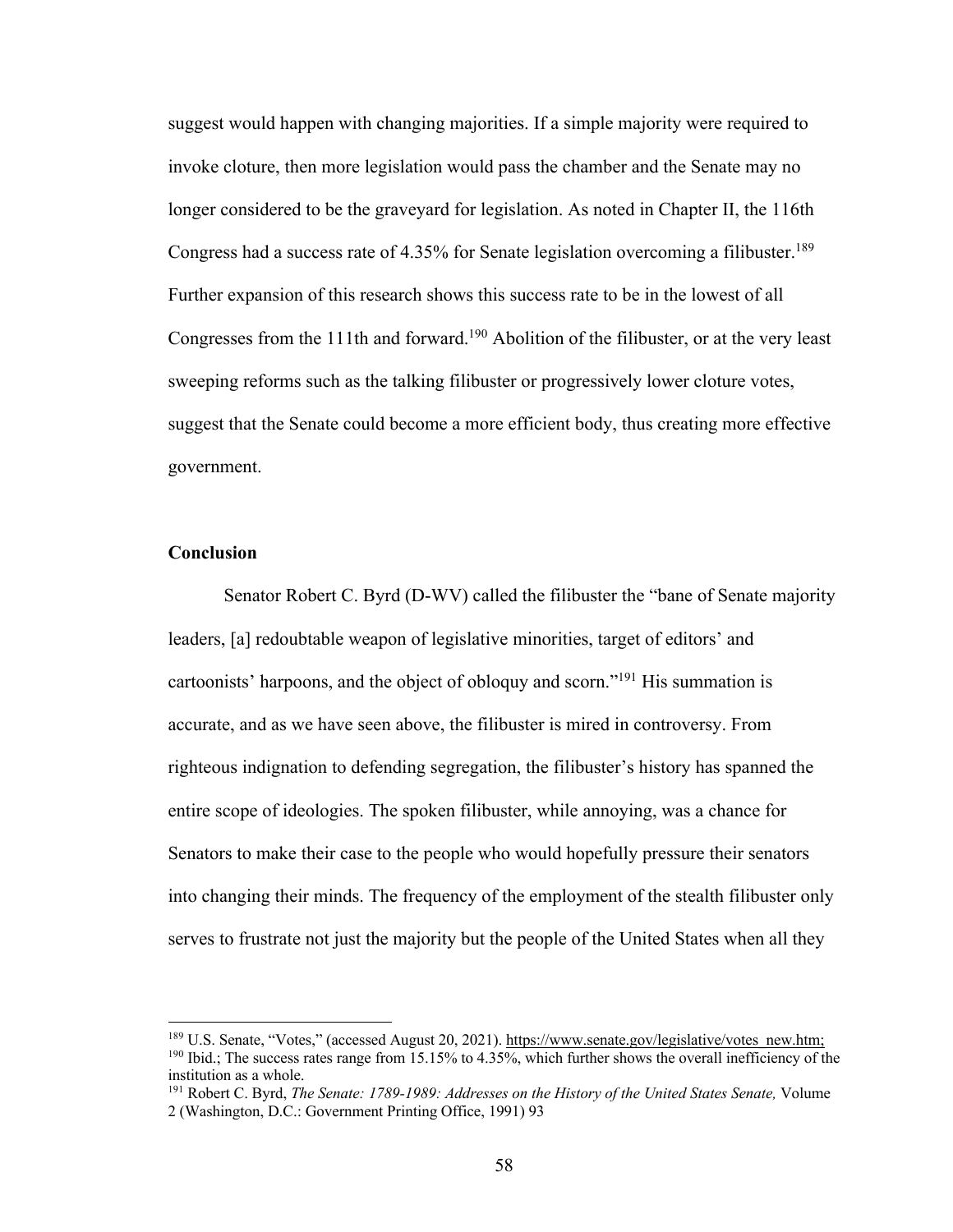suggest would happen with changing majorities. If a simple majority were required to invoke cloture, then more legislation would pass the chamber and the Senate may no longer considered to be the graveyard for legislation. As noted in Chapter II, the 116th Congress had a success rate of 4.35% for Senate legislation overcoming a filibuster.[189] Further expansion of this research shows this success rate to be in the lowest of all Congresses from the 111th and forward.[190] Abolition of the filibuster, or at the very least sweeping reforms such as the talking filibuster or progressively lower cloture votes, suggest that the Senate could become a more efficient body, thus creating more effective government.

## Conclusion

Senator Robert C. Byrd (D-WV) called the filibuster the "bane of Senate majority leaders, [a] redoubtable weapon of legislative minorities, target of editors' and cartoonists' harpoons, and the object of obloquy and scorn."[191] His summation is accurate, and as we have seen above, the filibuster is mired in controversy. From righteous indignation to defending segregation, the filibuster's history has spanned the entire scope of ideologies. The spoken filibuster, while annoying, was a chance for Senators to make their case to the people who would hopefully pressure their senators into changing their minds. The frequency of the employment of the stealth filibuster only serves to frustrate not just the majority but the people of the United States when all they

---

[189] U.S. Senate, "Votes," (accessed August 20, 2021). https://www.senate.gov/legislative/votes_new.htm;

[190] Ibid.; The success rates range from 15.15% to 4.35%, which further shows the overall inefficiency of the institution as a whole.

[191] Robert C. Byrd, *The Senate: 1789-1989: Addresses on the History of the United States Senate,* Volume 2 (Washington, D.C.: Government Printing Office, 1991) 93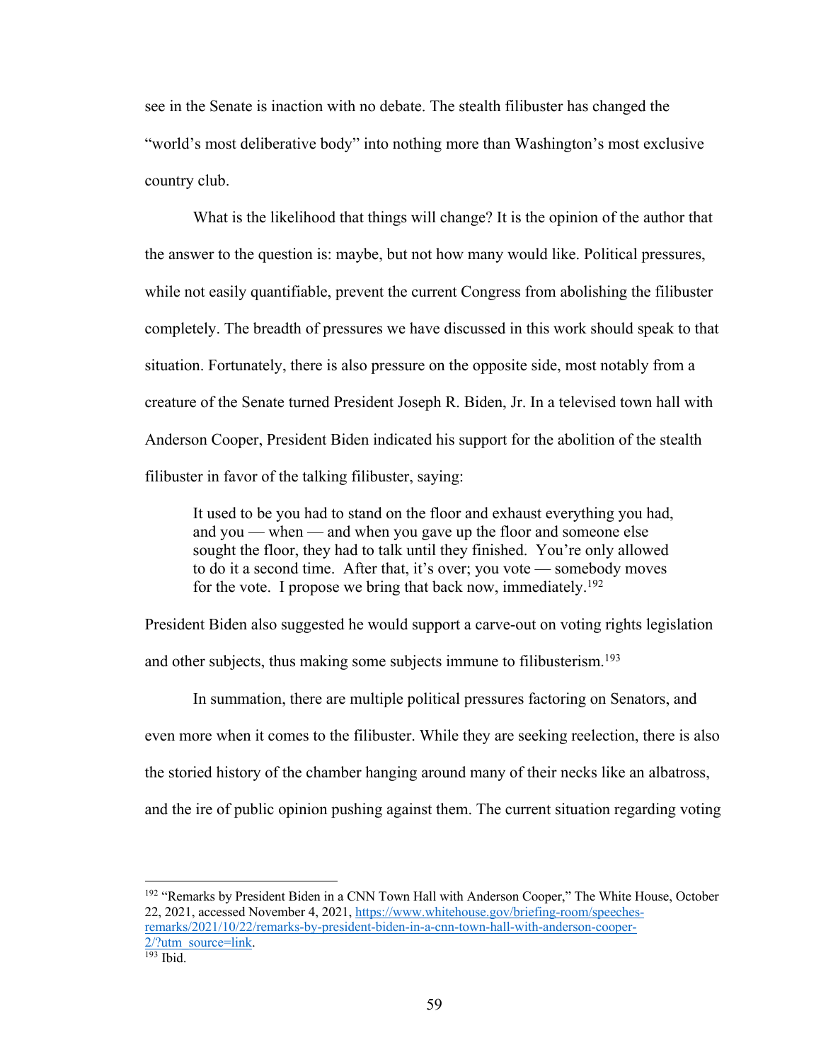see in the Senate is inaction with no debate. The stealth filibuster has changed the "world's most deliberative body" into nothing more than Washington's most exclusive country club.

What is the likelihood that things will change? It is the opinion of the author that the answer to the question is: maybe, but not how many would like. Political pressures, while not easily quantifiable, prevent the current Congress from abolishing the filibuster completely. The breadth of pressures we have discussed in this work should speak to that situation. Fortunately, there is also pressure on the opposite side, most notably from a creature of the Senate turned President Joseph R. Biden, Jr. In a televised town hall with Anderson Cooper, President Biden indicated his support for the abolition of the stealth filibuster in favor of the talking filibuster, saying:

> It used to be you had to stand on the floor and exhaust everything you had, and you — when — and when you gave up the floor and someone else sought the floor, they had to talk until they finished. You're only allowed to do it a second time. After that, it's over; you vote — somebody moves for the vote. I propose we bring that back now, immediately.[192]

President Biden also suggested he would support a carve-out on voting rights legislation and other subjects, thus making some subjects immune to filibusterism.[193]

In summation, there are multiple political pressures factoring on Senators, and even more when it comes to the filibuster. While they are seeking reelection, there is also the storied history of the chamber hanging around many of their necks like an albatross, and the ire of public opinion pushing against them. The current situation regarding voting

---

[192] "Remarks by President Biden in a CNN Town Hall with Anderson Cooper," The White House, October 22, 2021, accessed November 4, 2021, https://www.whitehouse.gov/briefing-room/speeches-remarks/2021/10/22/remarks-by-president-biden-in-a-cnn-town-hall-with-anderson-cooper-2/?utm_source=link.

[193] Ibid.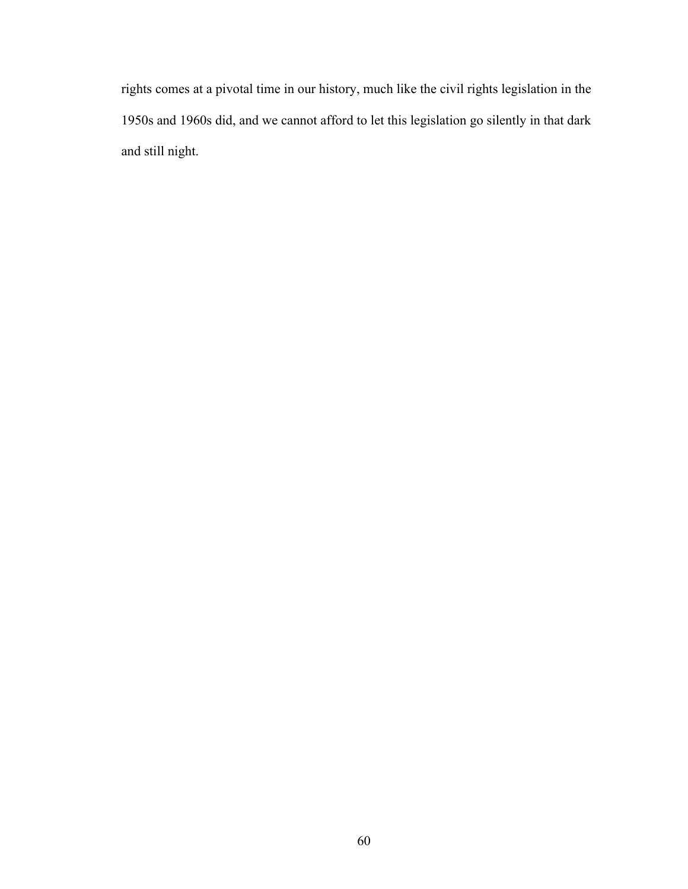rights comes at a pivotal time in our history, much like the civil rights legislation in the 1950s and 1960s did, and we cannot afford to let this legislation go silently in that dark and still night.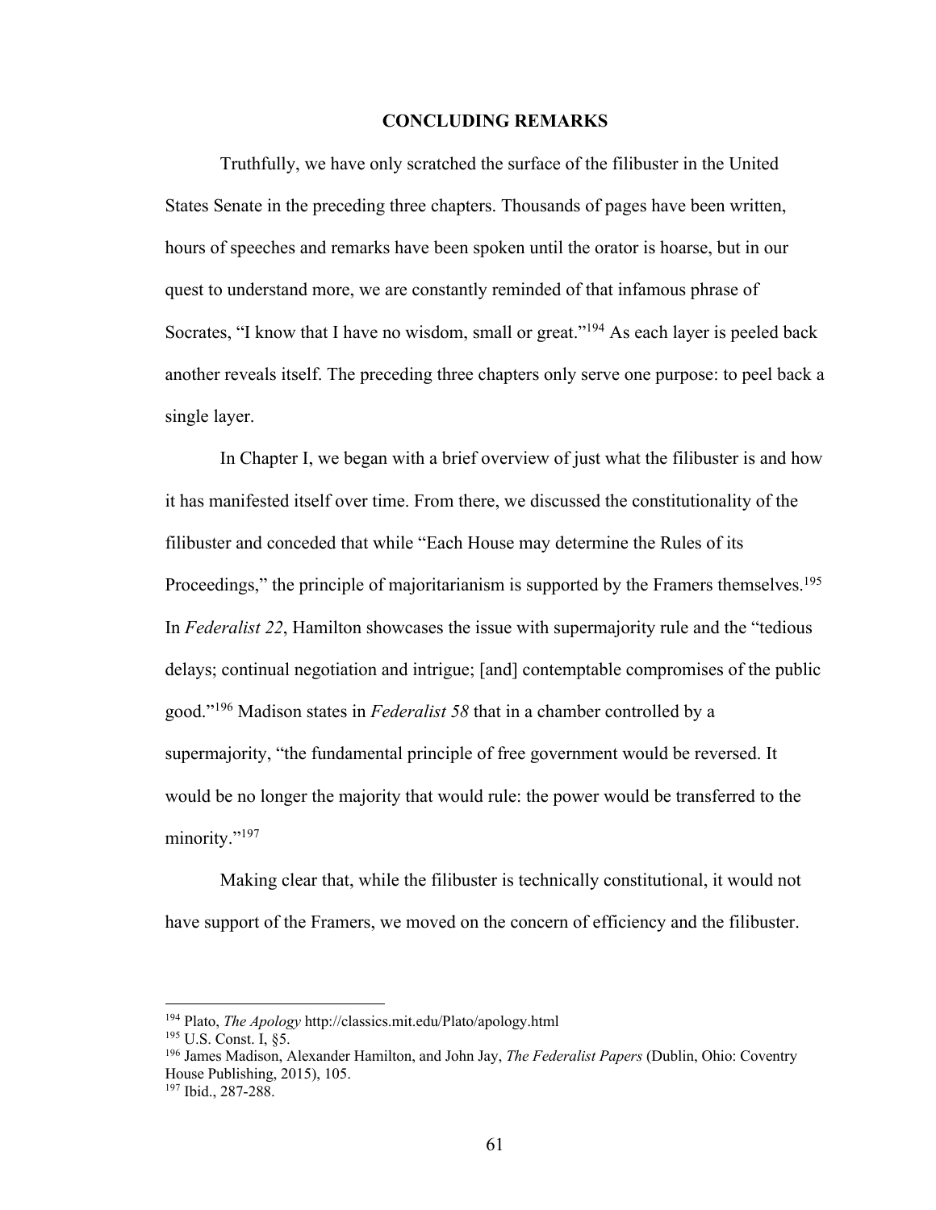## CONCLUDING REMARKS

Truthfully, we have only scratched the surface of the filibuster in the United States Senate in the preceding three chapters. Thousands of pages have been written, hours of speeches and remarks have been spoken until the orator is hoarse, but in our quest to understand more, we are constantly reminded of that infamous phrase of Socrates, "I know that I have no wisdom, small or great."[194] As each layer is peeled back another reveals itself. The preceding three chapters only serve one purpose: to peel back a single layer.

In Chapter I, we began with a brief overview of just what the filibuster is and how it has manifested itself over time. From there, we discussed the constitutionality of the filibuster and conceded that while "Each House may determine the Rules of its Proceedings," the principle of majoritarianism is supported by the Framers themselves.[195] In *Federalist 22*, Hamilton showcases the issue with supermajority rule and the "tedious delays; continual negotiation and intrigue; [and] contemptable compromises of the public good."[196] Madison states in *Federalist 58* that in a chamber controlled by a supermajority, "the fundamental principle of free government would be reversed. It would be no longer the majority that would rule: the power would be transferred to the minority."[197]

Making clear that, while the filibuster is technically constitutional, it would not have support of the Framers, we moved on the concern of efficiency and the filibuster.

---

[194] Plato, *The Apology* http://classics.mit.edu/Plato/apology.html

[195] U.S. Const. I, §5.

[196] James Madison, Alexander Hamilton, and John Jay, *The Federalist Papers* (Dublin, Ohio: Coventry House Publishing, 2015), 105.

[197] Ibid., 287-288.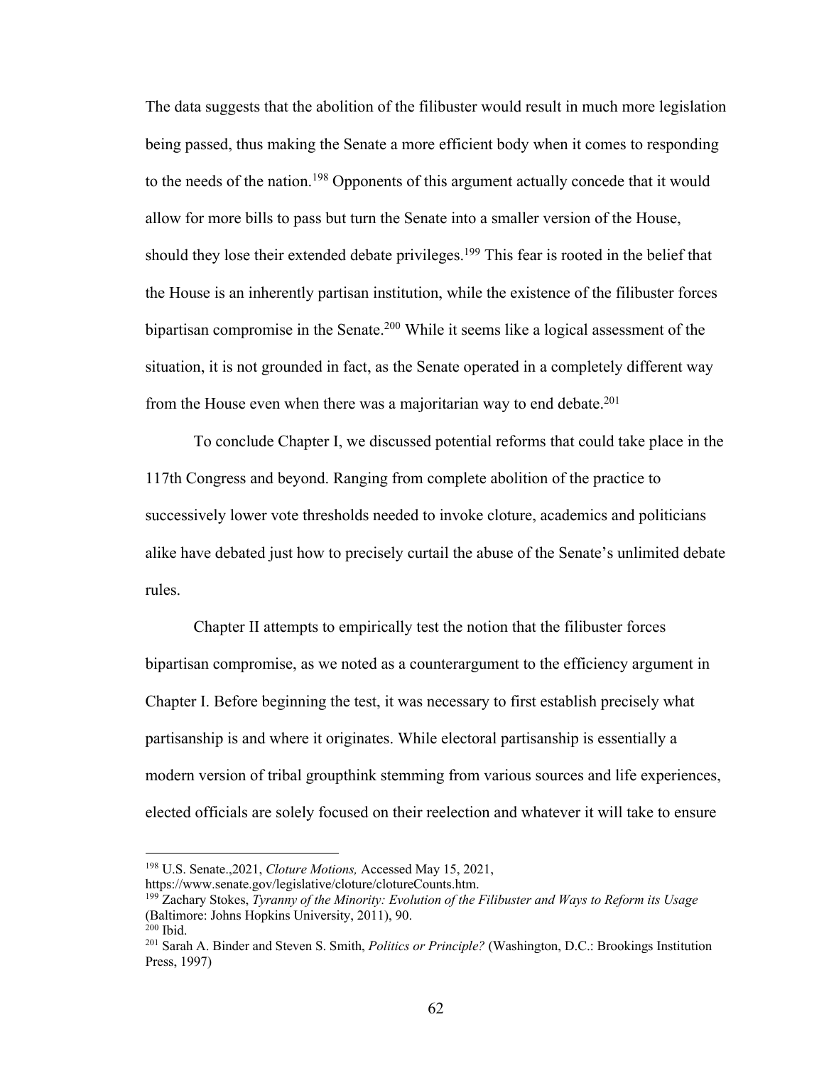The data suggests that the abolition of the filibuster would result in much more legislation being passed, thus making the Senate a more efficient body when it comes to responding to the needs of the nation.[198] Opponents of this argument actually concede that it would allow for more bills to pass but turn the Senate into a smaller version of the House, should they lose their extended debate privileges.[199] This fear is rooted in the belief that the House is an inherently partisan institution, while the existence of the filibuster forces bipartisan compromise in the Senate.[200] While it seems like a logical assessment of the situation, it is not grounded in fact, as the Senate operated in a completely different way from the House even when there was a majoritarian way to end debate.[201]

To conclude Chapter I, we discussed potential reforms that could take place in the 117th Congress and beyond. Ranging from complete abolition of the practice to successively lower vote thresholds needed to invoke cloture, academics and politicians alike have debated just how to precisely curtail the abuse of the Senate's unlimited debate rules.

Chapter II attempts to empirically test the notion that the filibuster forces bipartisan compromise, as we noted as a counterargument to the efficiency argument in Chapter I. Before beginning the test, it was necessary to first establish precisely what partisanship is and where it originates. While electoral partisanship is essentially a modern version of tribal groupthink stemming from various sources and life experiences, elected officials are solely focused on their reelection and whatever it will take to ensure

---

[198] U.S. Senate.,2021, *Cloture Motions,* Accessed May 15, 2021, https://www.senate.gov/legislative/cloture/clotureCounts.htm.

[199] Zachary Stokes, *Tyranny of the Minority: Evolution of the Filibuster and Ways to Reform its Usage* (Baltimore: Johns Hopkins University, 2011), 90.

[200] Ibid.

[201] Sarah A. Binder and Steven S. Smith, *Politics or Principle?* (Washington, D.C.: Brookings Institution Press, 1997)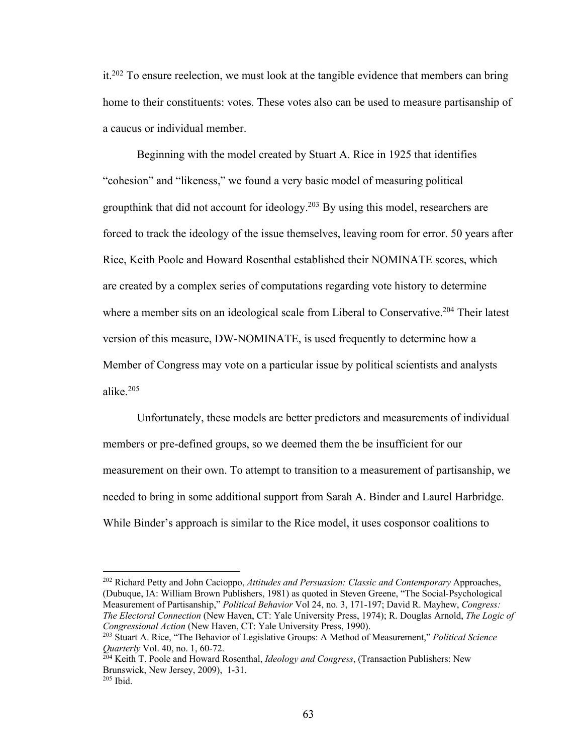it.[202] To ensure reelection, we must look at the tangible evidence that members can bring home to their constituents: votes. These votes also can be used to measure partisanship of a caucus or individual member.

Beginning with the model created by Stuart A. Rice in 1925 that identifies "cohesion" and "likeness," we found a very basic model of measuring political groupthink that did not account for ideology.[203] By using this model, researchers are forced to track the ideology of the issue themselves, leaving room for error. 50 years after Rice, Keith Poole and Howard Rosenthal established their NOMINATE scores, which are created by a complex series of computations regarding vote history to determine where a member sits on an ideological scale from Liberal to Conservative.[204] Their latest version of this measure, DW-NOMINATE, is used frequently to determine how a Member of Congress may vote on a particular issue by political scientists and analysts alike.[205]

Unfortunately, these models are better predictors and measurements of individual members or pre-defined groups, so we deemed them the be insufficient for our measurement on their own. To attempt to transition to a measurement of partisanship, we needed to bring in some additional support from Sarah A. Binder and Laurel Harbridge. While Binder's approach is similar to the Rice model, it uses cosponsor coalitions to

---

[202] Richard Petty and John Cacioppo, *Attitudes and Persuasion: Classic and Contemporary* Approaches, (Dubuque, IA: William Brown Publishers, 1981) as quoted in Steven Greene, "The Social-Psychological Measurement of Partisanship," *Political Behavior* Vol 24, no. 3, 171-197; David R. Mayhew, *Congress: The Electoral Connection* (New Haven, CT: Yale University Press, 1974); R. Douglas Arnold, *The Logic of Congressional Action* (New Haven, CT: Yale University Press, 1990).

[203] Stuart A. Rice, "The Behavior of Legislative Groups: A Method of Measurement," *Political Science Quarterly* Vol. 40, no. 1, 60-72.

[204] Keith T. Poole and Howard Rosenthal, *Ideology and Congress*, (Transaction Publishers: New Brunswick, New Jersey, 2009), 1-31.

[205] Ibid.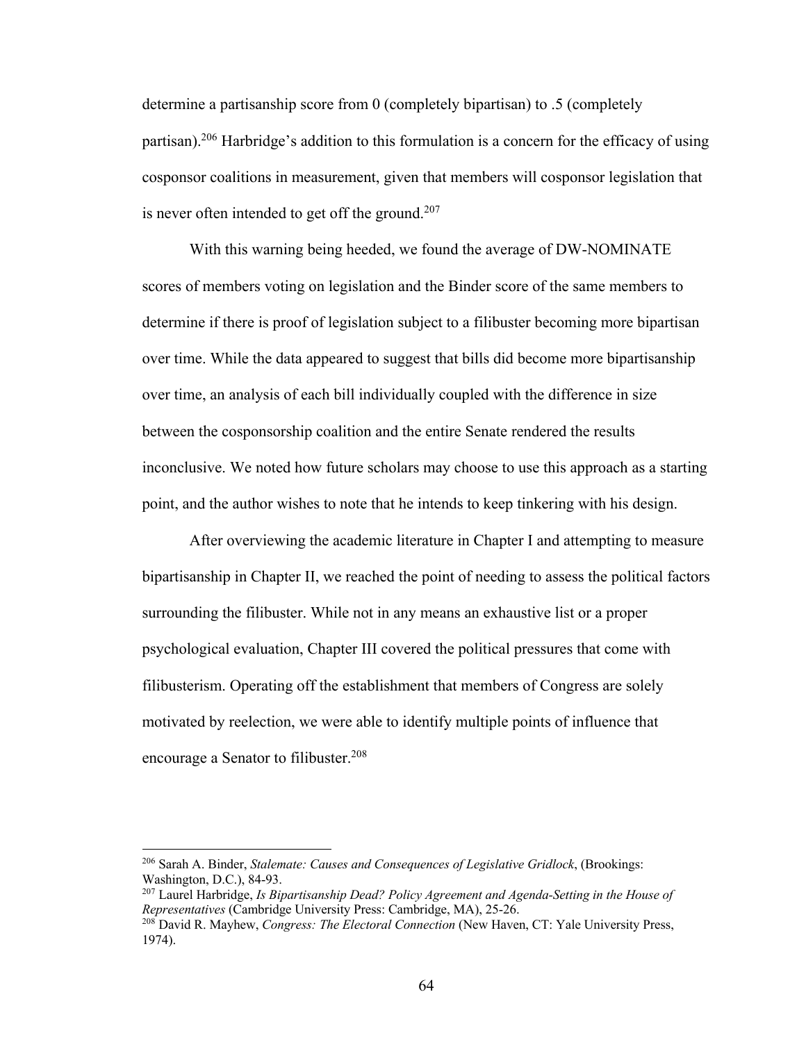determine a partisanship score from 0 (completely bipartisan) to .5 (completely partisan).[206] Harbridge's addition to this formulation is a concern for the efficacy of using cosponsor coalitions in measurement, given that members will cosponsor legislation that is never often intended to get off the ground.[207]

With this warning being heeded, we found the average of DW-NOMINATE scores of members voting on legislation and the Binder score of the same members to determine if there is proof of legislation subject to a filibuster becoming more bipartisan over time. While the data appeared to suggest that bills did become more bipartisanship over time, an analysis of each bill individually coupled with the difference in size between the cosponsorship coalition and the entire Senate rendered the results inconclusive. We noted how future scholars may choose to use this approach as a starting point, and the author wishes to note that he intends to keep tinkering with his design.

After overviewing the academic literature in Chapter I and attempting to measure bipartisanship in Chapter II, we reached the point of needing to assess the political factors surrounding the filibuster. While not in any means an exhaustive list or a proper psychological evaluation, Chapter III covered the political pressures that come with filibusterism. Operating off the establishment that members of Congress are solely motivated by reelection, we were able to identify multiple points of influence that encourage a Senator to filibuster.[208]

---

[206] Sarah A. Binder, *Stalemate: Causes and Consequences of Legislative Gridlock*, (Brookings: Washington, D.C.), 84-93.

[207] Laurel Harbridge, *Is Bipartisanship Dead? Policy Agreement and Agenda-Setting in the House of Representatives* (Cambridge University Press: Cambridge, MA), 25-26.

[208] David R. Mayhew, *Congress: The Electoral Connection* (New Haven, CT: Yale University Press, 1974).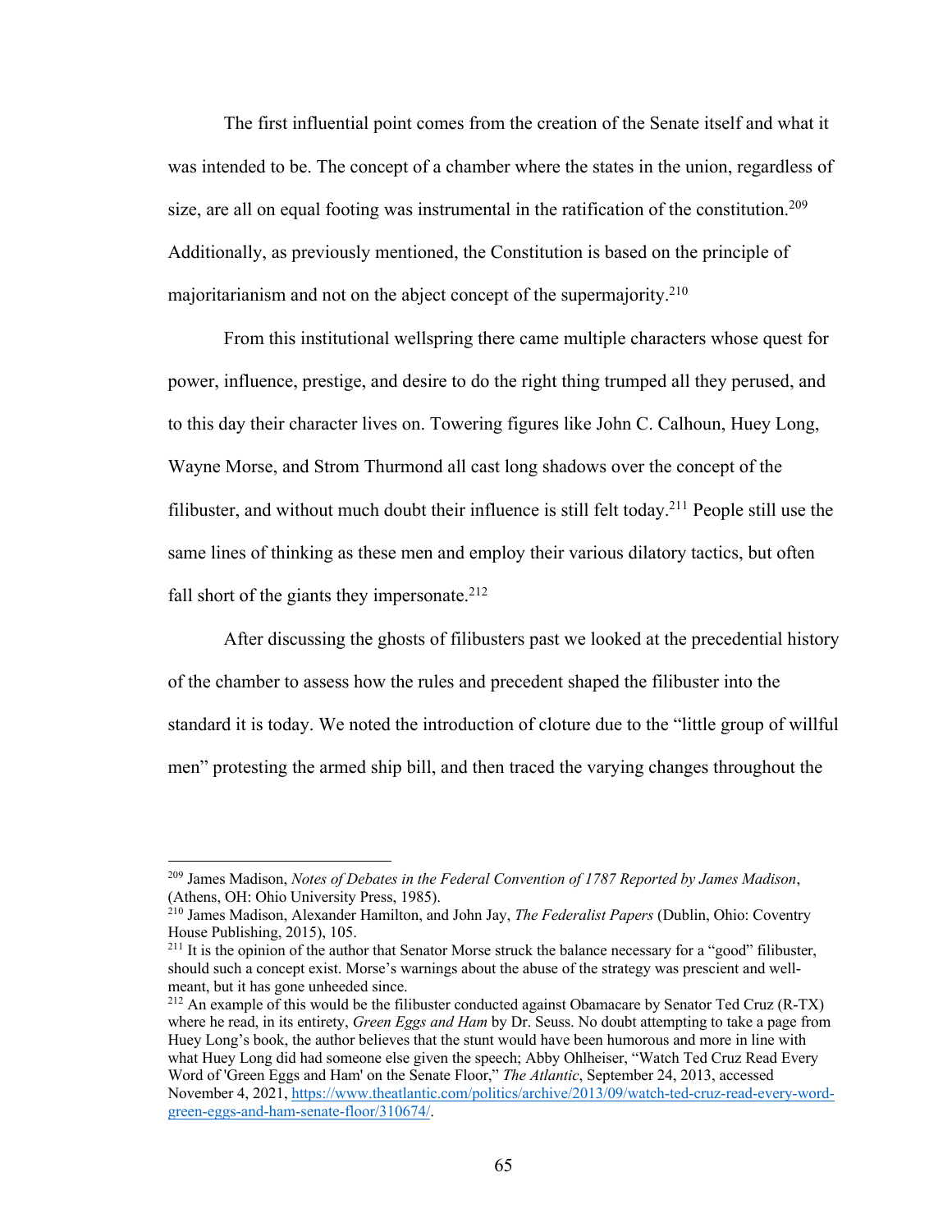The first influential point comes from the creation of the Senate itself and what it was intended to be. The concept of a chamber where the states in the union, regardless of size, are all on equal footing was instrumental in the ratification of the constitution.[209] Additionally, as previously mentioned, the Constitution is based on the principle of majoritarianism and not on the abject concept of the supermajority.[210]

From this institutional wellspring there came multiple characters whose quest for power, influence, prestige, and desire to do the right thing trumped all they perused, and to this day their character lives on. Towering figures like John C. Calhoun, Huey Long, Wayne Morse, and Strom Thurmond all cast long shadows over the concept of the filibuster, and without much doubt their influence is still felt today.[211] People still use the same lines of thinking as these men and employ their various dilatory tactics, but often fall short of the giants they impersonate.[212]

After discussing the ghosts of filibusters past we looked at the precedential history of the chamber to assess how the rules and precedent shaped the filibuster into the standard it is today. We noted the introduction of cloture due to the "little group of willful men" protesting the armed ship bill, and then traced the varying changes throughout the

---

[209] James Madison, *Notes of Debates in the Federal Convention of 1787 Reported by James Madison*, (Athens, OH: Ohio University Press, 1985).

[210] James Madison, Alexander Hamilton, and John Jay, *The Federalist Papers* (Dublin, Ohio: Coventry House Publishing, 2015), 105.

[211] It is the opinion of the author that Senator Morse struck the balance necessary for a "good" filibuster, should such a concept exist. Morse's warnings about the abuse of the strategy was prescient and well-meant, but it has gone unheeded since.

[212] An example of this would be the filibuster conducted against Obamacare by Senator Ted Cruz (R-TX) where he read, in its entirety, *Green Eggs and Ham* by Dr. Seuss. No doubt attempting to take a page from Huey Long's book, the author believes that the stunt would have been humorous and more in line with what Huey Long did had someone else given the speech; Abby Ohlheiser, "Watch Ted Cruz Read Every Word of 'Green Eggs and Ham' on the Senate Floor," *The Atlantic*, September 24, 2013, accessed November 4, 2021, https://www.theatlantic.com/politics/archive/2013/09/watch-ted-cruz-read-every-word-green-eggs-and-ham-senate-floor/310674/.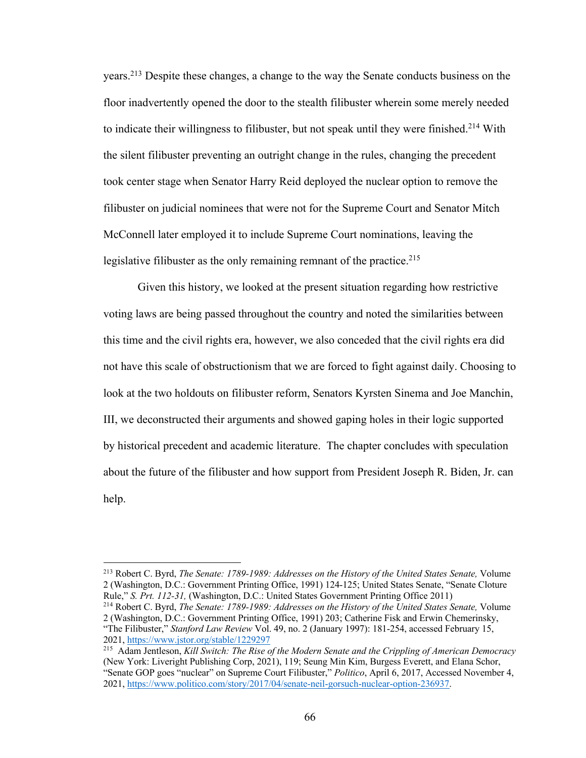years.[213] Despite these changes, a change to the way the Senate conducts business on the floor inadvertently opened the door to the stealth filibuster wherein some merely needed to indicate their willingness to filibuster, but not speak until they were finished.[214] With the silent filibuster preventing an outright change in the rules, changing the precedent took center stage when Senator Harry Reid deployed the nuclear option to remove the filibuster on judicial nominees that were not for the Supreme Court and Senator Mitch McConnell later employed it to include Supreme Court nominations, leaving the legislative filibuster as the only remaining remnant of the practice.[215]

Given this history, we looked at the present situation regarding how restrictive voting laws are being passed throughout the country and noted the similarities between this time and the civil rights era, however, we also conceded that the civil rights era did not have this scale of obstructionism that we are forced to fight against daily. Choosing to look at the two holdouts on filibuster reform, Senators Kyrsten Sinema and Joe Manchin, III, we deconstructed their arguments and showed gaping holes in their logic supported by historical precedent and academic literature. The chapter concludes with speculation about the future of the filibuster and how support from President Joseph R. Biden, Jr. can help.

---

[213] Robert C. Byrd, *The Senate: 1789-1989: Addresses on the History of the United States Senate,* Volume 2 (Washington, D.C.: Government Printing Office, 1991) 124-125; United States Senate, "Senate Cloture Rule," *S. Prt. 112-31,* (Washington, D.C.: United States Government Printing Office 2011)

[214] Robert C. Byrd, *The Senate: 1789-1989: Addresses on the History of the United States Senate,* Volume 2 (Washington, D.C.: Government Printing Office, 1991) 203; Catherine Fisk and Erwin Chemerinsky, "The Filibuster," *Stanford Law Review* Vol. 49, no. 2 (January 1997): 181-254, accessed February 15, 2021, https://www.jstor.org/stable/1229297

[215] Adam Jentleson, *Kill Switch: The Rise of the Modern Senate and the Crippling of American Democracy* (New York: Liveright Publishing Corp, 2021), 119; Seung Min Kim, Burgess Everett, and Elana Schor, "Senate GOP goes "nuclear" on Supreme Court Filibuster," *Politico*, April 6, 2017, Accessed November 4, 2021, https://www.politico.com/story/2017/04/senate-neil-gorsuch-nuclear-option-236937.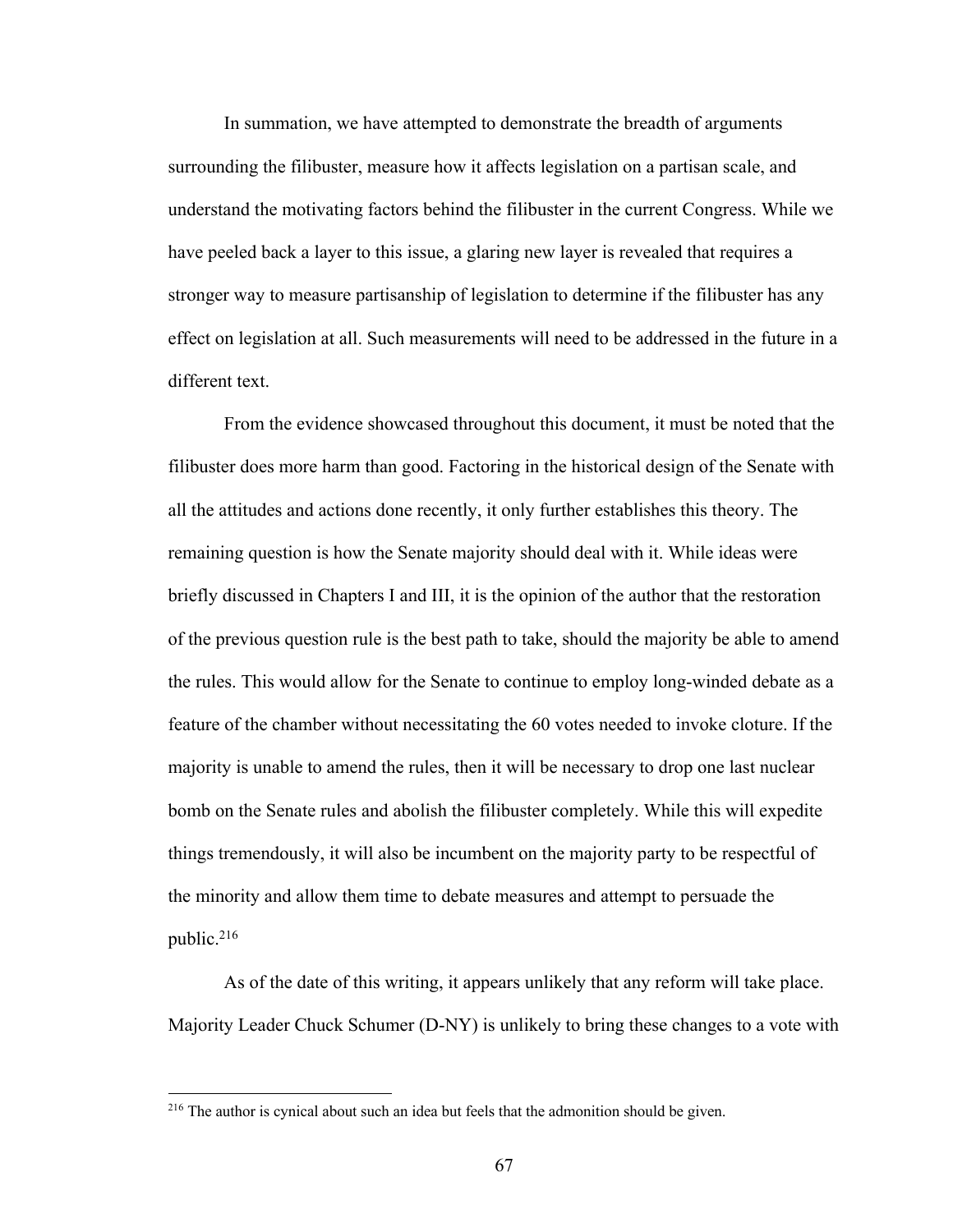In summation, we have attempted to demonstrate the breadth of arguments surrounding the filibuster, measure how it affects legislation on a partisan scale, and understand the motivating factors behind the filibuster in the current Congress. While we have peeled back a layer to this issue, a glaring new layer is revealed that requires a stronger way to measure partisanship of legislation to determine if the filibuster has any effect on legislation at all. Such measurements will need to be addressed in the future in a different text.

From the evidence showcased throughout this document, it must be noted that the filibuster does more harm than good. Factoring in the historical design of the Senate with all the attitudes and actions done recently, it only further establishes this theory. The remaining question is how the Senate majority should deal with it. While ideas were briefly discussed in Chapters I and III, it is the opinion of the author that the restoration of the previous question rule is the best path to take, should the majority be able to amend the rules. This would allow for the Senate to continue to employ long-winded debate as a feature of the chamber without necessitating the 60 votes needed to invoke cloture. If the majority is unable to amend the rules, then it will be necessary to drop one last nuclear bomb on the Senate rules and abolish the filibuster completely. While this will expedite things tremendously, it will also be incumbent on the majority party to be respectful of the minority and allow them time to debate measures and attempt to persuade the public.[216]

As of the date of this writing, it appears unlikely that any reform will take place. Majority Leader Chuck Schumer (D-NY) is unlikely to bring these changes to a vote with

[216] The author is cynical about such an idea but feels that the admonition should be given.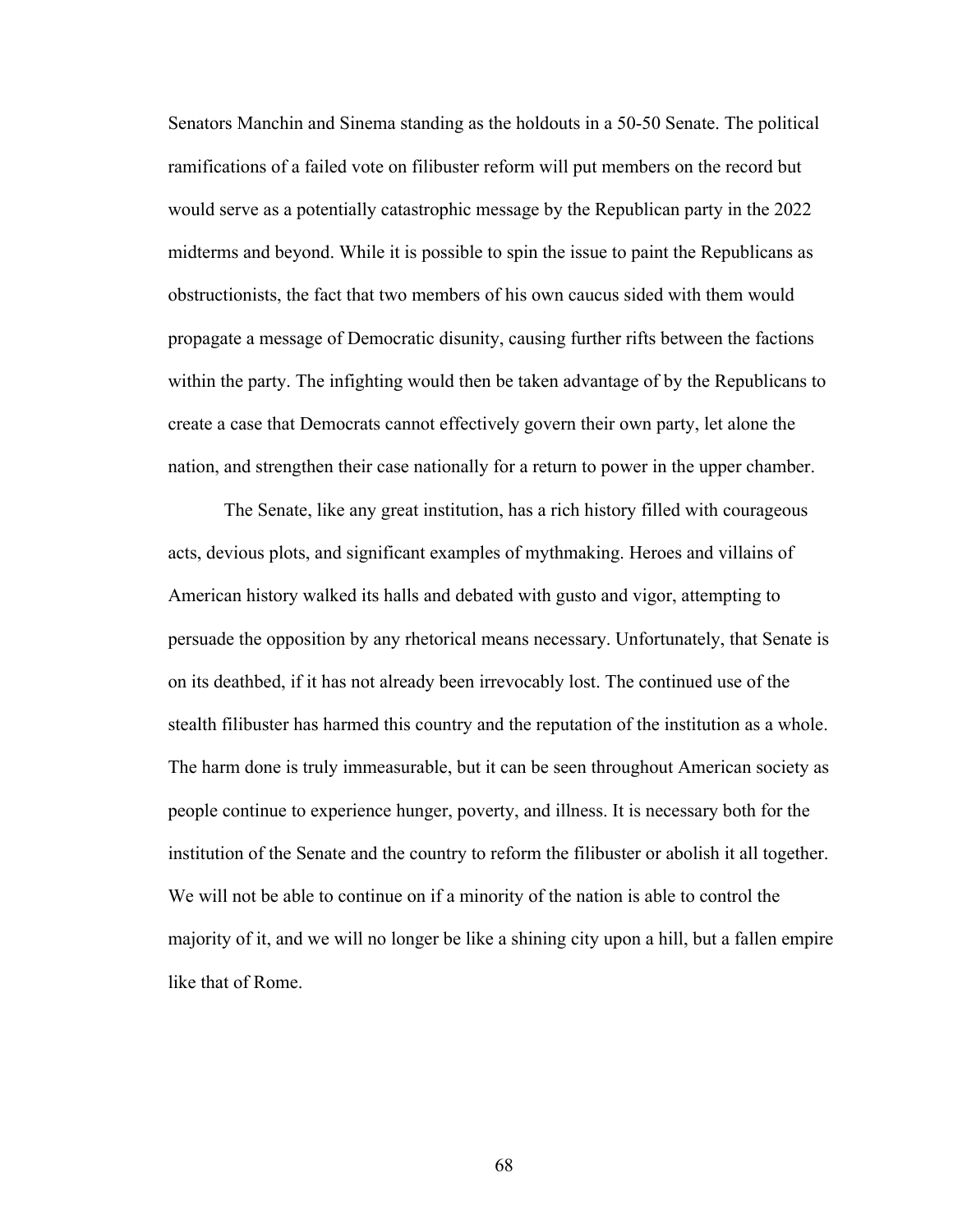Senators Manchin and Sinema standing as the holdouts in a 50-50 Senate. The political ramifications of a failed vote on filibuster reform will put members on the record but would serve as a potentially catastrophic message by the Republican party in the 2022 midterms and beyond. While it is possible to spin the issue to paint the Republicans as obstructionists, the fact that two members of his own caucus sided with them would propagate a message of Democratic disunity, causing further rifts between the factions within the party. The infighting would then be taken advantage of by the Republicans to create a case that Democrats cannot effectively govern their own party, let alone the nation, and strengthen their case nationally for a return to power in the upper chamber.

The Senate, like any great institution, has a rich history filled with courageous acts, devious plots, and significant examples of mythmaking. Heroes and villains of American history walked its halls and debated with gusto and vigor, attempting to persuade the opposition by any rhetorical means necessary. Unfortunately, that Senate is on its deathbed, if it has not already been irrevocably lost. The continued use of the stealth filibuster has harmed this country and the reputation of the institution as a whole. The harm done is truly immeasurable, but it can be seen throughout American society as people continue to experience hunger, poverty, and illness. It is necessary both for the institution of the Senate and the country to reform the filibuster or abolish it all together. We will not be able to continue on if a minority of the nation is able to control the majority of it, and we will no longer be like a shining city upon a hill, but a fallen empire like that of Rome.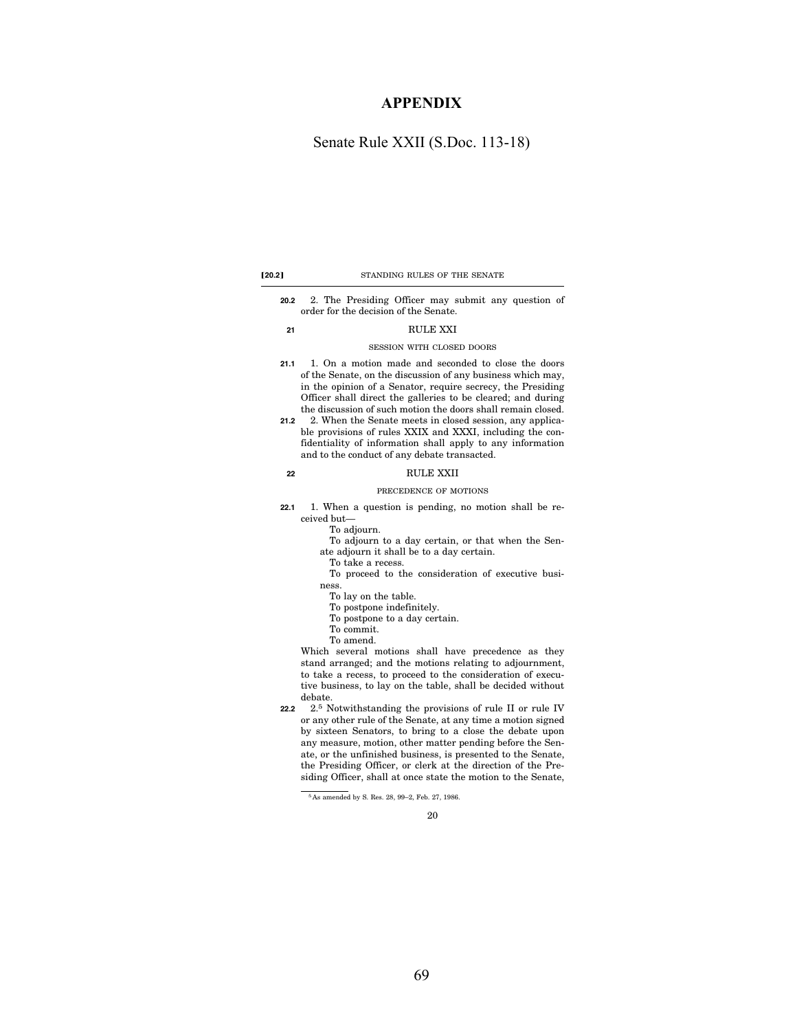# APPENDIX

## Senate Rule XXII (S.Doc. 113-18)

**20.2** 2. The Presiding Officer may submit any question of order for the decision of the Senate.

**21** RULE XXI

SESSION WITH CLOSED DOORS

**21.1** 1. On a motion made and seconded to close the doors of the Senate, on the discussion of any business which may, in the opinion of a Senator, require secrecy, the Presiding Officer shall direct the galleries to be cleared; and during the discussion of such motion the doors shall remain closed.

**21.2** 2. When the Senate meets in closed session, any applicable provisions of rules XXIX and XXXI, including the confidentiality of information shall apply to any information and to the conduct of any debate transacted.

**22** RULE XXII

PRECEDENCE OF MOTIONS

**22.1** 1. When a question is pending, no motion shall be received but—

To adjourn.

To adjourn to a day certain, or that when the Senate adjourn it shall be to a day certain.

To take a recess.

To proceed to the consideration of executive business.

To lay on the table.

To postpone indefinitely.

To postpone to a day certain.

To commit.

To amend.

Which several motions shall have precedence as they stand arranged; and the motions relating to adjournment, to take a recess, to proceed to the consideration of executive business, to lay on the table, shall be decided without debate.

**22.2** 2.[5] Notwithstanding the provisions of rule II or rule IV or any other rule of the Senate, at any time a motion signed by sixteen Senators, to bring to a close the debate upon any measure, motion, other matter pending before the Senate, or the unfinished business, is presented to the Senate, the Presiding Officer, or clerk at the direction of the Presiding Officer, shall at once state the motion to the Senate,

[5] As amended by S. Res. 28, 99–2, Feb. 27, 1986.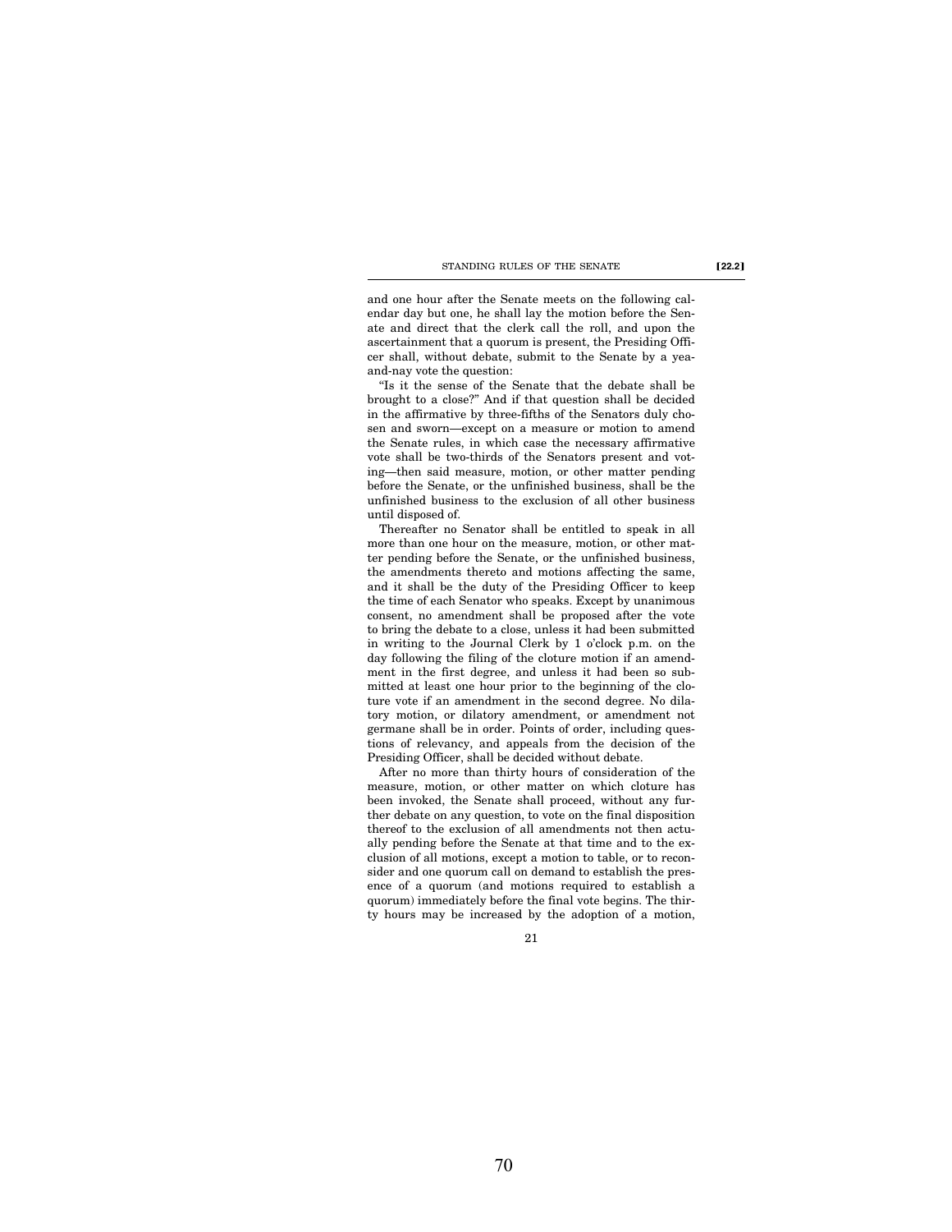and one hour after the Senate meets on the following calendar day but one, he shall lay the motion before the Senate and direct that the clerk call the roll, and upon the ascertainment that a quorum is present, the Presiding Officer shall, without debate, submit to the Senate by a yea-and-nay vote the question:

"Is it the sense of the Senate that the debate shall be brought to a close?" And if that question shall be decided in the affirmative by three-fifths of the Senators duly chosen and sworn—except on a measure or motion to amend the Senate rules, in which case the necessary affirmative vote shall be two-thirds of the Senators present and voting—then said measure, motion, or other matter pending before the Senate, or the unfinished business, shall be the unfinished business to the exclusion of all other business until disposed of.

Thereafter no Senator shall be entitled to speak in all more than one hour on the measure, motion, or other matter pending before the Senate, or the unfinished business, the amendments thereto and motions affecting the same, and it shall be the duty of the Presiding Officer to keep the time of each Senator who speaks. Except by unanimous consent, no amendment shall be proposed after the vote to bring the debate to a close, unless it had been submitted in writing to the Journal Clerk by 1 o'clock p.m. on the day following the filing of the cloture motion if an amendment in the first degree, and unless it had been so submitted at least one hour prior to the beginning of the cloture vote if an amendment in the second degree. No dilatory motion, or dilatory amendment, or amendment not germane shall be in order. Points of order, including questions of relevancy, and appeals from the decision of the Presiding Officer, shall be decided without debate.

After no more than thirty hours of consideration of the measure, motion, or other matter on which cloture has been invoked, the Senate shall proceed, without any further debate on any question, to vote on the final disposition thereof to the exclusion of all amendments not then actually pending before the Senate at that time and to the exclusion of all motions, except a motion to table, or to reconsider and one quorum call on demand to establish the presence of a quorum (and motions required to establish a quorum) immediately before the final vote begins. The thirty hours may be increased by the adoption of a motion,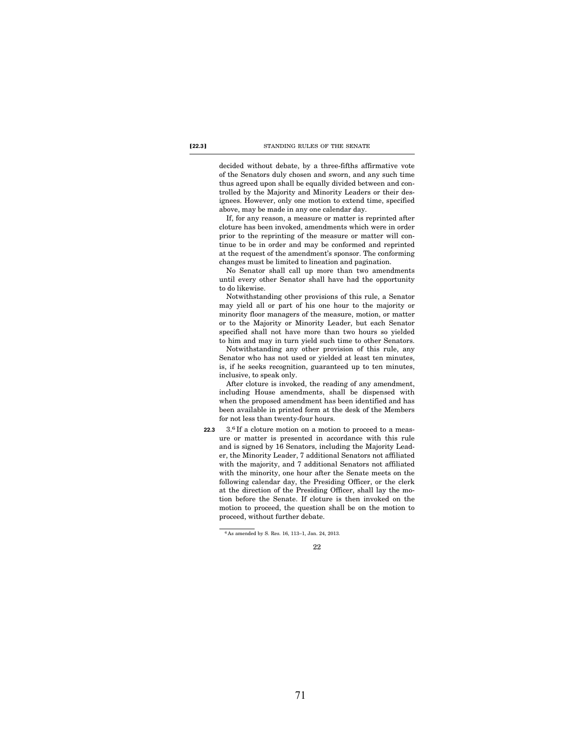decided without debate, by a three-fifths affirmative vote of the Senators duly chosen and sworn, and any such time thus agreed upon shall be equally divided between and controlled by the Majority and Minority Leaders or their designees. However, only one motion to extend time, specified above, may be made in any one calendar day.

If, for any reason, a measure or matter is reprinted after cloture has been invoked, amendments which were in order prior to the reprinting of the measure or matter will continue to be in order and may be conformed and reprinted at the request of the amendment's sponsor. The conforming changes must be limited to lineation and pagination.

No Senator shall call up more than two amendments until every other Senator shall have had the opportunity to do likewise.

Notwithstanding other provisions of this rule, a Senator may yield all or part of his one hour to the majority or minority floor managers of the measure, motion, or matter or to the Majority or Minority Leader, but each Senator specified shall not have more than two hours so yielded to him and may in turn yield such time to other Senators.

Notwithstanding any other provision of this rule, any Senator who has not used or yielded at least ten minutes, is, if he seeks recognition, guaranteed up to ten minutes, inclusive, to speak only.

After cloture is invoked, the reading of any amendment, including House amendments, shall be dispensed with when the proposed amendment has been identified and has been available in printed form at the desk of the Members for not less than twenty-four hours.

**22.3** 3.[6] If a cloture motion on a motion to proceed to a measure or matter is presented in accordance with this rule and is signed by 16 Senators, including the Majority Leader, the Minority Leader, 7 additional Senators not affiliated with the majority, and 7 additional Senators not affiliated with the minority, one hour after the Senate meets on the following calendar day, the Presiding Officer, or the clerk at the direction of the Presiding Officer, shall lay the motion before the Senate. If cloture is then invoked on the motion to proceed, the question shall be on the motion to proceed, without further debate.

[6] As amended by S. Res. 16, 113–1, Jan. 24, 2013.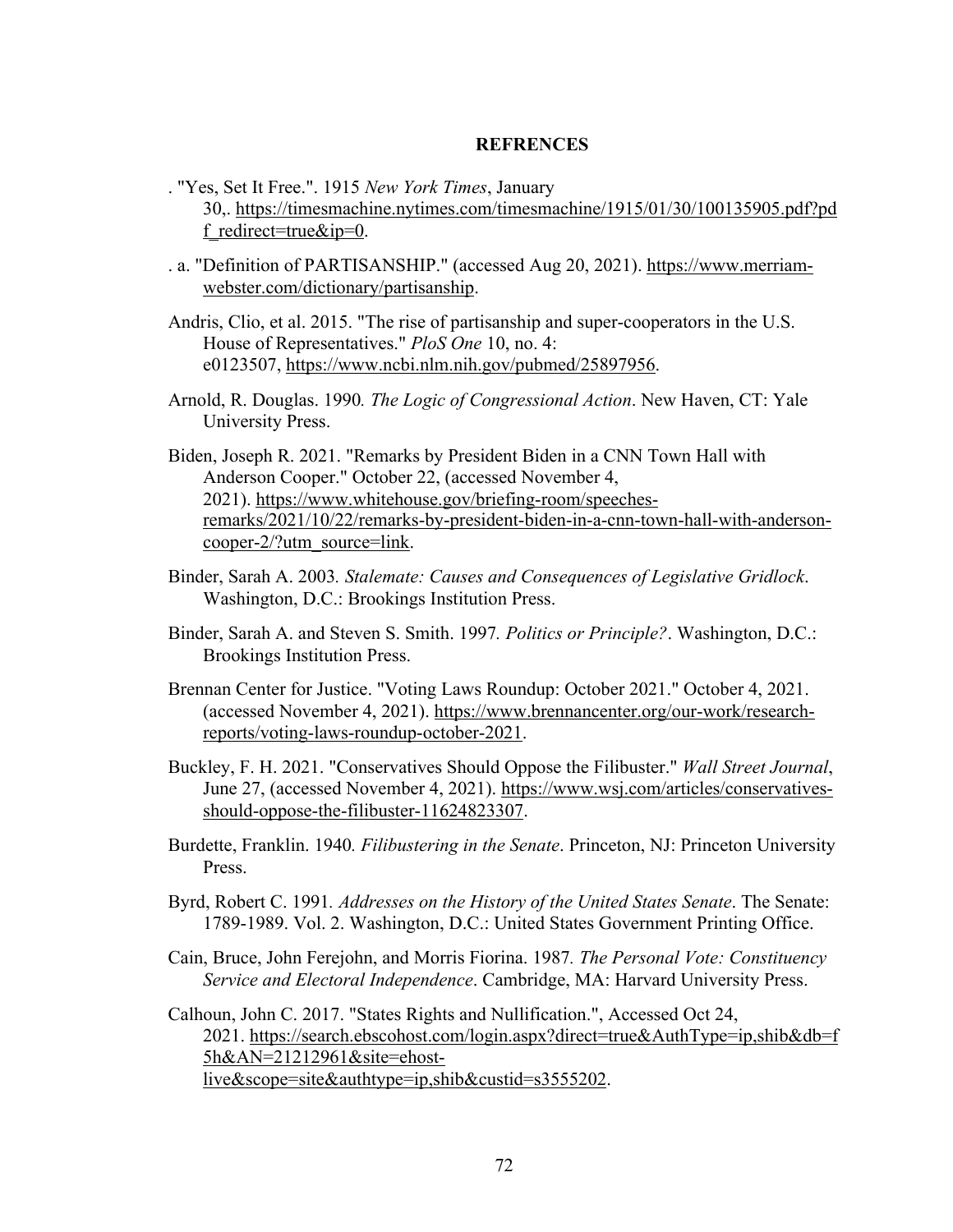**REFRENCES**

. "Yes, Set It Free.". 1915 *New York Times*, January 30,. https://timesmachine.nytimes.com/timesmachine/1915/01/30/100135905.pdf?pdf_redirect=true&ip=0.

. a. "Definition of PARTISANSHIP." (accessed Aug 20, 2021). https://www.merriam-webster.com/dictionary/partisanship.

Andris, Clio, et al. 2015. "The rise of partisanship and super-cooperators in the U.S. House of Representatives." *PloS One* 10, no. 4: e0123507, https://www.ncbi.nlm.nih.gov/pubmed/25897956.

Arnold, R. Douglas. 1990*. The Logic of Congressional Action*. New Haven, CT: Yale University Press.

Biden, Joseph R. 2021. "Remarks by President Biden in a CNN Town Hall with Anderson Cooper." October 22, (accessed November 4, 2021). https://www.whitehouse.gov/briefing-room/speeches-remarks/2021/10/22/remarks-by-president-biden-in-a-cnn-town-hall-with-anderson-cooper-2/?utm_source=link.

Binder, Sarah A. 2003*. Stalemate: Causes and Consequences of Legislative Gridlock*. Washington, D.C.: Brookings Institution Press.

Binder, Sarah A. and Steven S. Smith. 1997*. Politics or Principle?*. Washington, D.C.: Brookings Institution Press.

Brennan Center for Justice. "Voting Laws Roundup: October 2021." October 4, 2021. (accessed November 4, 2021). https://www.brennancenter.org/our-work/research-reports/voting-laws-roundup-october-2021.

Buckley, F. H. 2021. "Conservatives Should Oppose the Filibuster." *Wall Street Journal*, June 27, (accessed November 4, 2021). https://www.wsj.com/articles/conservatives-should-oppose-the-filibuster-11624823307.

Burdette, Franklin. 1940*. Filibustering in the Senate*. Princeton, NJ: Princeton University Press.

Byrd, Robert C. 1991*. Addresses on the History of the United States Senate*. The Senate: 1789-1989. Vol. 2. Washington, D.C.: United States Government Printing Office.

Cain, Bruce, John Ferejohn, and Morris Fiorina. 1987*. The Personal Vote: Constituency Service and Electoral Independence*. Cambridge, MA: Harvard University Press.

Calhoun, John C. 2017. "States Rights and Nullification.", Accessed Oct 24, 2021. https://search.ebscohost.com/login.aspx?direct=true&AuthType=ip,shib&db=f5h&AN=21212961&site=ehost-live&scope=site&authtype=ip,shib&custid=s3555202.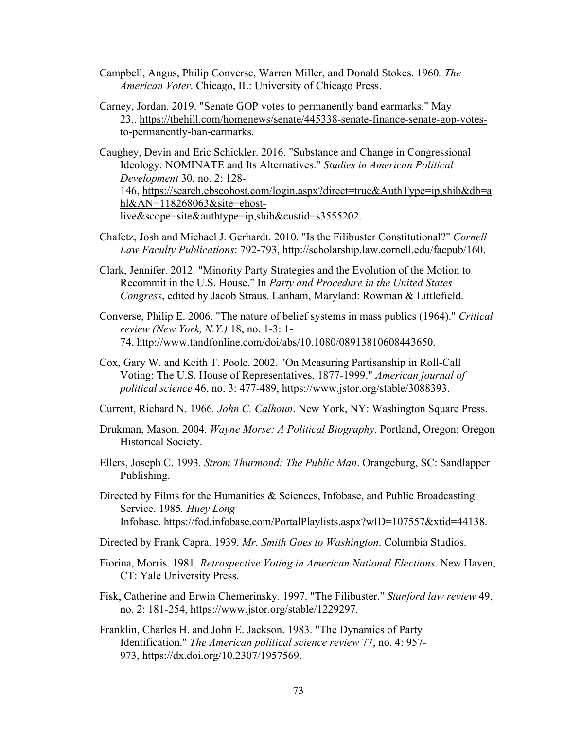Campbell, Angus, Philip Converse, Warren Miller, and Donald Stokes. 1960*. The American Voter*. Chicago, IL: University of Chicago Press.

Carney, Jordan. 2019. "Senate GOP votes to permanently band earmarks." May 23,. https://thehill.com/homenews/senate/445338-senate-finance-senate-gop-votes-to-permanently-ban-earmarks.

Caughey, Devin and Eric Schickler. 2016. "Substance and Change in Congressional Ideology: NOMINATE and Its Alternatives." *Studies in American Political Development* 30, no. 2: 128-146, https://search.ebscohost.com/login.aspx?direct=true&AuthType=ip,shib&db=ahl&AN=118268063&site=ehost-live&scope=site&authtype=ip,shib&custid=s3555202.

Chafetz, Josh and Michael J. Gerhardt. 2010. "Is the Filibuster Constitutional?" *Cornell Law Faculty Publications*: 792-793, http://scholarship.law.cornell.edu/facpub/160.

Clark, Jennifer. 2012. "Minority Party Strategies and the Evolution of the Motion to Recommit in the U.S. House." In *Party and Procedure in the United States Congress*, edited by Jacob Straus. Lanham, Maryland: Rowman & Littlefield.

Converse, Philip E. 2006. "The nature of belief systems in mass publics (1964)." *Critical review (New York, N.Y.)* 18, no. 1-3: 1-74, http://www.tandfonline.com/doi/abs/10.1080/08913810608443650.

Cox, Gary W. and Keith T. Poole. 2002. "On Measuring Partisanship in Roll-Call Voting: The U.S. House of Representatives, 1877-1999." *American journal of political science* 46, no. 3: 477-489, https://www.jstor.org/stable/3088393.

Current, Richard N. 1966*. John C. Calhoun*. New York, NY: Washington Square Press.

Drukman, Mason. 2004*. Wayne Morse: A Political Biography*. Portland, Oregon: Oregon Historical Society.

Ellers, Joseph C. 1993*. Strom Thurmond: The Public Man*. Orangeburg, SC: Sandlapper Publishing.

Directed by Films for the Humanities & Sciences, Infobase, and Public Broadcasting Service. 1985*. Huey Long* Infobase. https://fod.infobase.com/PortalPlaylists.aspx?wID=107557&xtid=44138.

Directed by Frank Capra. 1939. *Mr. Smith Goes to Washington*. Columbia Studios.

Fiorina, Morris. 1981*. Retrospective Voting in American National Elections*. New Haven, CT: Yale University Press.

Fisk, Catherine and Erwin Chemerinsky. 1997. "The Filibuster." *Stanford law review* 49, no. 2: 181-254, https://www.jstor.org/stable/1229297.

Franklin, Charles H. and John E. Jackson. 1983. "The Dynamics of Party Identification." *The American political science review* 77, no. 4: 957-973, https://dx.doi.org/10.2307/1957569.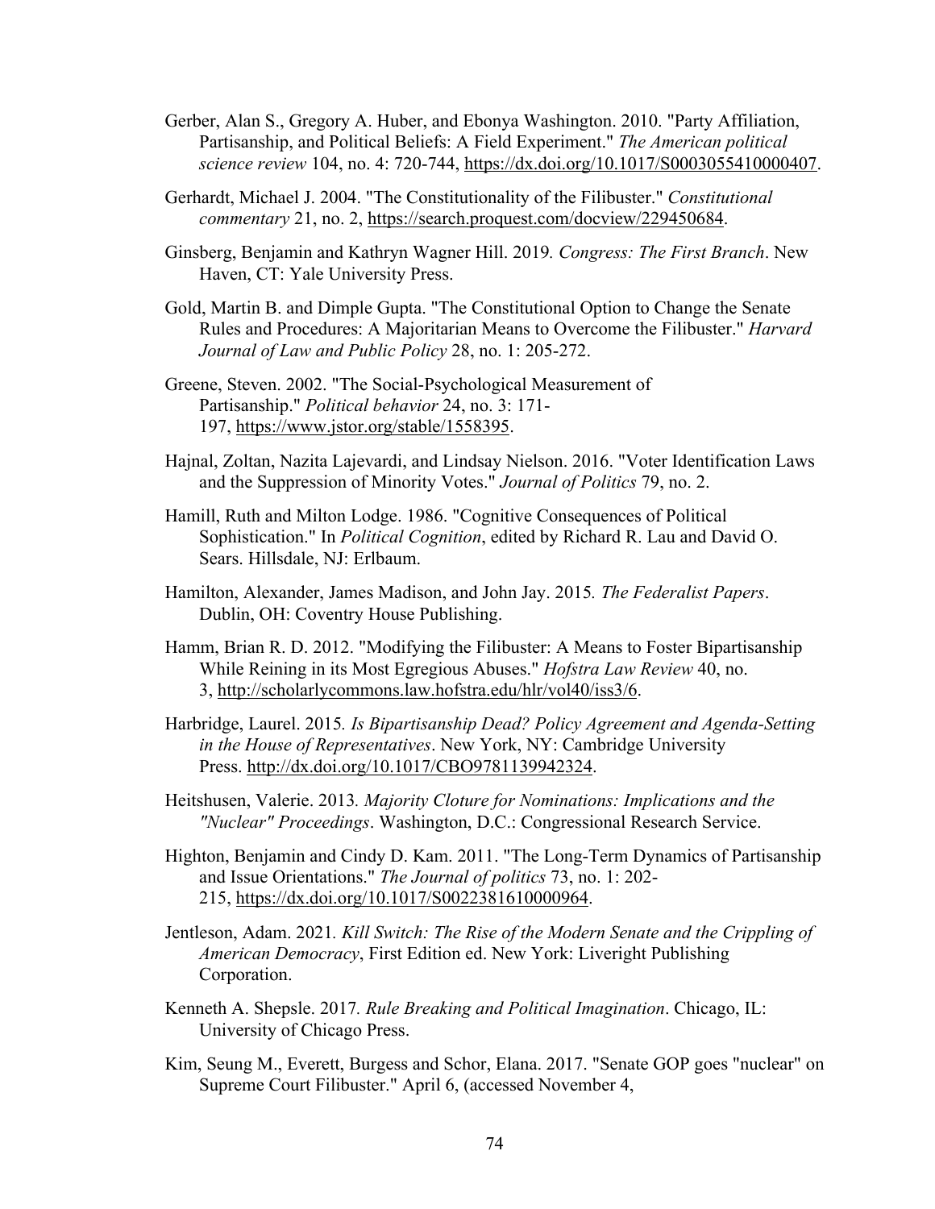Gerber, Alan S., Gregory A. Huber, and Ebonya Washington. 2010. "Party Affiliation, Partisanship, and Political Beliefs: A Field Experiment." *The American political science review* 104, no. 4: 720-744, https://dx.doi.org/10.1017/S0003055410000407.

Gerhardt, Michael J. 2004. "The Constitutionality of the Filibuster." *Constitutional commentary* 21, no. 2, https://search.proquest.com/docview/229450684.

Ginsberg, Benjamin and Kathryn Wagner Hill. 2019. *Congress: The First Branch*. New Haven, CT: Yale University Press.

Gold, Martin B. and Dimple Gupta. "The Constitutional Option to Change the Senate Rules and Procedures: A Majoritarian Means to Overcome the Filibuster." *Harvard Journal of Law and Public Policy* 28, no. 1: 205-272.

Greene, Steven. 2002. "The Social-Psychological Measurement of Partisanship." *Political behavior* 24, no. 3: 171-197, https://www.jstor.org/stable/1558395.

Hajnal, Zoltan, Nazita Lajevardi, and Lindsay Nielson. 2016. "Voter Identification Laws and the Suppression of Minority Votes." *Journal of Politics* 79, no. 2.

Hamill, Ruth and Milton Lodge. 1986. "Cognitive Consequences of Political Sophistication." In *Political Cognition*, edited by Richard R. Lau and David O. Sears. Hillsdale, NJ: Erlbaum.

Hamilton, Alexander, James Madison, and John Jay. 2015. *The Federalist Papers*. Dublin, OH: Coventry House Publishing.

Hamm, Brian R. D. 2012. "Modifying the Filibuster: A Means to Foster Bipartisanship While Reining in its Most Egregious Abuses." *Hofstra Law Review* 40, no. 3, http://scholarlycommons.law.hofstra.edu/hlr/vol40/iss3/6.

Harbridge, Laurel. 2015. *Is Bipartisanship Dead? Policy Agreement and Agenda-Setting in the House of Representatives*. New York, NY: Cambridge University Press. http://dx.doi.org/10.1017/CBO9781139942324.

Heitshusen, Valerie. 2013. *Majority Cloture for Nominations: Implications and the "Nuclear" Proceedings*. Washington, D.C.: Congressional Research Service.

Highton, Benjamin and Cindy D. Kam. 2011. "The Long-Term Dynamics of Partisanship and Issue Orientations." *The Journal of politics* 73, no. 1: 202-215, https://dx.doi.org/10.1017/S0022381610000964.

Jentleson, Adam. 2021. *Kill Switch: The Rise of the Modern Senate and the Crippling of American Democracy*, First Edition ed. New York: Liveright Publishing Corporation.

Kenneth A. Shepsle. 2017. *Rule Breaking and Political Imagination*. Chicago, IL: University of Chicago Press.

Kim, Seung M., Everett, Burgess and Schor, Elana. 2017. "Senate GOP goes "nuclear" on Supreme Court Filibuster." April 6, (accessed November 4,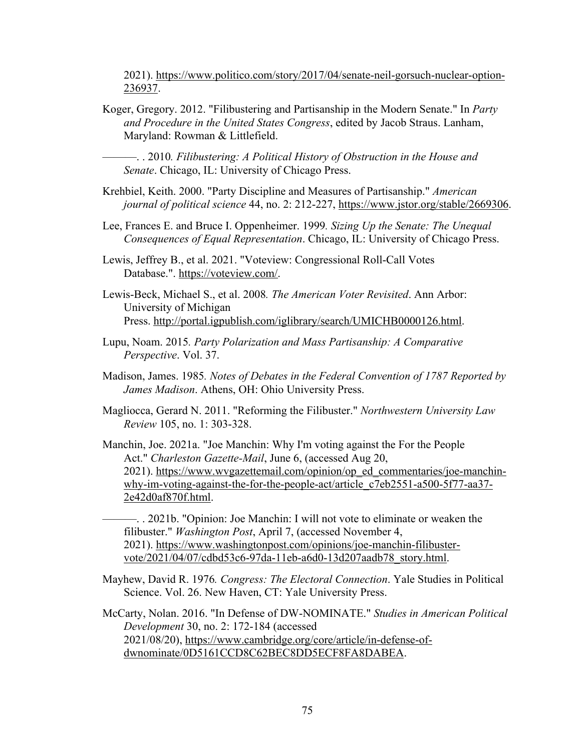2021). https://www.politico.com/story/2017/04/senate-neil-gorsuch-nuclear-option-236937.

Koger, Gregory. 2012. "Filibustering and Partisanship in the Modern Senate." In *Party and Procedure in the United States Congress*, edited by Jacob Straus. Lanham, Maryland: Rowman & Littlefield.

———. . 2010*. Filibustering: A Political History of Obstruction in the House and Senate*. Chicago, IL: University of Chicago Press.

Krehbiel, Keith. 2000. "Party Discipline and Measures of Partisanship." *American journal of political science* 44, no. 2: 212-227, https://www.jstor.org/stable/2669306.

Lee, Frances E. and Bruce I. Oppenheimer. 1999*. Sizing Up the Senate: The Unequal Consequences of Equal Representation*. Chicago, IL: University of Chicago Press.

Lewis, Jeffrey B., et al. 2021. "Voteview: Congressional Roll-Call Votes Database.". https://voteview.com/.

Lewis-Beck, Michael S., et al. 2008*. The American Voter Revisited*. Ann Arbor: University of Michigan Press. http://portal.igpublish.com/iglibrary/search/UMICHB0000126.html.

Lupu, Noam. 2015. *Party Polarization and Mass Partisanship: A Comparative Perspective*. Vol. 37.

Madison, James. 1985*. Notes of Debates in the Federal Convention of 1787 Reported by James Madison*. Athens, OH: Ohio University Press.

Magliocca, Gerard N. 2011. "Reforming the Filibuster." *Northwestern University Law Review* 105, no. 1: 303-328.

Manchin, Joe. 2021a. "Joe Manchin: Why I'm voting against the For the People Act." *Charleston Gazette-Mail*, June 6, (accessed Aug 20, 2021). https://www.wvgazettemail.com/opinion/op_ed_commentaries/joe-manchin-why-im-voting-against-the-for-the-people-act/article_c7eb2551-a500-5f77-aa37-2e42d0af870f.html.

———. . 2021b. "Opinion: Joe Manchin: I will not vote to eliminate or weaken the filibuster." *Washington Post*, April 7, (accessed November 4, 2021). https://www.washingtonpost.com/opinions/joe-manchin-filibuster-vote/2021/04/07/cdbd53c6-97da-11eb-a6d0-13d207aadb78_story.html.

Mayhew, David R. 1976*. Congress: The Electoral Connection*. Yale Studies in Political Science. Vol. 26. New Haven, CT: Yale University Press.

McCarty, Nolan. 2016. "In Defense of DW-NOMINATE." *Studies in American Political Development* 30, no. 2: 172-184 (accessed 2021/08/20), https://www.cambridge.org/core/article/in-defense-of-dwnominate/0D5161CCD8C62BEC8DD5ECF8FA8DABEA.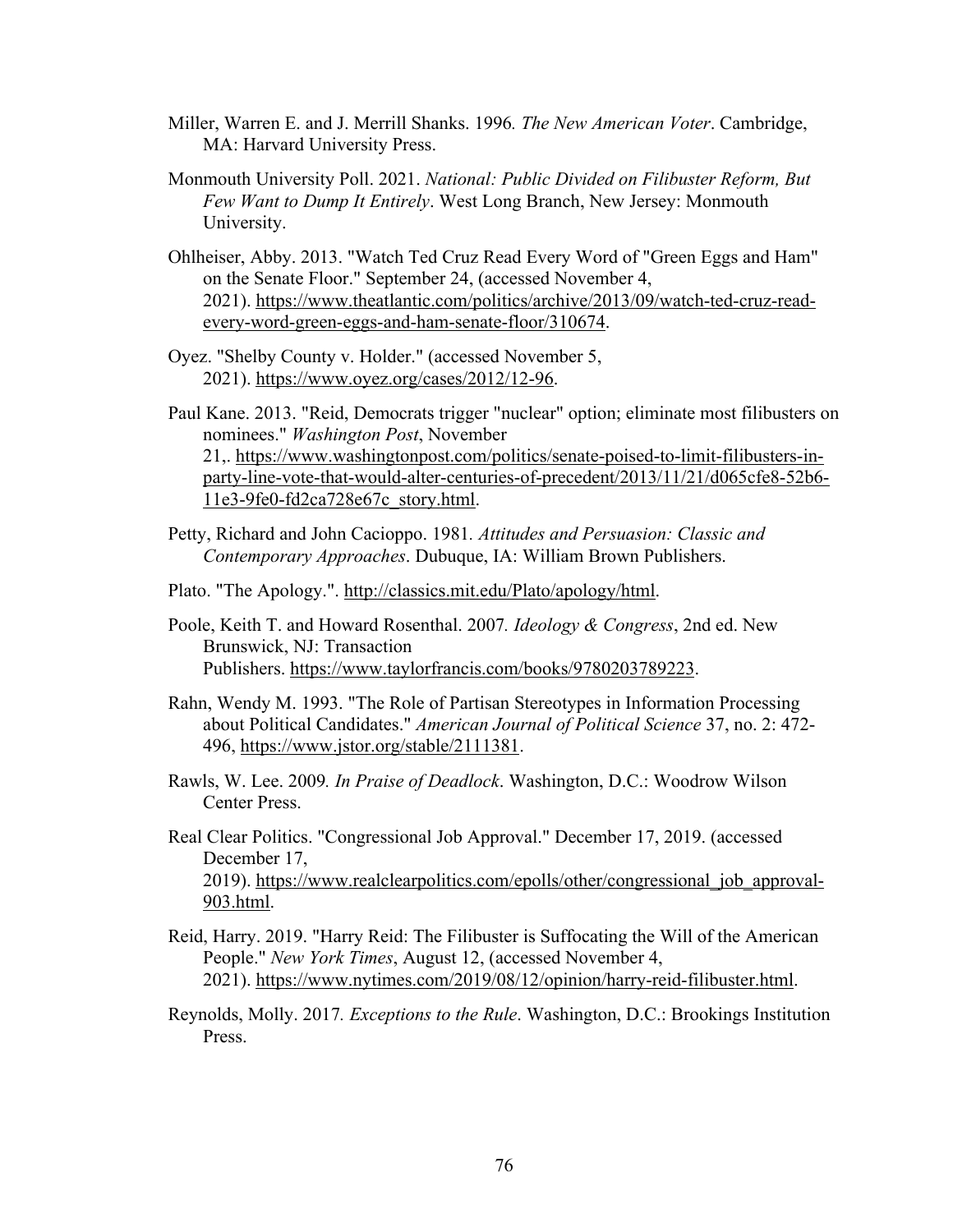Miller, Warren E. and J. Merrill Shanks. 1996. *The New American Voter*. Cambridge, MA: Harvard University Press.

Monmouth University Poll. 2021. *National: Public Divided on Filibuster Reform, But Few Want to Dump It Entirely*. West Long Branch, New Jersey: Monmouth University.

Ohlheiser, Abby. 2013. "Watch Ted Cruz Read Every Word of "Green Eggs and Ham" on the Senate Floor." September 24, (accessed November 4, 2021). https://www.theatlantic.com/politics/archive/2013/09/watch-ted-cruz-read-every-word-green-eggs-and-ham-senate-floor/310674.

Oyez. "Shelby County v. Holder." (accessed November 5, 2021). https://www.oyez.org/cases/2012/12-96.

Paul Kane. 2013. "Reid, Democrats trigger "nuclear" option; eliminate most filibusters on nominees." *Washington Post*, November 21,. https://www.washingtonpost.com/politics/senate-poised-to-limit-filibusters-in-party-line-vote-that-would-alter-centuries-of-precedent/2013/11/21/d065cfe8-52b6-11e3-9fe0-fd2ca728e67c_story.html.

Petty, Richard and John Cacioppo. 1981. *Attitudes and Persuasion: Classic and Contemporary Approaches*. Dubuque, IA: William Brown Publishers.

Plato. "The Apology.". http://classics.mit.edu/Plato/apology/html.

Poole, Keith T. and Howard Rosenthal. 2007. *Ideology & Congress*, 2nd ed. New Brunswick, NJ: Transaction Publishers. https://www.taylorfrancis.com/books/9780203789223.

Rahn, Wendy M. 1993. "The Role of Partisan Stereotypes in Information Processing about Political Candidates." *American Journal of Political Science* 37, no. 2: 472-496, https://www.jstor.org/stable/2111381.

Rawls, W. Lee. 2009. *In Praise of Deadlock*. Washington, D.C.: Woodrow Wilson Center Press.

Real Clear Politics. "Congressional Job Approval." December 17, 2019. (accessed December 17, 2019). https://www.realclearpolitics.com/epolls/other/congressional_job_approval-903.html.

Reid, Harry. 2019. "Harry Reid: The Filibuster is Suffocating the Will of the American People." *New York Times*, August 12, (accessed November 4, 2021). https://www.nytimes.com/2019/08/12/opinion/harry-reid-filibuster.html.

Reynolds, Molly. 2017. *Exceptions to the Rule*. Washington, D.C.: Brookings Institution Press.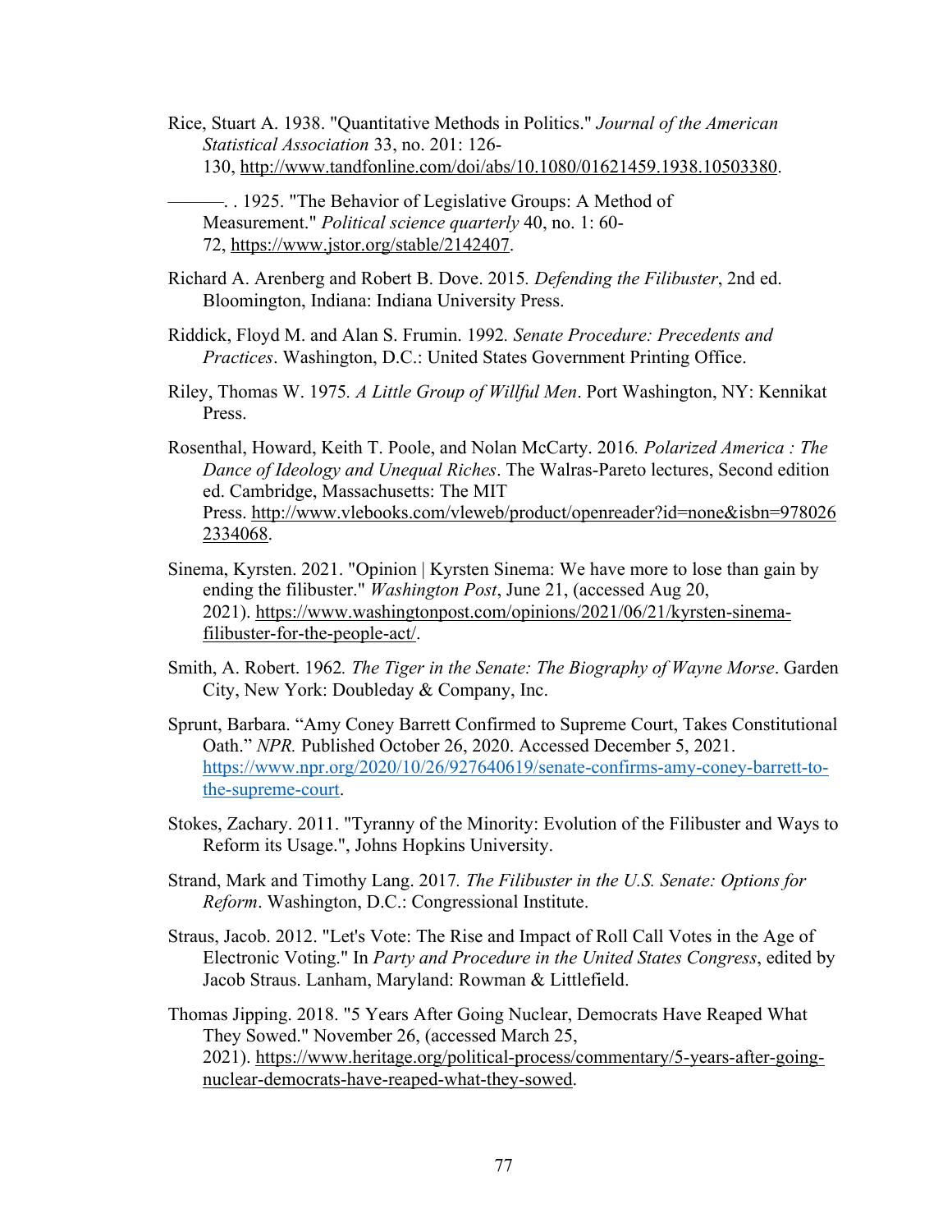Rice, Stuart A. 1938. "Quantitative Methods in Politics." *Journal of the American Statistical Association* 33, no. 201: 126-130, http://www.tandfonline.com/doi/abs/10.1080/01621459.1938.10503380.

———. . 1925. "The Behavior of Legislative Groups: A Method of Measurement." *Political science quarterly* 40, no. 1: 60-72, https://www.jstor.org/stable/2142407.

Richard A. Arenberg and Robert B. Dove. 2015. *Defending the Filibuster*, 2nd ed. Bloomington, Indiana: Indiana University Press.

Riddick, Floyd M. and Alan S. Frumin. 1992. *Senate Procedure: Precedents and Practices*. Washington, D.C.: United States Government Printing Office.

Riley, Thomas W. 1975. *A Little Group of Willful Men*. Port Washington, NY: Kennikat Press.

Rosenthal, Howard, Keith T. Poole, and Nolan McCarty. 2016. *Polarized America : The Dance of Ideology and Unequal Riches*. The Walras-Pareto lectures, Second edition ed. Cambridge, Massachusetts: The MIT Press. http://www.vlebooks.com/vleweb/product/openreader?id=none&isbn=9780262334068.

Sinema, Kyrsten. 2021. "Opinion | Kyrsten Sinema: We have more to lose than gain by ending the filibuster." *Washington Post*, June 21, (accessed Aug 20, 2021). https://www.washingtonpost.com/opinions/2021/06/21/kyrsten-sinema-filibuster-for-the-people-act/.

Smith, A. Robert. 1962. *The Tiger in the Senate: The Biography of Wayne Morse*. Garden City, New York: Doubleday & Company, Inc.

Sprunt, Barbara. "Amy Coney Barrett Confirmed to Supreme Court, Takes Constitutional Oath." *NPR.* Published October 26, 2020. Accessed December 5, 2021. https://www.npr.org/2020/10/26/927640619/senate-confirms-amy-coney-barrett-to-the-supreme-court.

Stokes, Zachary. 2011. "Tyranny of the Minority: Evolution of the Filibuster and Ways to Reform its Usage.", Johns Hopkins University.

Strand, Mark and Timothy Lang. 2017. *The Filibuster in the U.S. Senate: Options for Reform*. Washington, D.C.: Congressional Institute.

Straus, Jacob. 2012. "Let's Vote: The Rise and Impact of Roll Call Votes in the Age of Electronic Voting." In *Party and Procedure in the United States Congress*, edited by Jacob Straus. Lanham, Maryland: Rowman & Littlefield.

Thomas Jipping. 2018. "5 Years After Going Nuclear, Democrats Have Reaped What They Sowed." November 26, (accessed March 25, 2021). https://www.heritage.org/political-process/commentary/5-years-after-going-nuclear-democrats-have-reaped-what-they-sowed.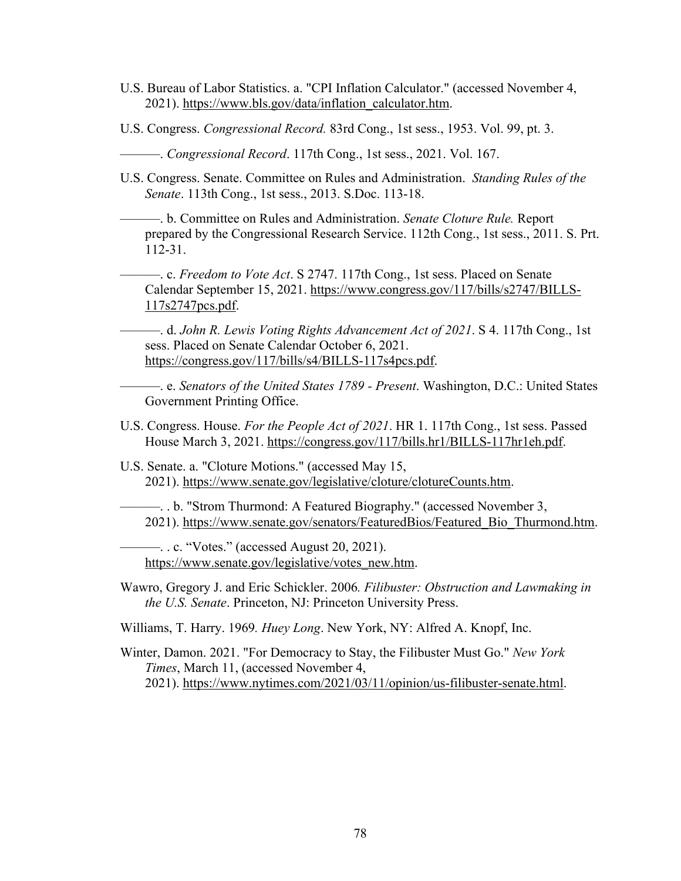U.S. Bureau of Labor Statistics. a. "CPI Inflation Calculator." (accessed November 4, 2021). https://www.bls.gov/data/inflation_calculator.htm.

U.S. Congress. *Congressional Record.* 83rd Cong., 1st sess., 1953. Vol. 99, pt. 3.

———. *Congressional Record*. 117th Cong., 1st sess., 2021. Vol. 167.

U.S. Congress. Senate. Committee on Rules and Administration. *Standing Rules of the Senate*. 113th Cong., 1st sess., 2013. S.Doc. 113-18.

———. b. Committee on Rules and Administration. *Senate Cloture Rule.* Report prepared by the Congressional Research Service. 112th Cong., 1st sess., 2011. S. Prt. 112-31.

———. c. *Freedom to Vote Act*. S 2747. 117th Cong., 1st sess. Placed on Senate Calendar September 15, 2021. https://www.congress.gov/117/bills/s2747/BILLS-117s2747pcs.pdf.

———. d. *John R. Lewis Voting Rights Advancement Act of 2021*. S 4. 117th Cong., 1st sess. Placed on Senate Calendar October 6, 2021. https://congress.gov/117/bills/s4/BILLS-117s4pcs.pdf.

———. e. *Senators of the United States 1789 - Present*. Washington, D.C.: United States Government Printing Office.

U.S. Congress. House. *For the People Act of 2021*. HR 1. 117th Cong., 1st sess. Passed House March 3, 2021. https://congress.gov/117/bills.hr1/BILLS-117hr1eh.pdf.

U.S. Senate. a. "Cloture Motions." (accessed May 15, 2021). https://www.senate.gov/legislative/cloture/clotureCounts.htm.

———. . b. "Strom Thurmond: A Featured Biography." (accessed November 3, 2021). https://www.senate.gov/senators/FeaturedBios/Featured_Bio_Thurmond.htm.

———. . c. "Votes." (accessed August 20, 2021). https://www.senate.gov/legislative/votes_new.htm.

Wawro, Gregory J. and Eric Schickler. 2006*. Filibuster: Obstruction and Lawmaking in the U.S. Senate*. Princeton, NJ: Princeton University Press.

Williams, T. Harry. 1969*. Huey Long*. New York, NY: Alfred A. Knopf, Inc.

Winter, Damon. 2021. "For Democracy to Stay, the Filibuster Must Go." *New York Times*, March 11, (accessed November 4, 2021). https://www.nytimes.com/2021/03/11/opinion/us-filibuster-senate.html.